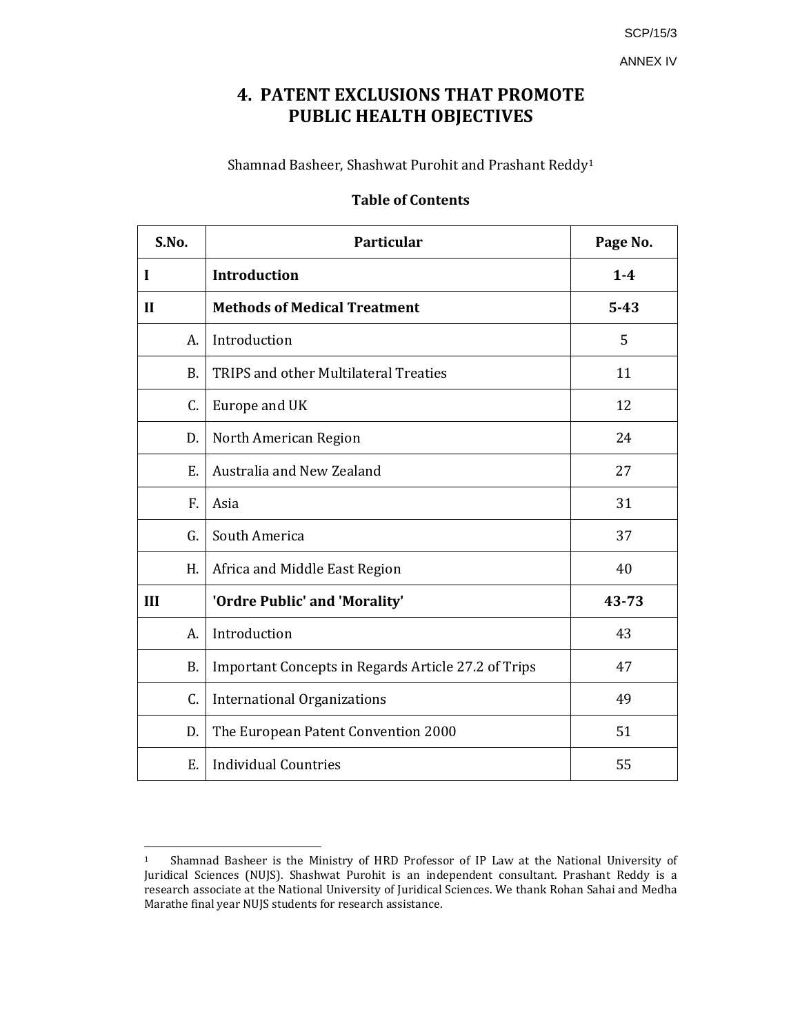SCP/15/3

ANNEX IV

# 4. PATENT EXCLUSIONS THAT PROMOTE PUBLIC HEALTH OBJECTIVES

Shamnad Basheer, Shashwat Purohit and Prashant Reddy[1]

**Table of Contents**

| S.No. | Particular | Page No. |
|---|---|---|
| **I** | **Introduction** | **1-4** |
| **II** | **Methods of Medical Treatment** | **5-43** |
| A. | Introduction | 5 |
| B. | TRIPS and other Multilateral Treaties | 11 |
| C. | Europe and UK | 12 |
| D. | North American Region | 24 |
| E. | Australia and New Zealand | 27 |
| F. | Asia | 31 |
| G. | South America | 37 |
| H. | Africa and Middle East Region | 40 |
| **III** | **'Ordre Public' and 'Morality'** | **43-73** |
| A. | Introduction | 43 |
| B. | Important Concepts in Regards Article 27.2 of Trips | 47 |
| C. | International Organizations | 49 |
| D. | The European Patent Convention 2000 | 51 |
| E. | Individual Countries | 55 |

[1] Shamnad Basheer is the Ministry of HRD Professor of IP Law at the National University of Juridical Sciences (NUJS). Shashwat Purohit is an independent consultant. Prashant Reddy is a research associate at the National University of Juridical Sciences. We thank Rohan Sahai and Medha Marathe final year NUJS students for research assistance.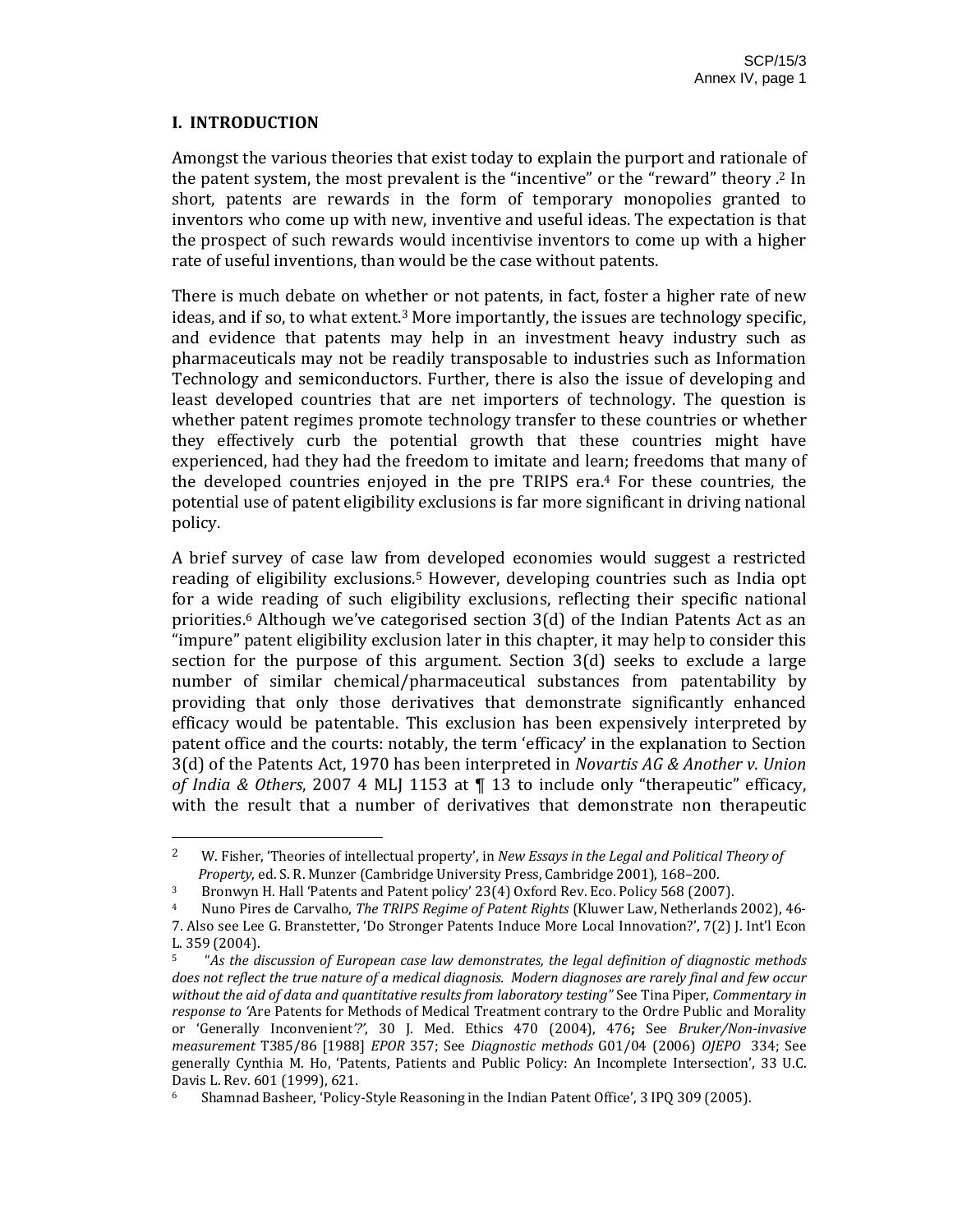## I. INTRODUCTION

Amongst the various theories that exist today to explain the purport and rationale of the patent system, the most prevalent is the "incentive" or the "reward" theory .[2] In short, patents are rewards in the form of temporary monopolies granted to inventors who come up with new, inventive and useful ideas. The expectation is that the prospect of such rewards would incentivise inventors to come up with a higher rate of useful inventions, than would be the case without patents.

There is much debate on whether or not patents, in fact, foster a higher rate of new ideas, and if so, to what extent.[3] More importantly, the issues are technology specific, and evidence that patents may help in an investment heavy industry such as pharmaceuticals may not be readily transposable to industries such as Information Technology and semiconductors. Further, there is also the issue of developing and least developed countries that are net importers of technology. The question is whether patent regimes promote technology transfer to these countries or whether they effectively curb the potential growth that these countries might have experienced, had they had the freedom to imitate and learn; freedoms that many of the developed countries enjoyed in the pre TRIPS era.[4] For these countries, the potential use of patent eligibility exclusions is far more significant in driving national policy.

A brief survey of case law from developed economies would suggest a restricted reading of eligibility exclusions.[5] However, developing countries such as India opt for a wide reading of such eligibility exclusions, reflecting their specific national priorities.[6] Although we've categorised section 3(d) of the Indian Patents Act as an "impure" patent eligibility exclusion later in this chapter, it may help to consider this section for the purpose of this argument. Section 3(d) seeks to exclude a large number of similar chemical/pharmaceutical substances from patentability by providing that only those derivatives that demonstrate significantly enhanced efficacy would be patentable. This exclusion has been expensively interpreted by patent office and the courts: notably, the term 'efficacy' in the explanation to Section 3(d) of the Patents Act, 1970 has been interpreted in *Novartis AG & Another v. Union of India & Others*, 2007 4 MLJ 1153 at ¶ 13 to include only "therapeutic" efficacy, with the result that a number of derivatives that demonstrate non therapeutic

---

[2] W. Fisher, 'Theories of intellectual property', in *New Essays in the Legal and Political Theory of Property*, ed. S. R. Munzer (Cambridge University Press, Cambridge 2001), 168–200.

[3] Bronwyn H. Hall 'Patents and Patent policy' 23(4) Oxford Rev. Eco. Policy 568 (2007).

[4] Nuno Pires de Carvalho, *The TRIPS Regime of Patent Rights* (Kluwer Law, Netherlands 2002), 46-7. Also see Lee G. Branstetter, 'Do Stronger Patents Induce More Local Innovation?', 7(2) J. Int'l Econ L. 359 (2004).

[5] "*As the discussion of European case law demonstrates, the legal definition of diagnostic methods does not reflect the true nature of a medical diagnosis. Modern diagnoses are rarely final and few occur without the aid of data and quantitative results from laboratory testing"* See Tina Piper, *Commentary in response to* 'Are Patents for Methods of Medical Treatment contrary to the Ordre Public and Morality or 'Generally Inconvenient'?', 30 J. Med. Ethics 470 (2004), 476**;** See *Bruker/Non-invasive measurement* T385/86 [1988] *EPOR* 357; See *Diagnostic methods* G01/04 (2006) *OJEPO* 334; See generally Cynthia M. Ho, 'Patents, Patients and Public Policy: An Incomplete Intersection', 33 U.C. Davis L. Rev. 601 (1999), 621.

[6] Shamnad Basheer, 'Policy-Style Reasoning in the Indian Patent Office', 3 IPQ 309 (2005).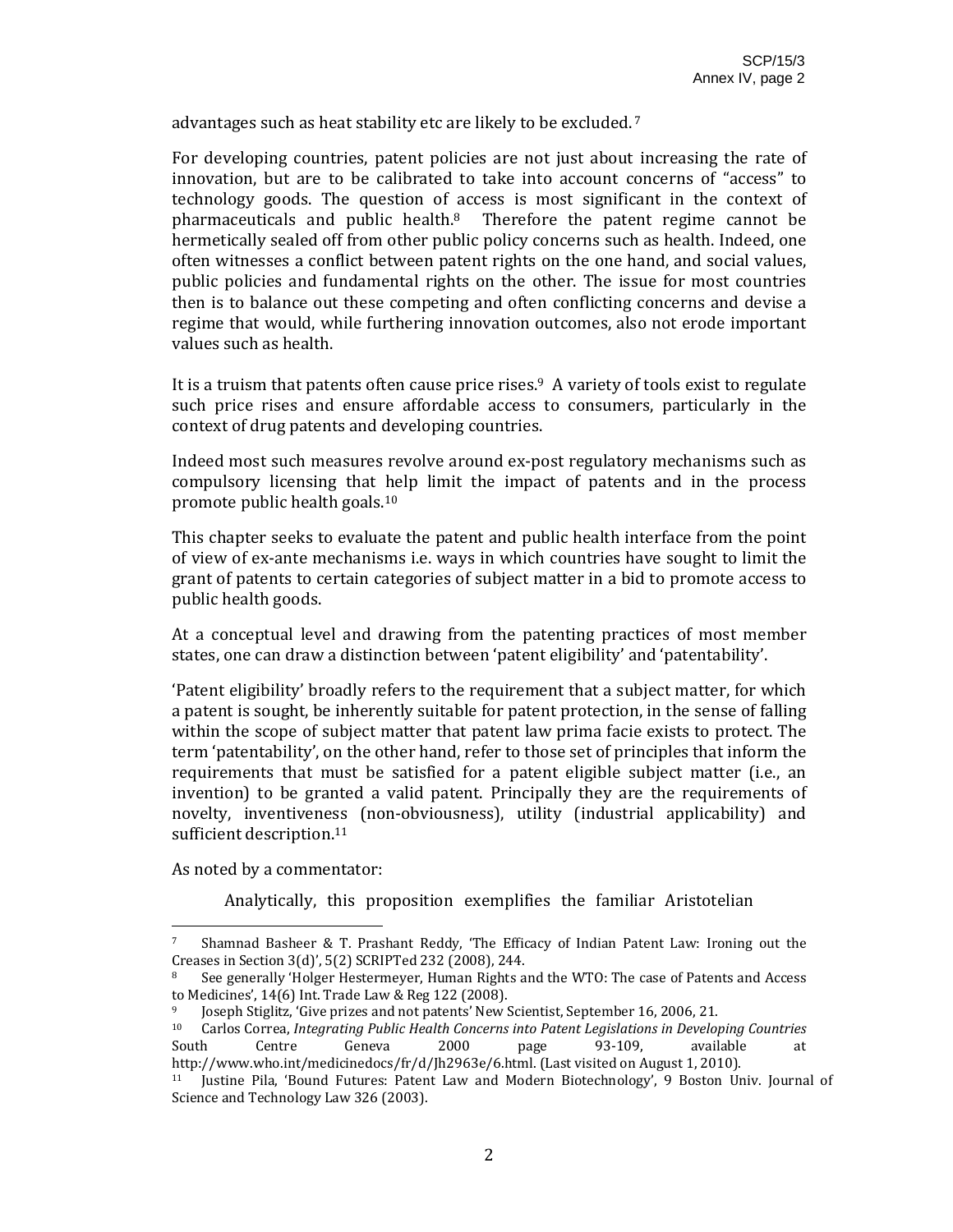advantages such as heat stability etc are likely to be excluded.[7]

For developing countries, patent policies are not just about increasing the rate of innovation, but are to be calibrated to take into account concerns of "access" to technology goods. The question of access is most significant in the context of pharmaceuticals and public health.[8] Therefore the patent regime cannot be hermetically sealed off from other public policy concerns such as health. Indeed, one often witnesses a conflict between patent rights on the one hand, and social values, public policies and fundamental rights on the other. The issue for most countries then is to balance out these competing and often conflicting concerns and devise a regime that would, while furthering innovation outcomes, also not erode important values such as health.

It is a truism that patents often cause price rises.[9] A variety of tools exist to regulate such price rises and ensure affordable access to consumers, particularly in the context of drug patents and developing countries.

Indeed most such measures revolve around ex-post regulatory mechanisms such as compulsory licensing that help limit the impact of patents and in the process promote public health goals.[10]

This chapter seeks to evaluate the patent and public health interface from the point of view of ex-ante mechanisms i.e. ways in which countries have sought to limit the grant of patents to certain categories of subject matter in a bid to promote access to public health goods.

At a conceptual level and drawing from the patenting practices of most member states, one can draw a distinction between 'patent eligibility' and 'patentability'.

'Patent eligibility' broadly refers to the requirement that a subject matter, for which a patent is sought, be inherently suitable for patent protection, in the sense of falling within the scope of subject matter that patent law prima facie exists to protect. The term 'patentability', on the other hand, refer to those set of principles that inform the requirements that must be satisfied for a patent eligible subject matter (i.e., an invention) to be granted a valid patent. Principally they are the requirements of novelty, inventiveness (non-obviousness), utility (industrial applicability) and sufficient description.[11]

As noted by a commentator:

> Analytically, this proposition exemplifies the familiar Aristotelian

---

[7] Shamnad Basheer & T. Prashant Reddy, 'The Efficacy of Indian Patent Law: Ironing out the Creases in Section 3(d)', 5(2) SCRIPTed 232 (2008), 244.

[8] See generally 'Holger Hestermeyer, Human Rights and the WTO: The case of Patents and Access to Medicines', 14(6) Int. Trade Law & Reg 122 (2008).

[9] Joseph Stiglitz, 'Give prizes and not patents' New Scientist, September 16, 2006, 21.

[10] Carlos Correa, *Integrating Public Health Concerns into Patent Legislations in Developing Countries* South Centre Geneva 2000 page 93-109, available at http://www.who.int/medicinedocs/fr/d/Jh2963e/6.html. (Last visited on August 1, 2010).

[11] Justine Pila, 'Bound Futures: Patent Law and Modern Biotechnology', 9 Boston Univ. Journal of Science and Technology Law 326 (2003).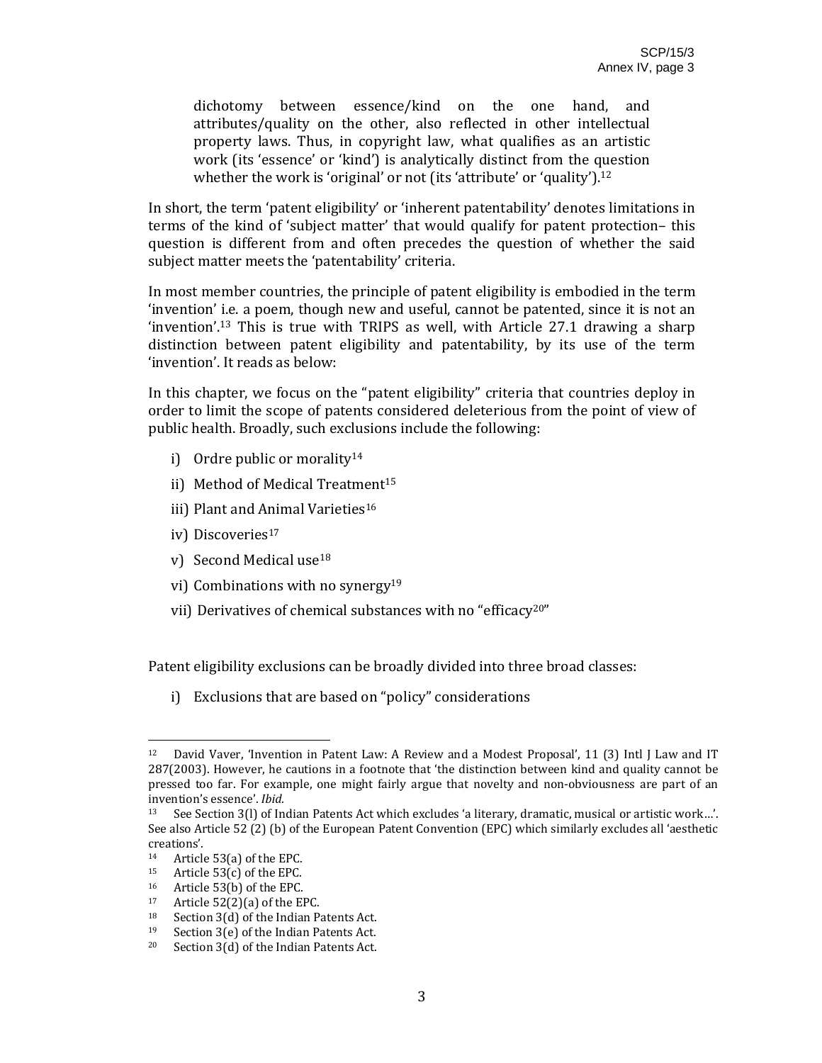> dichotomy between essence/kind on the one hand, and attributes/quality on the other, also reflected in other intellectual property laws. Thus, in copyright law, what qualifies as an artistic work (its 'essence' or 'kind') is analytically distinct from the question whether the work is 'original' or not (its 'attribute' or 'quality').[12]

In short, the term 'patent eligibility' or 'inherent patentability' denotes limitations in terms of the kind of 'subject matter' that would qualify for patent protection– this question is different from and often precedes the question of whether the said subject matter meets the 'patentability' criteria.

In most member countries, the principle of patent eligibility is embodied in the term 'invention' i.e. a poem, though new and useful, cannot be patented, since it is not an 'invention'.[13] This is true with TRIPS as well, with Article 27.1 drawing a sharp distinction between patent eligibility and patentability, by its use of the term 'invention'. It reads as below:

In this chapter, we focus on the "patent eligibility" criteria that countries deploy in order to limit the scope of patents considered deleterious from the point of view of public health. Broadly, such exclusions include the following:

i) Ordre public or morality[14]

ii) Method of Medical Treatment[15]

iii) Plant and Animal Varieties[16]

iv) Discoveries[17]

v) Second Medical use[18]

vi) Combinations with no synergy[19]

vii) Derivatives of chemical substances with no "efficacy[20]"

Patent eligibility exclusions can be broadly divided into three broad classes:

i) Exclusions that are based on "policy" considerations

---

[12] David Vaver, 'Invention in Patent Law: A Review and a Modest Proposal', 11 (3) Intl J Law and IT 287(2003). However, he cautions in a footnote that 'the distinction between kind and quality cannot be pressed too far. For example, one might fairly argue that novelty and non-obviousness are part of an invention's essence'. *Ibid*.

[13] See Section 3(l) of Indian Patents Act which excludes 'a literary, dramatic, musical or artistic work…'. See also Article 52 (2) (b) of the European Patent Convention (EPC) which similarly excludes all 'aesthetic creations'.

[14] Article 53(a) of the EPC.

[15] Article 53(c) of the EPC.

[16] Article 53(b) of the EPC.

[17] Article 52(2)(a) of the EPC.

[18] Section 3(d) of the Indian Patents Act.

[19] Section 3(e) of the Indian Patents Act.

[20] Section 3(d) of the Indian Patents Act.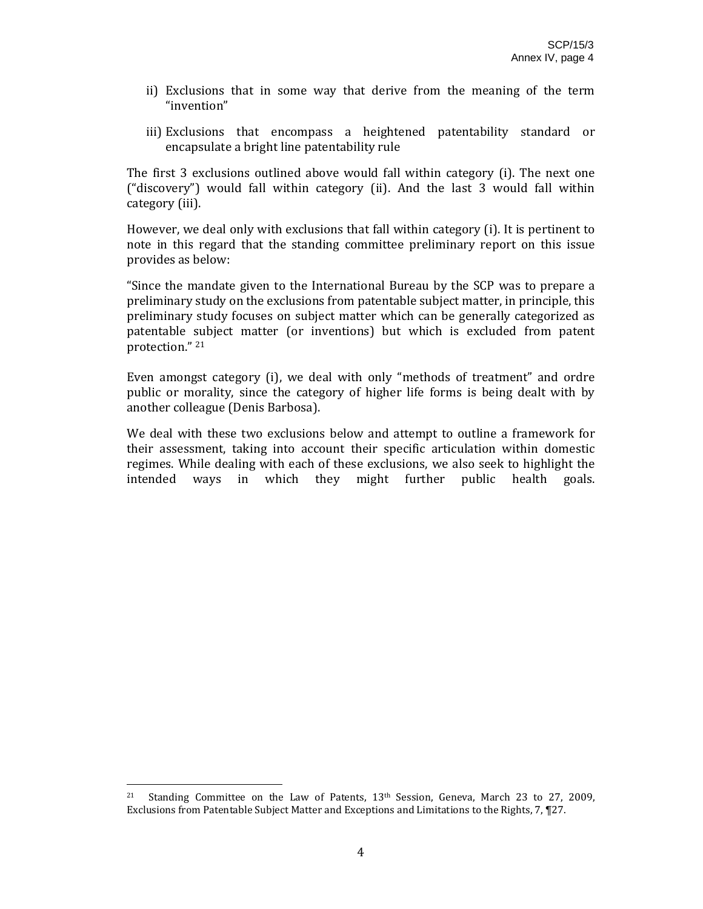ii) Exclusions that in some way that derive from the meaning of the term "invention"

iii) Exclusions that encompass a heightened patentability standard or encapsulate a bright line patentability rule

The first 3 exclusions outlined above would fall within category (i). The next one ("discovery") would fall within category (ii). And the last 3 would fall within category (iii).

However, we deal only with exclusions that fall within category (i). It is pertinent to note in this regard that the standing committee preliminary report on this issue provides as below:

"Since the mandate given to the International Bureau by the SCP was to prepare a preliminary study on the exclusions from patentable subject matter, in principle, this preliminary study focuses on subject matter which can be generally categorized as patentable subject matter (or inventions) but which is excluded from patent protection." [21]

Even amongst category (i), we deal with only "methods of treatment" and ordre public or morality, since the category of higher life forms is being dealt with by another colleague (Denis Barbosa).

We deal with these two exclusions below and attempt to outline a framework for their assessment, taking into account their specific articulation within domestic regimes. While dealing with each of these exclusions, we also seek to highlight the intended ways in which they might further public health goals.

---

[21] Standing Committee on the Law of Patents, 13th Session, Geneva, March 23 to 27, 2009, Exclusions from Patentable Subject Matter and Exceptions and Limitations to the Rights, 7, ¶27.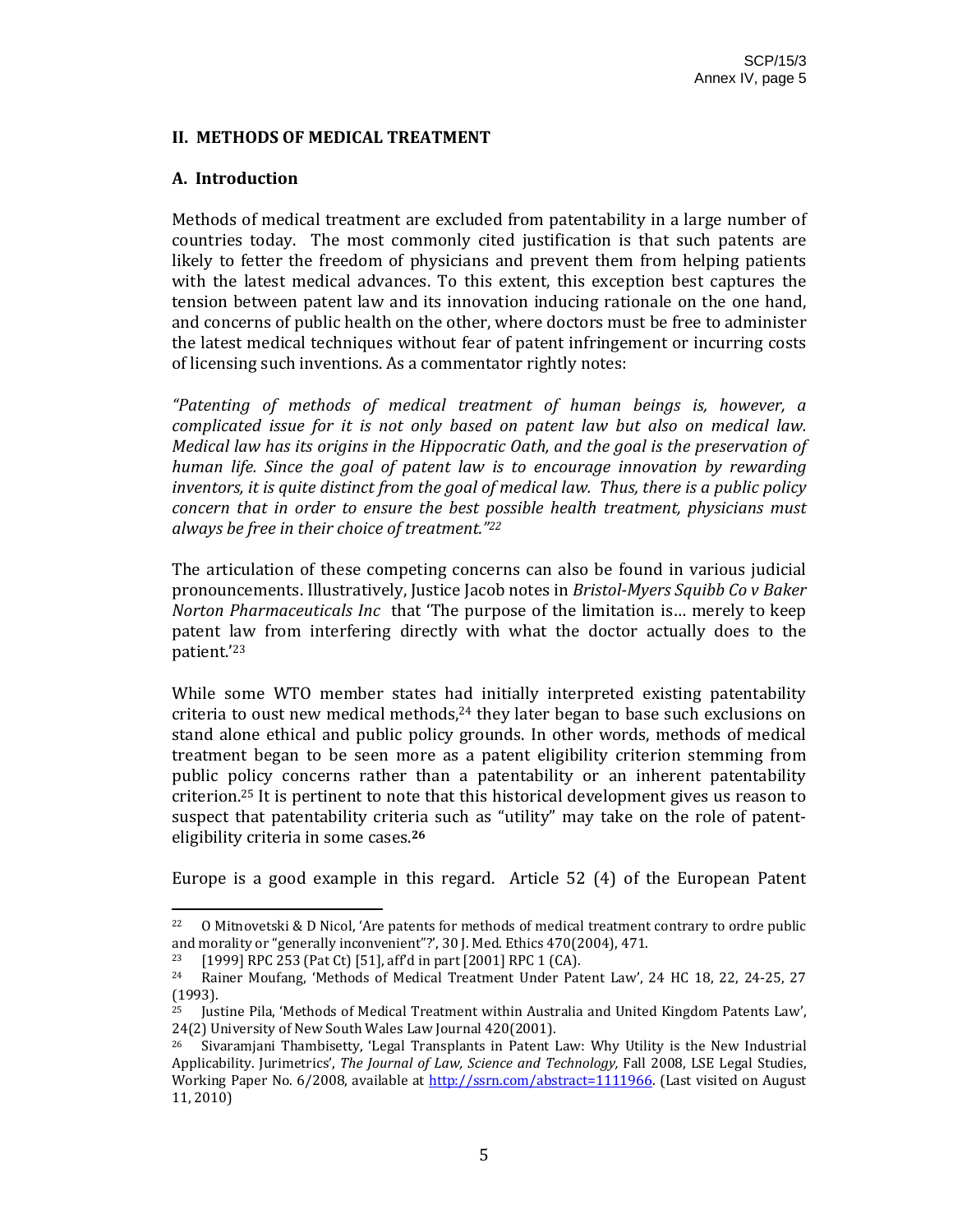## II. METHODS OF MEDICAL TREATMENT

### A. Introduction

Methods of medical treatment are excluded from patentability in a large number of countries today. The most commonly cited justification is that such patents are likely to fetter the freedom of physicians and prevent them from helping patients with the latest medical advances. To this extent, this exception best captures the tension between patent law and its innovation inducing rationale on the one hand, and concerns of public health on the other, where doctors must be free to administer the latest medical techniques without fear of patent infringement or incurring costs of licensing such inventions. As a commentator rightly notes:

*"Patenting of methods of medical treatment of human beings is, however, a complicated issue for it is not only based on patent law but also on medical law. Medical law has its origins in the Hippocratic Oath, and the goal is the preservation of human life. Since the goal of patent law is to encourage innovation by rewarding inventors, it is quite distinct from the goal of medical law. Thus, there is a public policy concern that in order to ensure the best possible health treatment, physicians must always be free in their choice of treatment."*[22]

The articulation of these competing concerns can also be found in various judicial pronouncements. Illustratively, Justice Jacob notes in *Bristol-Myers Squibb Co v Baker Norton Pharmaceuticals Inc* that 'The purpose of the limitation is… merely to keep patent law from interfering directly with what the doctor actually does to the patient.'[23]

While some WTO member states had initially interpreted existing patentability criteria to oust new medical methods,[24] they later began to base such exclusions on stand alone ethical and public policy grounds. In other words, methods of medical treatment began to be seen more as a patent eligibility criterion stemming from public policy concerns rather than a patentability or an inherent patentability criterion.[25] It is pertinent to note that this historical development gives us reason to suspect that patentability criteria such as "utility" may take on the role of patent-eligibility criteria in some cases.**[26]**

Europe is a good example in this regard. Article 52 (4) of the European Patent

---

[22] O Mitnovetski & D Nicol, 'Are patents for methods of medical treatment contrary to ordre public and morality or "generally inconvenient"?', 30 J. Med. Ethics 470(2004), 471.

[23] [1999] RPC 253 (Pat Ct) [51], aff'd in part [2001] RPC 1 (CA).

[24] Rainer Moufang, 'Methods of Medical Treatment Under Patent Law', 24 HC 18, 22, 24-25, 27 (1993).

[25] Justine Pila, 'Methods of Medical Treatment within Australia and United Kingdom Patents Law', 24(2) University of New South Wales Law Journal 420(2001).

[26] Sivaramjani Thambisetty, 'Legal Transplants in Patent Law: Why Utility is the New Industrial Applicability. Jurimetrics', *The Journal of Law, Science and Technology,* Fall 2008, LSE Legal Studies, Working Paper No. 6/2008, available at http://ssrn.com/abstract=1111966. (Last visited on August 11, 2010)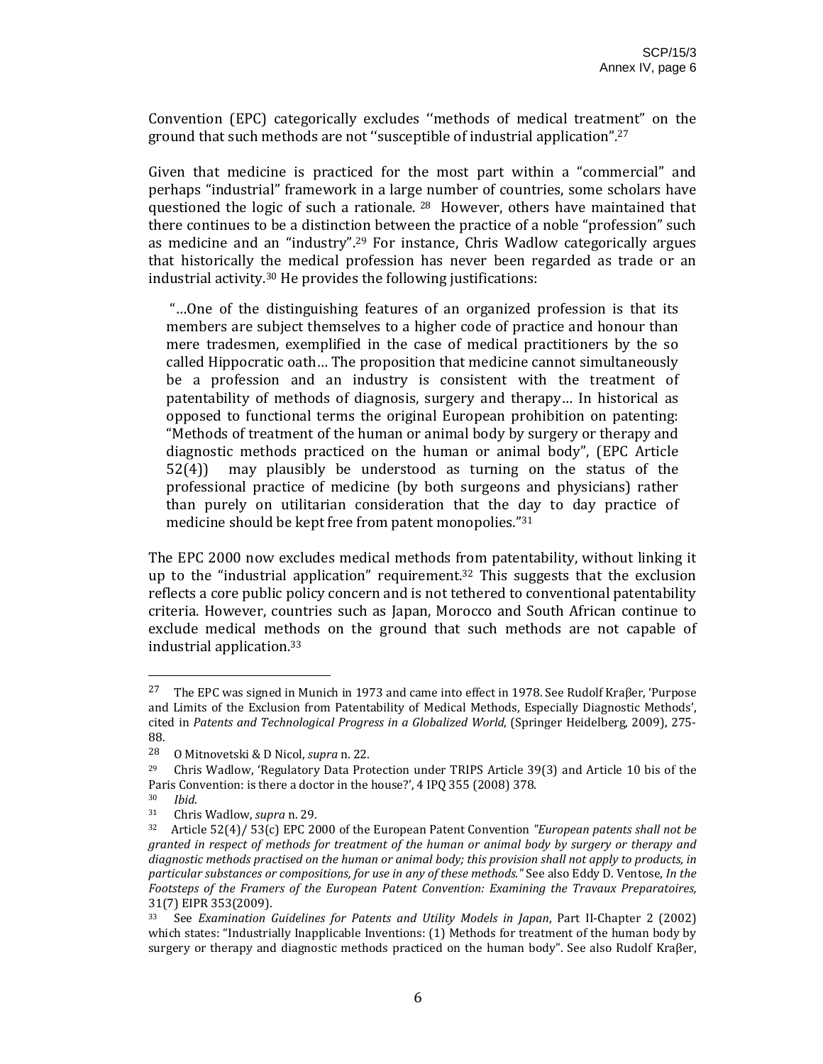Convention (EPC) categorically excludes ''methods of medical treatment" on the ground that such methods are not ''susceptible of industrial application".[27]

Given that medicine is practiced for the most part within a "commercial" and perhaps "industrial" framework in a large number of countries, some scholars have questioned the logic of such a rationale. [28] However, others have maintained that there continues to be a distinction between the practice of a noble "profession" such as medicine and an "industry".[29] For instance, Chris Wadlow categorically argues that historically the medical profession has never been regarded as trade or an industrial activity.[30] He provides the following justifications:

> "…One of the distinguishing features of an organized profession is that its members are subject themselves to a higher code of practice and honour than mere tradesmen, exemplified in the case of medical practitioners by the so called Hippocratic oath… The proposition that medicine cannot simultaneously be a profession and an industry is consistent with the treatment of patentability of methods of diagnosis, surgery and therapy… In historical as opposed to functional terms the original European prohibition on patenting: "Methods of treatment of the human or animal body by surgery or therapy and diagnostic methods practiced on the human or animal body", (EPC Article 52(4)) may plausibly be understood as turning on the status of the professional practice of medicine (by both surgeons and physicians) rather than purely on utilitarian consideration that the day to day practice of medicine should be kept free from patent monopolies."[31]

The EPC 2000 now excludes medical methods from patentability, without linking it up to the "industrial application" requirement.[32] This suggests that the exclusion reflects a core public policy concern and is not tethered to conventional patentability criteria. However, countries such as Japan, Morocco and South African continue to exclude medical methods on the ground that such methods are not capable of industrial application.[33]

---

[27] The EPC was signed in Munich in 1973 and came into effect in 1978. See Rudolf Kraβer, 'Purpose and Limits of the Exclusion from Patentability of Medical Methods, Especially Diagnostic Methods', cited in *Patents and Technological Progress in a Globalized World*, (Springer Heidelberg, 2009), 275-88.

[28] O Mitnovetski & D Nicol, *supra* n. 22.

[29] Chris Wadlow, 'Regulatory Data Protection under TRIPS Article 39(3) and Article 10 bis of the Paris Convention: is there a doctor in the house?', 4 IPQ 355 (2008) 378.

[30] *Ibid*.

[31] Chris Wadlow, *supra* n. 29.

[32] Article 52(4)/ 53(c) EPC 2000 of the European Patent Convention *"European patents shall not be granted in respect of methods for treatment of the human or animal body by surgery or therapy and diagnostic methods practised on the human or animal body; this provision shall not apply to products, in particular substances or compositions, for use in any of these methods."* See also Eddy D. Ventose, *In the Footsteps of the Framers of the European Patent Convention: Examining the Travaux Preparatoires,* 31(7) EIPR 353(2009).

[33] See *Examination Guidelines for Patents and Utility Models in Japan*, Part II-Chapter 2 (2002) which states: "Industrially Inapplicable Inventions: (1) Methods for treatment of the human body by surgery or therapy and diagnostic methods practiced on the human body". See also Rudolf Kraβer,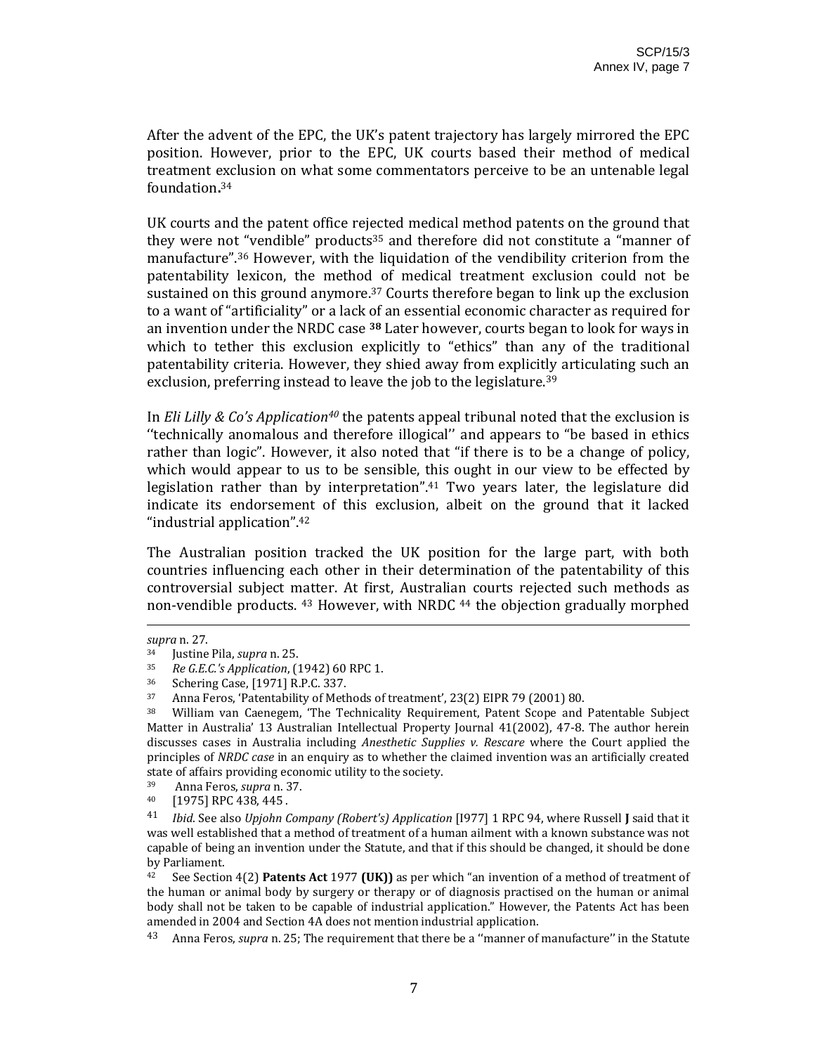After the advent of the EPC, the UK's patent trajectory has largely mirrored the EPC position. However, prior to the EPC, UK courts based their method of medical treatment exclusion on what some commentators perceive to be an untenable legal foundation**.**[34]

UK courts and the patent office rejected medical method patents on the ground that they were not "vendible" products[35] and therefore did not constitute a "manner of manufacture".[36] However, with the liquidation of the vendibility criterion from the patentability lexicon, the method of medical treatment exclusion could not be sustained on this ground anymore.[37] Courts therefore began to link up the exclusion to a want of "artificiality" or a lack of an essential economic character as required for an invention under the NRDC case **[38]** Later however, courts began to look for ways in which to tether this exclusion explicitly to "ethics" than any of the traditional patentability criteria. However, they shied away from explicitly articulating such an exclusion, preferring instead to leave the job to the legislature.[39]

In *Eli Lilly & Co's Application*[40] the patents appeal tribunal noted that the exclusion is ''technically anomalous and therefore illogical'' and appears to "be based in ethics rather than logic". However, it also noted that "if there is to be a change of policy, which would appear to us to be sensible, this ought in our view to be effected by legislation rather than by interpretation".[41] Two years later, the legislature did indicate its endorsement of this exclusion, albeit on the ground that it lacked "industrial application".[42]

The Australian position tracked the UK position for the large part, with both countries influencing each other in their determination of the patentability of this controversial subject matter. At first, Australian courts rejected such methods as non-vendible products. [43] However, with NRDC [44] the objection gradually morphed

---

*supra* n. 27.

[34] Justine Pila, *supra* n. 25.

[35] *Re G.E.C.'s Application*, (1942) 60 RPC 1.

[36] Schering Case, [1971] R.P.C. 337.

[37] Anna Feros, 'Patentability of Methods of treatment', 23(2) EIPR 79 (2001) 80.

[38] William van Caenegem, 'The Technicality Requirement, Patent Scope and Patentable Subject Matter in Australia' 13 Australian Intellectual Property Journal 41(2002), 47-8. The author herein discusses cases in Australia including *Anesthetic Supplies v. Rescare* where the Court applied the principles of *NRDC case* in an enquiry as to whether the claimed invention was an artificially created state of affairs providing economic utility to the society.

[39] Anna Feros, *supra* n. 37.

[40] [1975] RPC 438, 445 .

[41] *Ibid*. See also *Upjohn Company (Robert's) Application* [I977] 1 RPC 94, where Russell **J** said that it was well established that a method of treatment of a human ailment with a known substance was not capable of being an invention under the Statute, and that if this should be changed, it should be done by Parliament.

[42] See Section 4(2) **Patents Act** 1977 **(UK))** as per which "an invention of a method of treatment of the human or animal body by surgery or therapy or of diagnosis practised on the human or animal body shall not be taken to be capable of industrial application." However, the Patents Act has been amended in 2004 and Section 4A does not mention industrial application.

[43] Anna Feros, *supra* n. 25; The requirement that there be a ''manner of manufacture'' in the Statute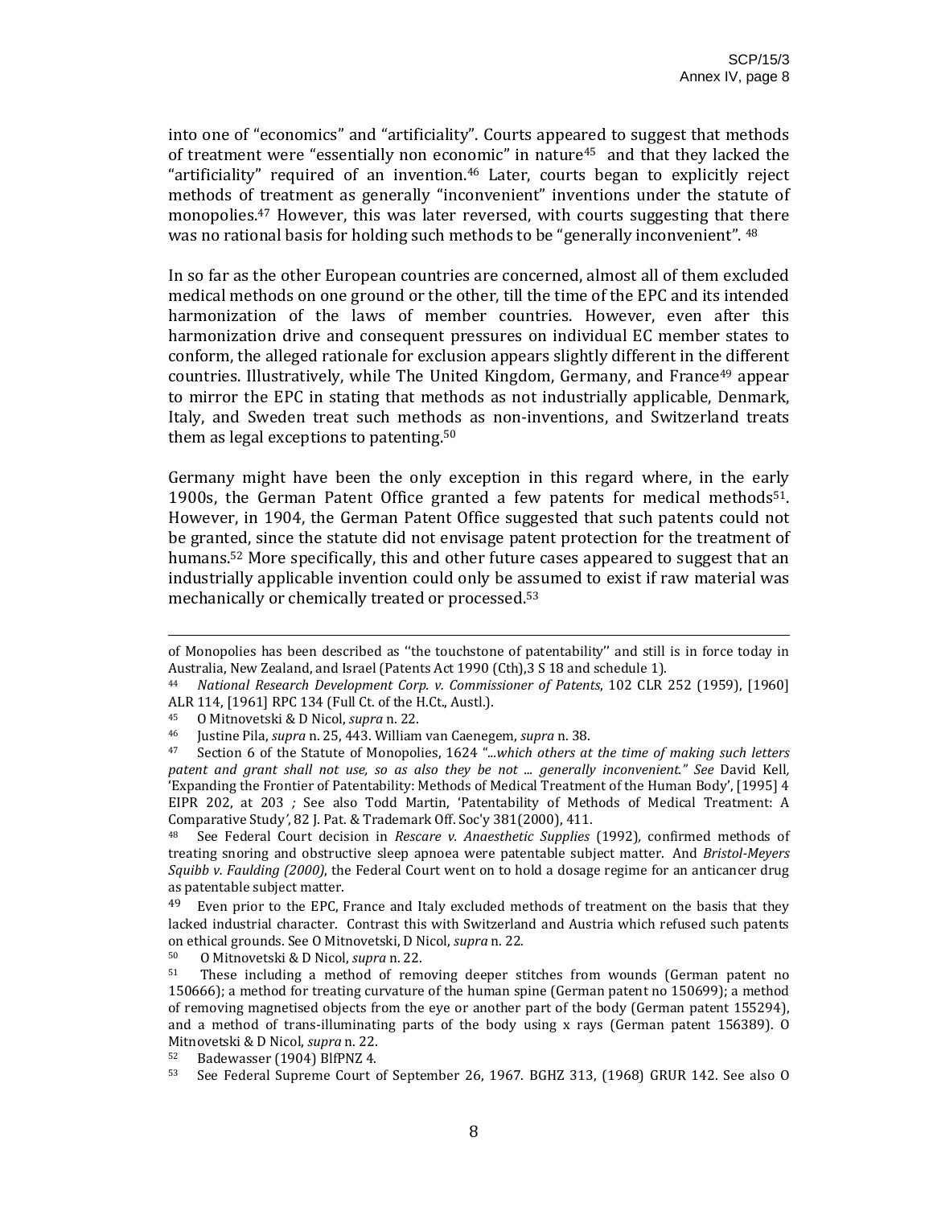into one of "economics" and "artificiality". Courts appeared to suggest that methods of treatment were "essentially non economic" in nature[45] and that they lacked the "artificiality" required of an invention.[46] Later, courts began to explicitly reject methods of treatment as generally "inconvenient" inventions under the statute of monopolies.[47] However, this was later reversed, with courts suggesting that there was no rational basis for holding such methods to be "generally inconvenient". [48]

In so far as the other European countries are concerned, almost all of them excluded medical methods on one ground or the other, till the time of the EPC and its intended harmonization of the laws of member countries. However, even after this harmonization drive and consequent pressures on individual EC member states to conform, the alleged rationale for exclusion appears slightly different in the different countries. Illustratively, while The United Kingdom, Germany, and France[49] appear to mirror the EPC in stating that methods as not industrially applicable, Denmark, Italy, and Sweden treat such methods as non-inventions, and Switzerland treats them as legal exceptions to patenting.[50]

Germany might have been the only exception in this regard where, in the early 1900s, the German Patent Office granted a few patents for medical methods[51]. However, in 1904, the German Patent Office suggested that such patents could not be granted, since the statute did not envisage patent protection for the treatment of humans.[52] More specifically, this and other future cases appeared to suggest that an industrially applicable invention could only be assumed to exist if raw material was mechanically or chemically treated or processed.[53]

---

of Monopolies has been described as ''the touchstone of patentability'' and still is in force today in Australia, New Zealand, and Israel (Patents Act 1990 (Cth),3 S 18 and schedule 1).

[44] *National Research Development Corp. v. Commissioner of Patents*, 102 CLR 252 (1959), [1960] ALR 114, [1961] RPC 134 (Full Ct. of the H.Ct., Austl.).

[45] O Mitnovetski & D Nicol, *supra* n. 22.

[46] Justine Pila, *supra* n. 25, 443. William van Caenegem, *supra* n. 38.

[47] Section 6 of the Statute of Monopolies, 1624 *"...which others at the time of making such letters patent and grant shall not use, so as also they be not ... generally inconvenient." See* David Kell*,* 'Expanding the Frontier of Patentability: Methods of Medical Treatment of the Human Body', [1995] 4 EIPR 202, at 203 *;* See also Todd Martin, 'Patentability of Methods of Medical Treatment: A Comparative Study*'*, 82 J. Pat. & Trademark Off. Soc'y 381(2000), 411.

[48] See Federal Court decision in *Rescare v. Anaesthetic Supplies* (1992)*,* confirmed methods of treating snoring and obstructive sleep apnoea were patentable subject matter. And *Bristol-Meyers Squibb v. Faulding (2000)*, the Federal Court went on to hold a dosage regime for an anticancer drug as patentable subject matter.

[49] Even prior to the EPC, France and Italy excluded methods of treatment on the basis that they lacked industrial character. Contrast this with Switzerland and Austria which refused such patents on ethical grounds. See O Mitnovetski, D Nicol, *supra* n. 22.

[50] O Mitnovetski & D Nicol, *supra* n. 22.

[51] These including a method of removing deeper stitches from wounds (German patent no 150666); a method for treating curvature of the human spine (German patent no 150699); a method of removing magnetised objects from the eye or another part of the body (German patent 155294), and a method of trans-illuminating parts of the body using x rays (German patent 156389). O Mitnovetski & D Nicol, *supra* n. 22.

[52] Badewasser (1904) BlfPNZ 4.

[53] See Federal Supreme Court of September 26, 1967. BGHZ 313, (1968) GRUR 142. See also O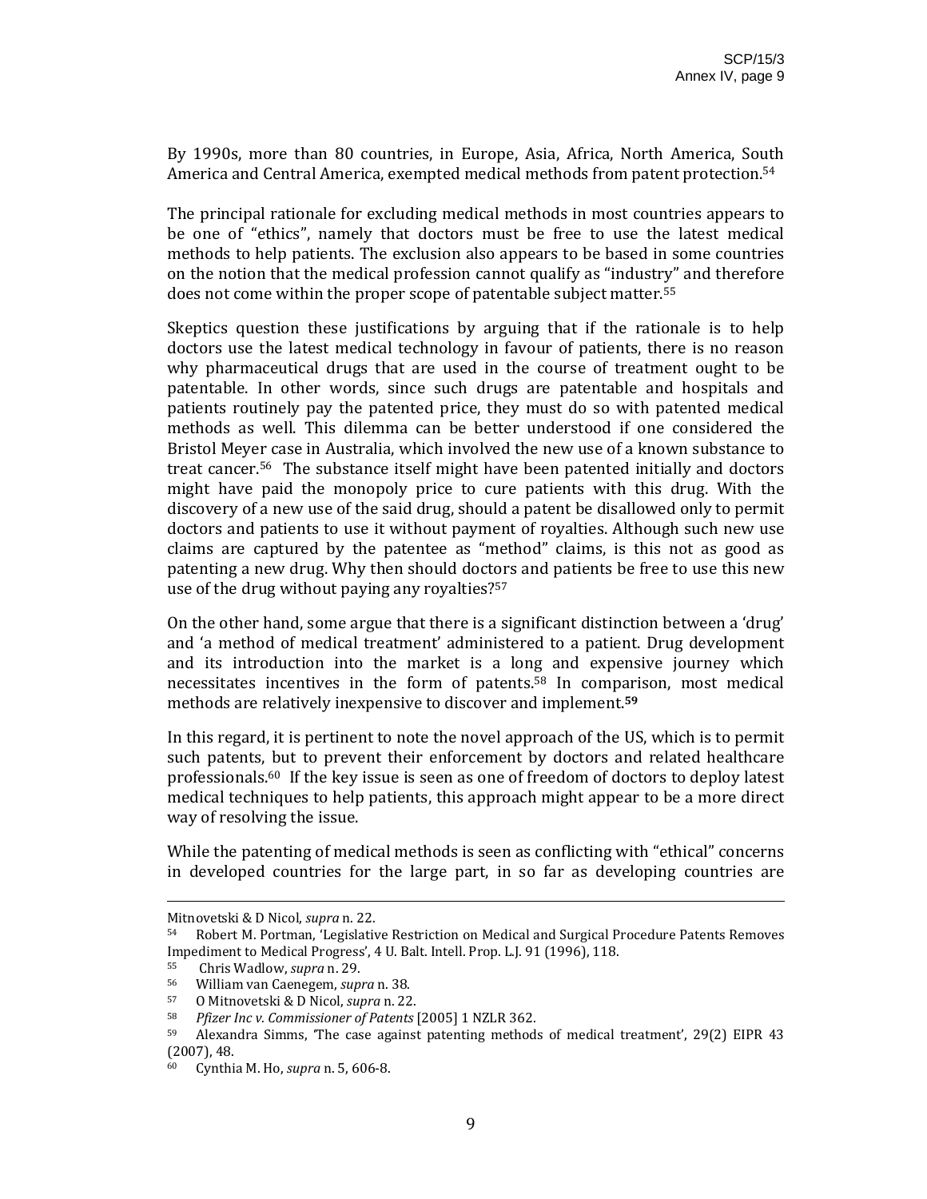By 1990s, more than 80 countries, in Europe, Asia, Africa, North America, South America and Central America, exempted medical methods from patent protection.[54]

The principal rationale for excluding medical methods in most countries appears to be one of "ethics", namely that doctors must be free to use the latest medical methods to help patients. The exclusion also appears to be based in some countries on the notion that the medical profession cannot qualify as "industry" and therefore does not come within the proper scope of patentable subject matter.[55]

Skeptics question these justifications by arguing that if the rationale is to help doctors use the latest medical technology in favour of patients, there is no reason why pharmaceutical drugs that are used in the course of treatment ought to be patentable. In other words, since such drugs are patentable and hospitals and patients routinely pay the patented price, they must do so with patented medical methods as well. This dilemma can be better understood if one considered the Bristol Meyer case in Australia, which involved the new use of a known substance to treat cancer.[56] The substance itself might have been patented initially and doctors might have paid the monopoly price to cure patients with this drug. With the discovery of a new use of the said drug, should a patent be disallowed only to permit doctors and patients to use it without payment of royalties. Although such new use claims are captured by the patentee as "method" claims, is this not as good as patenting a new drug. Why then should doctors and patients be free to use this new use of the drug without paying any royalties?[57]

On the other hand, some argue that there is a significant distinction between a 'drug' and 'a method of medical treatment' administered to a patient. Drug development and its introduction into the market is a long and expensive journey which necessitates incentives in the form of patents.[58] In comparison, most medical methods are relatively inexpensive to discover and implement.[59]

In this regard, it is pertinent to note the novel approach of the US, which is to permit such patents, but to prevent their enforcement by doctors and related healthcare professionals.[60] If the key issue is seen as one of freedom of doctors to deploy latest medical techniques to help patients, this approach might appear to be a more direct way of resolving the issue.

While the patenting of medical methods is seen as conflicting with "ethical" concerns in developed countries for the large part, in so far as developing countries are

---

Mitnovetski & D Nicol, *supra* n. 22.

[54] Robert M. Portman, 'Legislative Restriction on Medical and Surgical Procedure Patents Removes Impediment to Medical Progress', 4 U. Balt. Intell. Prop. L.J. 91 (1996), 118.

[55] Chris Wadlow, *supra* n. 29.

[56] William van Caenegem, *supra* n. 38.

[57] O Mitnovetski & D Nicol, *supra* n. 22.

[58] *Pfizer Inc v. Commissioner of Patents* [2005] 1 NZLR 362.

[59] Alexandra Simms, 'The case against patenting methods of medical treatment', 29(2) EIPR 43 (2007), 48.

[60] Cynthia M. Ho, *supra* n. 5, 606-8.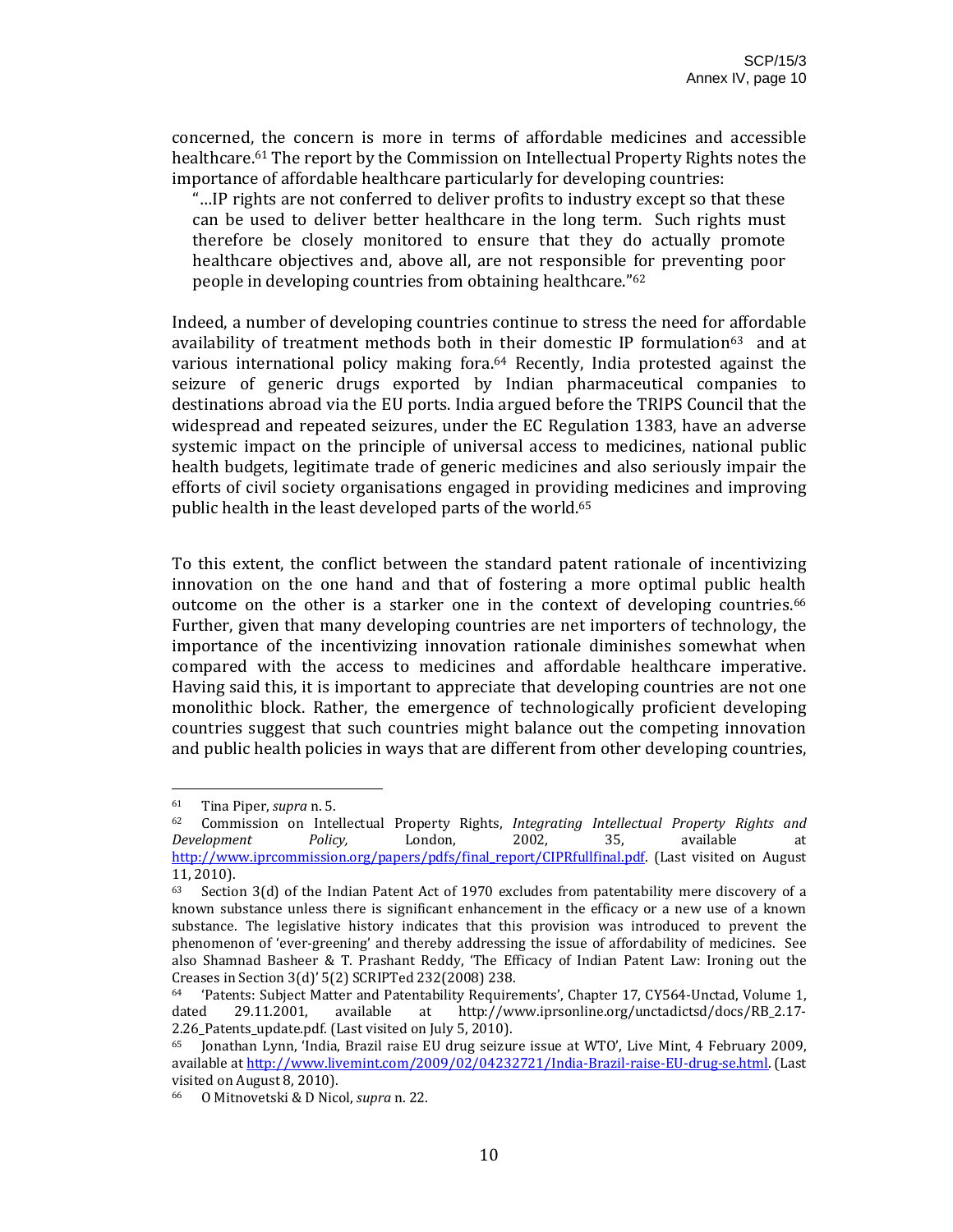concerned, the concern is more in terms of affordable medicines and accessible healthcare.[61] The report by the Commission on Intellectual Property Rights notes the importance of affordable healthcare particularly for developing countries:

> "…IP rights are not conferred to deliver profits to industry except so that these can be used to deliver better healthcare in the long term. Such rights must therefore be closely monitored to ensure that they do actually promote healthcare objectives and, above all, are not responsible for preventing poor people in developing countries from obtaining healthcare."[62]

Indeed, a number of developing countries continue to stress the need for affordable availability of treatment methods both in their domestic IP formulation[63] and at various international policy making fora.[64] Recently, India protested against the seizure of generic drugs exported by Indian pharmaceutical companies to destinations abroad via the EU ports. India argued before the TRIPS Council that the widespread and repeated seizures, under the EC Regulation 1383, have an adverse systemic impact on the principle of universal access to medicines, national public health budgets, legitimate trade of generic medicines and also seriously impair the efforts of civil society organisations engaged in providing medicines and improving public health in the least developed parts of the world.[65]

To this extent, the conflict between the standard patent rationale of incentivizing innovation on the one hand and that of fostering a more optimal public health outcome on the other is a starker one in the context of developing countries.[66] Further, given that many developing countries are net importers of technology, the importance of the incentivizing innovation rationale diminishes somewhat when compared with the access to medicines and affordable healthcare imperative. Having said this, it is important to appreciate that developing countries are not one monolithic block. Rather, the emergence of technologically proficient developing countries suggest that such countries might balance out the competing innovation and public health policies in ways that are different from other developing countries,

---

[61] Tina Piper, *supra* n. 5.

[62] Commission on Intellectual Property Rights, *Integrating Intellectual Property Rights and Development Policy,* London, 2002, 35, available at http://www.iprcommission.org/papers/pdfs/final_report/CIPRfullfinal.pdf. (Last visited on August 11, 2010).

[63] Section 3(d) of the Indian Patent Act of 1970 excludes from patentability mere discovery of a known substance unless there is significant enhancement in the efficacy or a new use of a known substance. The legislative history indicates that this provision was introduced to prevent the phenomenon of 'ever-greening' and thereby addressing the issue of affordability of medicines. See also Shamnad Basheer & T. Prashant Reddy, 'The Efficacy of Indian Patent Law: Ironing out the Creases in Section 3(d)' 5(2) SCRIPTed 232(2008) 238.

[64] 'Patents: Subject Matter and Patentability Requirements', Chapter 17, CY564-Unctad, Volume 1, dated 29.11.2001, available at http://www.iprsonline.org/unctadictsd/docs/RB_2.17-2.26_Patents_update.pdf. (Last visited on July 5, 2010).

[65] Jonathan Lynn, 'India, Brazil raise EU drug seizure issue at WTO', Live Mint, 4 February 2009, available at http://www.livemint.com/2009/02/04232721/India-Brazil-raise-EU-drug-se.html. (Last visited on August 8, 2010).

[66] O Mitnovetski & D Nicol, *supra* n. 22.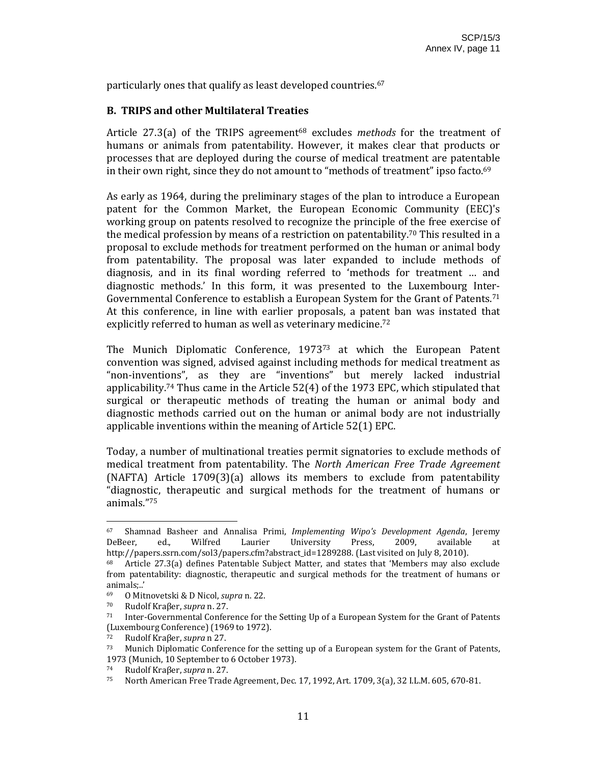particularly ones that qualify as least developed countries.[67]

## B. TRIPS and other Multilateral Treaties

Article 27.3(a) of the TRIPS agreement[68] excludes *methods* for the treatment of humans or animals from patentability. However, it makes clear that products or processes that are deployed during the course of medical treatment are patentable in their own right, since they do not amount to "methods of treatment" ipso facto.[69]

As early as 1964, during the preliminary stages of the plan to introduce a European patent for the Common Market, the European Economic Community (EEC)'s working group on patents resolved to recognize the principle of the free exercise of the medical profession by means of a restriction on patentability.[70] This resulted in a proposal to exclude methods for treatment performed on the human or animal body from patentability. The proposal was later expanded to include methods of diagnosis, and in its final wording referred to 'methods for treatment … and diagnostic methods.' In this form, it was presented to the Luxembourg Inter-Governmental Conference to establish a European System for the Grant of Patents.[71] At this conference, in line with earlier proposals, a patent ban was instated that explicitly referred to human as well as veterinary medicine.[72]

The Munich Diplomatic Conference, 1973[73] at which the European Patent convention was signed, advised against including methods for medical treatment as "non-inventions", as they are "inventions" but merely lacked industrial applicability.[74] Thus came in the Article 52(4) of the 1973 EPC, which stipulated that surgical or therapeutic methods of treating the human or animal body and diagnostic methods carried out on the human or animal body are not industrially applicable inventions within the meaning of Article 52(1) EPC.

Today, a number of multinational treaties permit signatories to exclude methods of medical treatment from patentability. The *North American Free Trade Agreement* (NAFTA) Article 1709(3)(a) allows its members to exclude from patentability "diagnostic, therapeutic and surgical methods for the treatment of humans or animals."[75]

---

[67] Shamnad Basheer and Annalisa Primi, *Implementing Wipo's Development Agenda*, Jeremy DeBeer, ed., Wilfred Laurier University Press, 2009, available at http://papers.ssrn.com/sol3/papers.cfm?abstract_id=1289288. (Last visited on July 8, 2010).

[68] Article 27.3(a) defines Patentable Subject Matter, and states that 'Members may also exclude from patentability: diagnostic, therapeutic and surgical methods for the treatment of humans or animals;..'

[69] O Mitnovetski & D Nicol, *supra* n. 22.

[70] Rudolf Kraβer, *supra* n. 27.

[71] Inter-Governmental Conference for the Setting Up of a European System for the Grant of Patents (Luxembourg Conference) (1969 to 1972).

[72] Rudolf Kraβer, *supra* n 27.

[73] Munich Diplomatic Conference for the setting up of a European system for the Grant of Patents, 1973 (Munich, 10 September to 6 October 1973).

[74] Rudolf Kraβer, *supra* n. 27.

[75] North American Free Trade Agreement, Dec. 17, 1992, Art. 1709, 3(a), 32 I.L.M. 605, 670-81.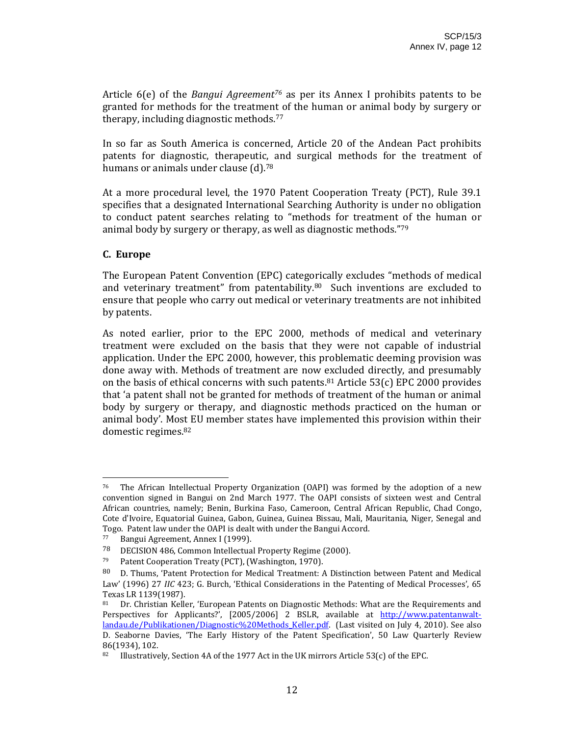Article 6(e) of the *Bangui Agreement*[76] as per its Annex I prohibits patents to be granted for methods for the treatment of the human or animal body by surgery or therapy, including diagnostic methods.[77]

In so far as South America is concerned, Article 20 of the Andean Pact prohibits patents for diagnostic, therapeutic, and surgical methods for the treatment of humans or animals under clause (d).[78]

At a more procedural level, the 1970 Patent Cooperation Treaty (PCT), Rule 39.1 specifies that a designated International Searching Authority is under no obligation to conduct patent searches relating to "methods for treatment of the human or animal body by surgery or therapy, as well as diagnostic methods."[79]

### C. Europe

The European Patent Convention (EPC) categorically excludes "methods of medical and veterinary treatment" from patentability.[80] Such inventions are excluded to ensure that people who carry out medical or veterinary treatments are not inhibited by patents.

As noted earlier, prior to the EPC 2000, methods of medical and veterinary treatment were excluded on the basis that they were not capable of industrial application. Under the EPC 2000, however, this problematic deeming provision was done away with. Methods of treatment are now excluded directly, and presumably on the basis of ethical concerns with such patents.[81] Article 53(c) EPC 2000 provides that 'a patent shall not be granted for methods of treatment of the human or animal body by surgery or therapy, and diagnostic methods practiced on the human or animal body'. Most EU member states have implemented this provision within their domestic regimes.[82]

---

[76] The African Intellectual Property Organization (OAPI) was formed by the adoption of a new convention signed in Bangui on 2nd March 1977. The OAPI consists of sixteen west and Central African countries, namely; Benin, Burkina Faso, Cameroon, Central African Republic, Chad Congo, Cote d'Ivoire, Equatorial Guinea, Gabon, Guinea, Guinea Bissau, Mali, Mauritania, Niger, Senegal and Togo. Patent law under the OAPI is dealt with under the Bangui Accord.

[77] Bangui Agreement, Annex I (1999).

[78] DECISION 486, Common Intellectual Property Regime (2000).

[79] Patent Cooperation Treaty (PCT), (Washington, 1970).

[80] D. Thums, 'Patent Protection for Medical Treatment: A Distinction between Patent and Medical Law' (1996) 27 *IIC* 423; G. Burch, 'Ethical Considerations in the Patenting of Medical Processes', 65 Texas LR 1139(1987).

[81] Dr. Christian Keller, 'European Patents on Diagnostic Methods: What are the Requirements and Perspectives for Applicants?', [2005/2006] 2 BSLR, available at http://www.patentanwalt-landau.de/Publikationen/Diagnostic%20Methods_Keller.pdf. (Last visited on July 4, 2010). See also D. Seaborne Davies, 'The Early History of the Patent Specification', 50 Law Quarterly Review 86(1934), 102.

[82] Illustratively, Section 4A of the 1977 Act in the UK mirrors Article 53(c) of the EPC.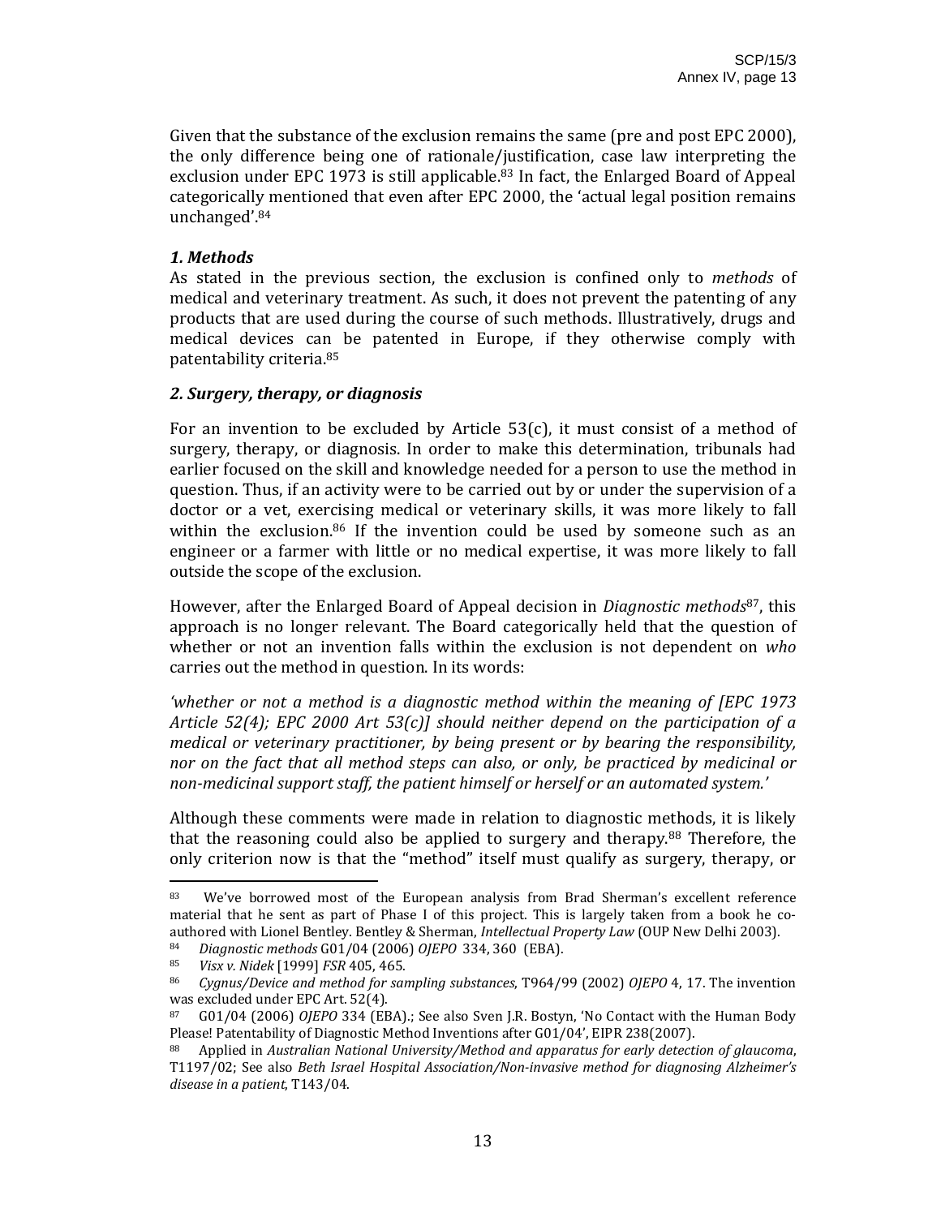Given that the substance of the exclusion remains the same (pre and post EPC 2000), the only difference being one of rationale/justification, case law interpreting the exclusion under EPC 1973 is still applicable.[83] In fact, the Enlarged Board of Appeal categorically mentioned that even after EPC 2000, the 'actual legal position remains unchanged'.[84]

### *1. Methods*

As stated in the previous section, the exclusion is confined only to *methods* of medical and veterinary treatment. As such, it does not prevent the patenting of any products that are used during the course of such methods. Illustratively, drugs and medical devices can be patented in Europe, if they otherwise comply with patentability criteria.[85]

### *2. Surgery, therapy, or diagnosis*

For an invention to be excluded by Article 53(c), it must consist of a method of surgery, therapy, or diagnosis. In order to make this determination, tribunals had earlier focused on the skill and knowledge needed for a person to use the method in question. Thus, if an activity were to be carried out by or under the supervision of a doctor or a vet, exercising medical or veterinary skills, it was more likely to fall within the exclusion.[86] If the invention could be used by someone such as an engineer or a farmer with little or no medical expertise, it was more likely to fall outside the scope of the exclusion.

However, after the Enlarged Board of Appeal decision in *Diagnostic methods*[87], this approach is no longer relevant. The Board categorically held that the question of whether or not an invention falls within the exclusion is not dependent on *who* carries out the method in question. In its words:

*'whether or not a method is a diagnostic method within the meaning of [EPC 1973 Article 52(4); EPC 2000 Art 53(c)] should neither depend on the participation of a medical or veterinary practitioner, by being present or by bearing the responsibility, nor on the fact that all method steps can also, or only, be practiced by medicinal or non-medicinal support staff, the patient himself or herself or an automated system.'*

Although these comments were made in relation to diagnostic methods, it is likely that the reasoning could also be applied to surgery and therapy.[88] Therefore, the only criterion now is that the "method" itself must qualify as surgery, therapy, or

---

[83] We've borrowed most of the European analysis from Brad Sherman's excellent reference material that he sent as part of Phase I of this project. This is largely taken from a book he co-authored with Lionel Bentley. Bentley & Sherman, *Intellectual Property Law* (OUP New Delhi 2003).

[84] *Diagnostic methods* G01/04 (2006) *OJEPO* 334, 360 (EBA).

[85] *Visx v. Nidek* [1999] *FSR* 405, 465.

[86] *Cygnus/Device and method for sampling substances*, T964/99 (2002) *OJEPO* 4, 17. The invention was excluded under EPC Art. 52(4).

[87] G01/04 (2006) *OJEPO* 334 (EBA).; See also Sven J.R. Bostyn, 'No Contact with the Human Body Please! Patentability of Diagnostic Method Inventions after G01/04', EIPR 238(2007).

[88] Applied in *Australian National University/Method and apparatus for early detection of glaucoma*, T1197/02; See also *Beth Israel Hospital Association/Non-invasive method for diagnosing Alzheimer's disease in a patient*, T143/04.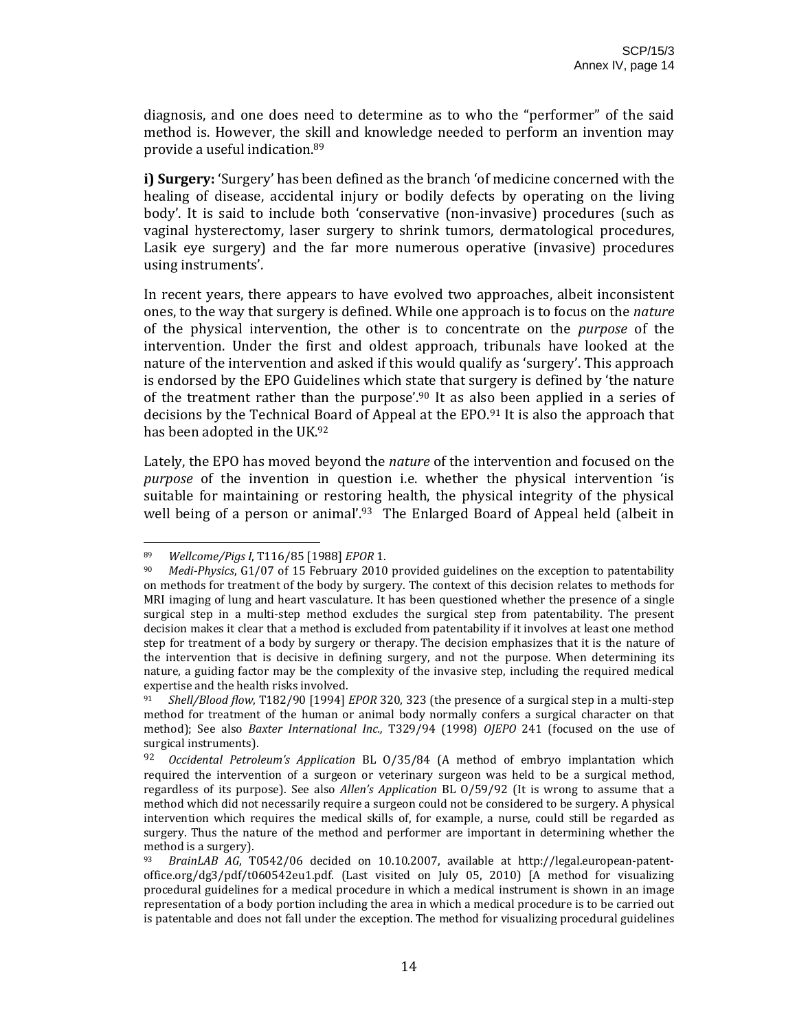diagnosis, and one does need to determine as to who the "performer" of the said method is. However, the skill and knowledge needed to perform an invention may provide a useful indication.[89]

**i) Surgery:** 'Surgery' has been defined as the branch 'of medicine concerned with the healing of disease, accidental injury or bodily defects by operating on the living body'. It is said to include both 'conservative (non-invasive) procedures (such as vaginal hysterectomy, laser surgery to shrink tumors, dermatological procedures, Lasik eye surgery) and the far more numerous operative (invasive) procedures using instruments'.

In recent years, there appears to have evolved two approaches, albeit inconsistent ones, to the way that surgery is defined. While one approach is to focus on the *nature* of the physical intervention, the other is to concentrate on the *purpose* of the intervention. Under the first and oldest approach, tribunals have looked at the nature of the intervention and asked if this would qualify as 'surgery'. This approach is endorsed by the EPO Guidelines which state that surgery is defined by 'the nature of the treatment rather than the purpose'.[90] It as also been applied in a series of decisions by the Technical Board of Appeal at the EPO.[91] It is also the approach that has been adopted in the UK.[92]

Lately, the EPO has moved beyond the *nature* of the intervention and focused on the *purpose* of the invention in question i.e. whether the physical intervention 'is suitable for maintaining or restoring health, the physical integrity of the physical well being of a person or animal'.[93] The Enlarged Board of Appeal held (albeit in

---

[89] *Wellcome/Pigs I*, T116/85 [1988] *EPOR* 1.

[90] *Medi-Physics*, G1/07 of 15 February 2010 provided guidelines on the exception to patentability on methods for treatment of the body by surgery. The context of this decision relates to methods for MRI imaging of lung and heart vasculature. It has been questioned whether the presence of a single surgical step in a multi-step method excludes the surgical step from patentability. The present decision makes it clear that a method is excluded from patentability if it involves at least one method step for treatment of a body by surgery or therapy. The decision emphasizes that it is the nature of the intervention that is decisive in defining surgery, and not the purpose. When determining its nature, a guiding factor may be the complexity of the invasive step, including the required medical expertise and the health risks involved.

[91] *Shell/Blood flow*, T182/90 [1994] *EPOR* 320, 323 (the presence of a surgical step in a multi-step method for treatment of the human or animal body normally confers a surgical character on that method); See also *Baxter International Inc.,* T329/94 (1998) *OJEPO* 241 (focused on the use of surgical instruments).

[92] *Occidental Petroleum's Application* BL O/35/84 (A method of embryo implantation which required the intervention of a surgeon or veterinary surgeon was held to be a surgical method, regardless of its purpose). See also *Allen's Application* BL O/59/92 (It is wrong to assume that a method which did not necessarily require a surgeon could not be considered to be surgery. A physical intervention which requires the medical skills of, for example, a nurse, could still be regarded as surgery. Thus the nature of the method and performer are important in determining whether the method is a surgery).

[93] *BrainLAB AG*, T0542/06 decided on 10.10.2007, available at http://legal.european-patent-office.org/dg3/pdf/t060542eu1.pdf. (Last visited on July 05, 2010) [A method for visualizing procedural guidelines for a medical procedure in which a medical instrument is shown in an image representation of a body portion including the area in which a medical procedure is to be carried out is patentable and does not fall under the exception. The method for visualizing procedural guidelines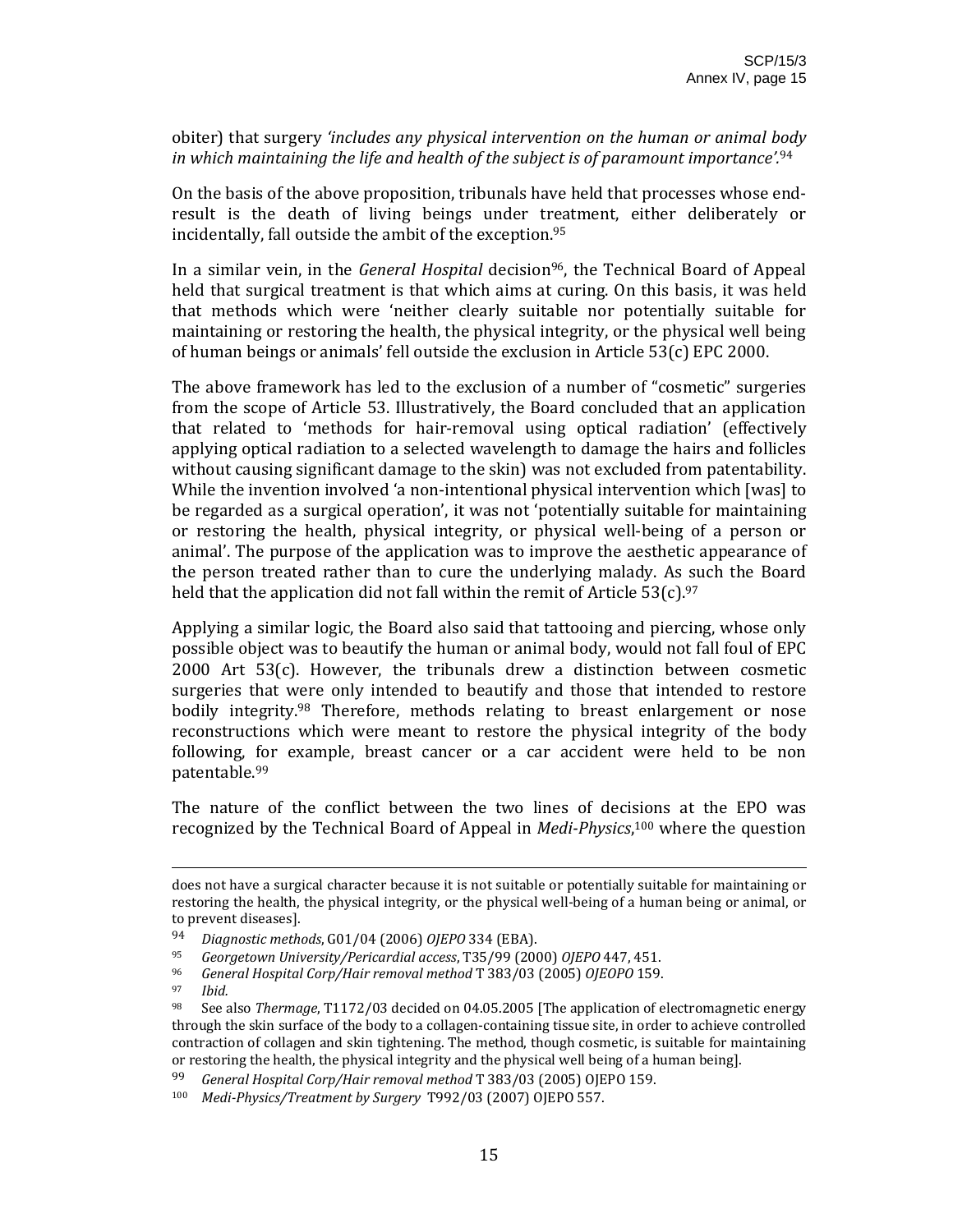obiter) that surgery *'includes any physical intervention on the human or animal body in which maintaining the life and health of the subject is of paramount importance'*.[94]

On the basis of the above proposition, tribunals have held that processes whose end-result is the death of living beings under treatment, either deliberately or incidentally, fall outside the ambit of the exception.[95]

In a similar vein, in the *General Hospital* decision[96], the Technical Board of Appeal held that surgical treatment is that which aims at curing. On this basis, it was held that methods which were 'neither clearly suitable nor potentially suitable for maintaining or restoring the health, the physical integrity, or the physical well being of human beings or animals' fell outside the exclusion in Article 53(c) EPC 2000.

The above framework has led to the exclusion of a number of "cosmetic" surgeries from the scope of Article 53. Illustratively, the Board concluded that an application that related to 'methods for hair-removal using optical radiation' (effectively applying optical radiation to a selected wavelength to damage the hairs and follicles without causing significant damage to the skin) was not excluded from patentability. While the invention involved 'a non-intentional physical intervention which [was] to be regarded as a surgical operation', it was not 'potentially suitable for maintaining or restoring the health, physical integrity, or physical well-being of a person or animal'. The purpose of the application was to improve the aesthetic appearance of the person treated rather than to cure the underlying malady. As such the Board held that the application did not fall within the remit of Article 53(c).[97]

Applying a similar logic, the Board also said that tattooing and piercing, whose only possible object was to beautify the human or animal body, would not fall foul of EPC 2000 Art 53(c). However, the tribunals drew a distinction between cosmetic surgeries that were only intended to beautify and those that intended to restore bodily integrity.[98] Therefore, methods relating to breast enlargement or nose reconstructions which were meant to restore the physical integrity of the body following, for example, breast cancer or a car accident were held to be non patentable.[99]

The nature of the conflict between the two lines of decisions at the EPO was recognized by the Technical Board of Appeal in *Medi-Physics*,[100] where the question

---

does not have a surgical character because it is not suitable or potentially suitable for maintaining or restoring the health, the physical integrity, or the physical well-being of a human being or animal, or to prevent diseases].

[94] *Diagnostic methods*, G01/04 (2006) *OJEPO* 334 (EBA).

[95] *Georgetown University/Pericardial access*, T35/99 (2000) *OJEPO* 447, 451.

[96] *General Hospital Corp/Hair removal method* T 383/03 (2005) *OJEOPO* 159.

[97] *Ibid.*

[98] See also *Thermage*, T1172/03 decided on 04.05.2005 [The application of electromagnetic energy through the skin surface of the body to a collagen-containing tissue site, in order to achieve controlled contraction of collagen and skin tightening. The method, though cosmetic, is suitable for maintaining or restoring the health, the physical integrity and the physical well being of a human being].

[99] *General Hospital Corp/Hair removal method* T 383/03 (2005) OJEPO 159.

[100] *Medi-Physics/Treatment by Surgery* T992/03 (2007) OJEPO 557.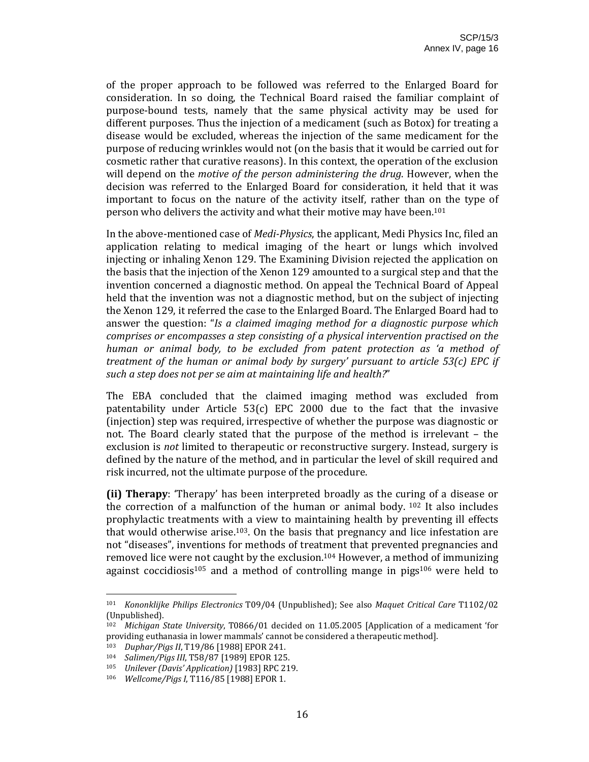of the proper approach to be followed was referred to the Enlarged Board for consideration. In so doing, the Technical Board raised the familiar complaint of purpose-bound tests, namely that the same physical activity may be used for different purposes. Thus the injection of a medicament (such as Botox) for treating a disease would be excluded, whereas the injection of the same medicament for the purpose of reducing wrinkles would not (on the basis that it would be carried out for cosmetic rather that curative reasons). In this context, the operation of the exclusion will depend on the *motive of the person administering the drug*. However, when the decision was referred to the Enlarged Board for consideration, it held that it was important to focus on the nature of the activity itself, rather than on the type of person who delivers the activity and what their motive may have been.[101]

In the above-mentioned case of *Medi-Physics*, the applicant, Medi Physics Inc, filed an application relating to medical imaging of the heart or lungs which involved injecting or inhaling Xenon 129. The Examining Division rejected the application on the basis that the injection of the Xenon 129 amounted to a surgical step and that the invention concerned a diagnostic method. On appeal the Technical Board of Appeal held that the invention was not a diagnostic method, but on the subject of injecting the Xenon 129, it referred the case to the Enlarged Board. The Enlarged Board had to answer the question: "*Is a claimed imaging method for a diagnostic purpose which comprises or encompasses a step consisting of a physical intervention practised on the human or animal body, to be excluded from patent protection as 'a method of treatment of the human or animal body by surgery' pursuant to article 53(c) EPC if such a step does not per se aim at maintaining life and health?*"

The EBA concluded that the claimed imaging method was excluded from patentability under Article 53(c) EPC 2000 due to the fact that the invasive (injection) step was required, irrespective of whether the purpose was diagnostic or not. The Board clearly stated that the purpose of the method is irrelevant – the exclusion is *not* limited to therapeutic or reconstructive surgery. Instead, surgery is defined by the nature of the method, and in particular the level of skill required and risk incurred, not the ultimate purpose of the procedure.

**(ii) Therapy**: 'Therapy' has been interpreted broadly as the curing of a disease or the correction of a malfunction of the human or animal body.[102] It also includes prophylactic treatments with a view to maintaining health by preventing ill effects that would otherwise arise.[103]. On the basis that pregnancy and lice infestation are not "diseases", inventions for methods of treatment that prevented pregnancies and removed lice were not caught by the exclusion.[104] However, a method of immunizing against coccidiosis[105] and a method of controlling mange in pigs[106] were held to

---

[101] *Kononklijke Philips Electronics* T09/04 (Unpublished); See also *Maquet Critical Care* T1102/02 (Unpublished).

[102] *Michigan State University*, T0866/01 decided on 11.05.2005 [Application of a medicament 'for providing euthanasia in lower mammals' cannot be considered a therapeutic method].

[103] *Duphar/Pigs II*, T19/86 [1988] EPOR 241.

[104] *Salimen/Pigs III*, T58/87 [1989] EPOR 125.

[105] *Unilever (Davis' Application)* [1983] RPC 219.

[106] *Wellcome/Pigs I*, T116/85 [1988] EPOR 1.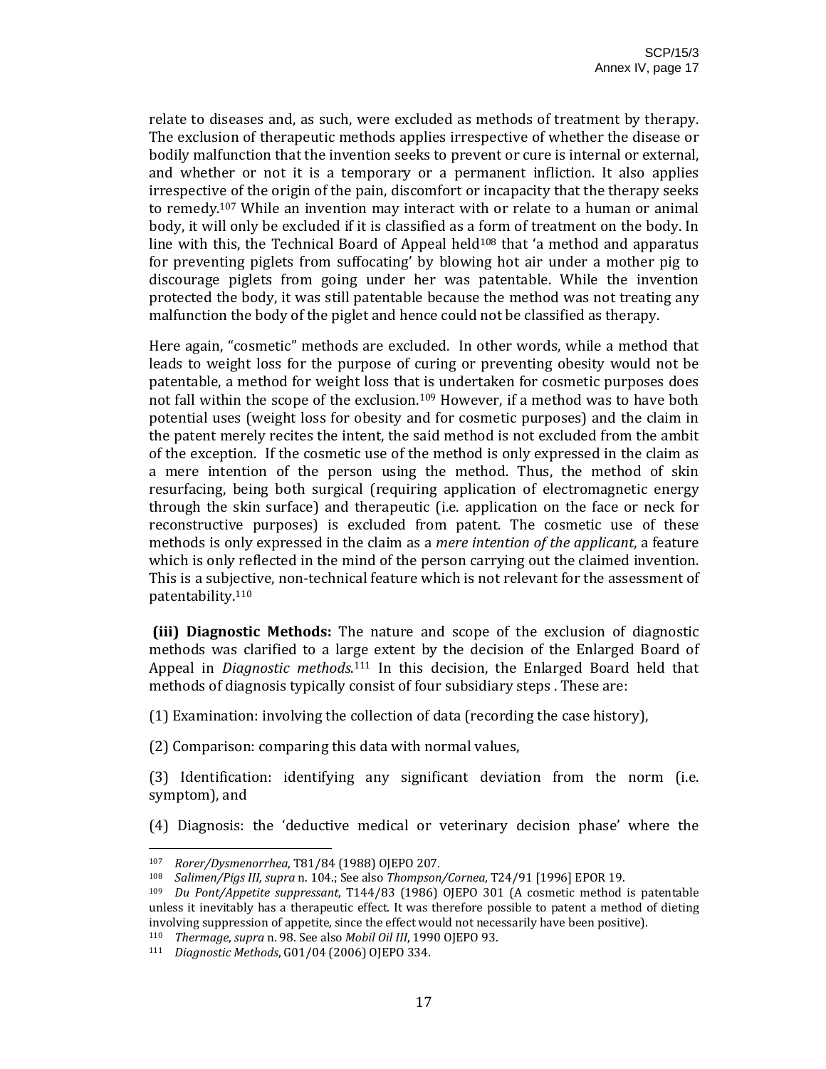relate to diseases and, as such, were excluded as methods of treatment by therapy. The exclusion of therapeutic methods applies irrespective of whether the disease or bodily malfunction that the invention seeks to prevent or cure is internal or external, and whether or not it is a temporary or a permanent infliction. It also applies irrespective of the origin of the pain, discomfort or incapacity that the therapy seeks to remedy.[107] While an invention may interact with or relate to a human or animal body, it will only be excluded if it is classified as a form of treatment on the body. In line with this, the Technical Board of Appeal held[108] that 'a method and apparatus for preventing piglets from suffocating' by blowing hot air under a mother pig to discourage piglets from going under her was patentable. While the invention protected the body, it was still patentable because the method was not treating any malfunction the body of the piglet and hence could not be classified as therapy.

Here again, "cosmetic" methods are excluded. In other words, while a method that leads to weight loss for the purpose of curing or preventing obesity would not be patentable, a method for weight loss that is undertaken for cosmetic purposes does not fall within the scope of the exclusion.[109] However, if a method was to have both potential uses (weight loss for obesity and for cosmetic purposes) and the claim in the patent merely recites the intent, the said method is not excluded from the ambit of the exception. If the cosmetic use of the method is only expressed in the claim as a mere intention of the person using the method. Thus, the method of skin resurfacing, being both surgical (requiring application of electromagnetic energy through the skin surface) and therapeutic (i.e. application on the face or neck for reconstructive purposes) is excluded from patent. The cosmetic use of these methods is only expressed in the claim as a *mere intention of the applicant*, a feature which is only reflected in the mind of the person carrying out the claimed invention. This is a subjective, non-technical feature which is not relevant for the assessment of patentability.[110]

**(iii) Diagnostic Methods:** The nature and scope of the exclusion of diagnostic methods was clarified to a large extent by the decision of the Enlarged Board of Appeal in *Diagnostic methods*.[111] In this decision, the Enlarged Board held that methods of diagnosis typically consist of four subsidiary steps . These are:

(1) Examination: involving the collection of data (recording the case history),

(2) Comparison: comparing this data with normal values,

(3) Identification: identifying any significant deviation from the norm (i.e. symptom), and

(4) Diagnosis: the 'deductive medical or veterinary decision phase' where the

---

[107] *Rorer/Dysmenorrhea*, T81/84 (1988) OJEPO 207.

[108] *Salimen/Pigs III, supra* n. 104.; See also *Thompson/Cornea*, T24/91 [1996] EPOR 19.

[109] *Du Pont/Appetite suppressant*, T144/83 (1986) OJEPO 301 (A cosmetic method is patentable unless it inevitably has a therapeutic effect. It was therefore possible to patent a method of dieting involving suppression of appetite, since the effect would not necessarily have been positive).

[110] *Thermage*, *supra* n. 98. See also *Mobil Oil III*, 1990 OJEPO 93.

[111] *Diagnostic Methods*, G01/04 (2006) OJEPO 334.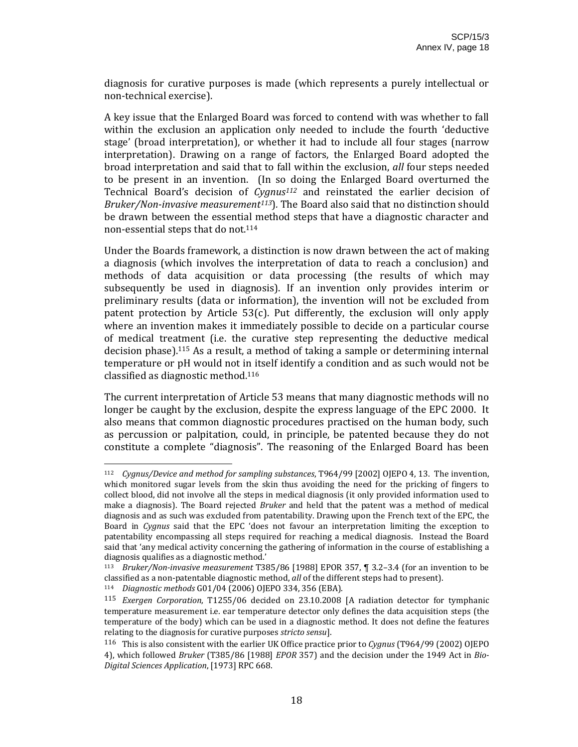diagnosis for curative purposes is made (which represents a purely intellectual or non-technical exercise).

A key issue that the Enlarged Board was forced to contend with was whether to fall within the exclusion an application only needed to include the fourth 'deductive stage' (broad interpretation), or whether it had to include all four stages (narrow interpretation). Drawing on a range of factors, the Enlarged Board adopted the broad interpretation and said that to fall within the exclusion, *all* four steps needed to be present in an invention. (In so doing the Enlarged Board overturned the Technical Board's decision of *Cygnus*[112] and reinstated the earlier decision of *Bruker/Non-invasive measurement*[113]). The Board also said that no distinction should be drawn between the essential method steps that have a diagnostic character and non-essential steps that do not.[114]

Under the Boards framework, a distinction is now drawn between the act of making a diagnosis (which involves the interpretation of data to reach a conclusion) and methods of data acquisition or data processing (the results of which may subsequently be used in diagnosis). If an invention only provides interim or preliminary results (data or information), the invention will not be excluded from patent protection by Article 53(c). Put differently, the exclusion will only apply where an invention makes it immediately possible to decide on a particular course of medical treatment (i.e. the curative step representing the deductive medical decision phase).[115] As a result, a method of taking a sample or determining internal temperature or pH would not in itself identify a condition and as such would not be classified as diagnostic method.[116]

The current interpretation of Article 53 means that many diagnostic methods will no longer be caught by the exclusion, despite the express language of the EPC 2000. It also means that common diagnostic procedures practised on the human body, such as percussion or palpitation, could, in principle, be patented because they do not constitute a complete "diagnosis". The reasoning of the Enlarged Board has been

---

[112] *Cygnus/Device and method for sampling substances*, T964/99 [2002] OJEPO 4, 13. The invention, which monitored sugar levels from the skin thus avoiding the need for the pricking of fingers to collect blood, did not involve all the steps in medical diagnosis (it only provided information used to make a diagnosis). The Board rejected *Bruker* and held that the patent was a method of medical diagnosis and as such was excluded from patentability. Drawing upon the French text of the EPC, the Board in *Cygnus* said that the EPC 'does not favour an interpretation limiting the exception to patentability encompassing all steps required for reaching a medical diagnosis. Instead the Board said that 'any medical activity concerning the gathering of information in the course of establishing a diagnosis qualifies as a diagnostic method.'

[113] *Bruker/Non-invasive measurement* T385/86 [1988] EPOR 357, ¶ 3.2–3.4 (for an invention to be classified as a non-patentable diagnostic method, *all* of the different steps had to present).

[114] *Diagnostic methods* G01/04 (2006) OJEPO 334, 356 (EBA).

[115] *Exergen Corporation*, T1255/06 decided on 23.10.2008 [A radiation detector for tymphanic temperature measurement i.e. ear temperature detector only defines the data acquisition steps (the temperature of the body) which can be used in a diagnostic method. It does not define the features relating to the diagnosis for curative purposes *stricto sensu*].

[116] This is also consistent with the earlier UK Office practice prior to *Cygnus* (T964/99 (2002) OJEPO 4), which followed *Bruker* (T385/86 [1988] *EPOR* 357) and the decision under the 1949 Act in *Bio-Digital Sciences Application*, [1973] RPC 668.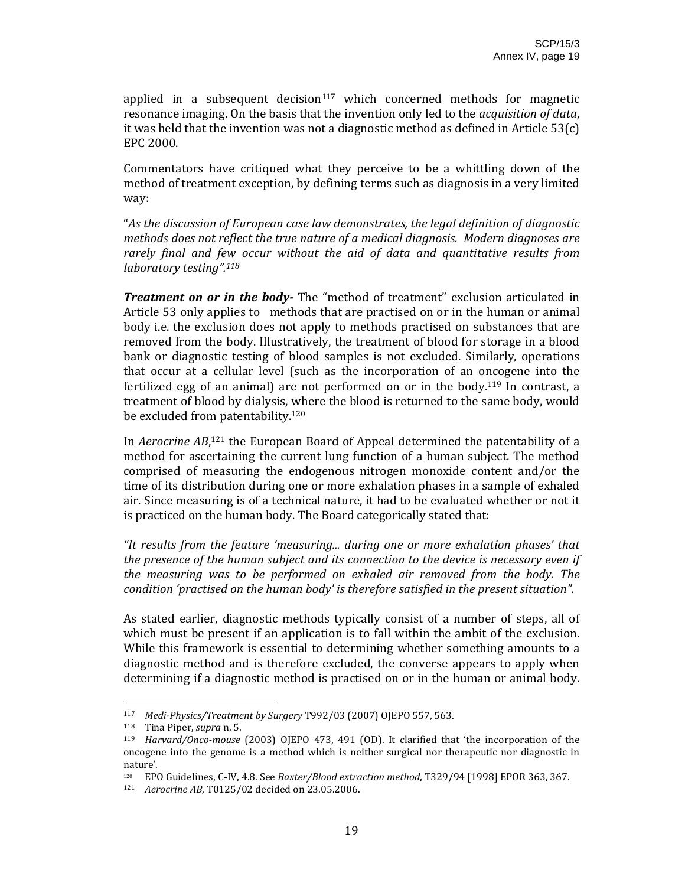applied in a subsequent decision[117] which concerned methods for magnetic resonance imaging. On the basis that the invention only led to the *acquisition of data*, it was held that the invention was not a diagnostic method as defined in Article 53(c) EPC 2000.

Commentators have critiqued what they perceive to be a whittling down of the method of treatment exception, by defining terms such as diagnosis in a very limited way:

"*As the discussion of European case law demonstrates, the legal definition of diagnostic methods does not reflect the true nature of a medical diagnosis. Modern diagnoses are rarely final and few occur without the aid of data and quantitative results from laboratory testing".[118]*

***Treatment on or in the body-*** The "method of treatment" exclusion articulated in Article 53 only applies to methods that are practised on or in the human or animal body i.e. the exclusion does not apply to methods practised on substances that are removed from the body. Illustratively, the treatment of blood for storage in a blood bank or diagnostic testing of blood samples is not excluded. Similarly, operations that occur at a cellular level (such as the incorporation of an oncogene into the fertilized egg of an animal) are not performed on or in the body.[119] In contrast, a treatment of blood by dialysis, where the blood is returned to the same body, would be excluded from patentability.[120]

In *Aerocrine AB*,[121] the European Board of Appeal determined the patentability of a method for ascertaining the current lung function of a human subject. The method comprised of measuring the endogenous nitrogen monoxide content and/or the time of its distribution during one or more exhalation phases in a sample of exhaled air. Since measuring is of a technical nature, it had to be evaluated whether or not it is practiced on the human body. The Board categorically stated that:

*"It results from the feature 'measuring... during one or more exhalation phases' that the presence of the human subject and its connection to the device is necessary even if the measuring was to be performed on exhaled air removed from the body. The condition 'practised on the human body' is therefore satisfied in the present situation".*

As stated earlier, diagnostic methods typically consist of a number of steps, all of which must be present if an application is to fall within the ambit of the exclusion. While this framework is essential to determining whether something amounts to a diagnostic method and is therefore excluded, the converse appears to apply when determining if a diagnostic method is practised on or in the human or animal body.

---

[117] *Medi-Physics/Treatment by Surgery* T992/03 (2007) OJEPO 557, 563.

[118] Tina Piper, *supra* n. 5.

[119] *Harvard/Onco-mouse* (2003) OJEPO 473, 491 (OD). It clarified that 'the incorporation of the oncogene into the genome is a method which is neither surgical nor therapeutic nor diagnostic in nature'.

[120] EPO Guidelines, C-IV, 4.8. See *Baxter/Blood extraction method*, T329/94 [1998] EPOR 363, 367.

[121] *Aerocrine AB*, T0125/02 decided on 23.05.2006.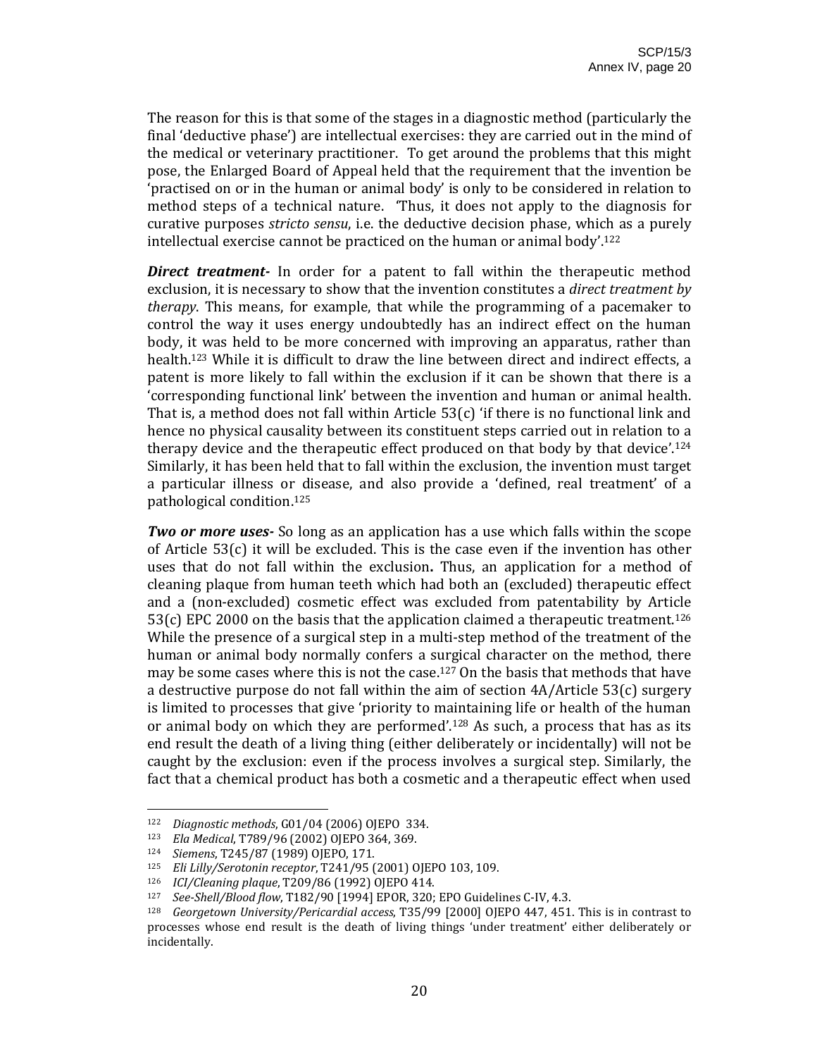The reason for this is that some of the stages in a diagnostic method (particularly the final 'deductive phase') are intellectual exercises: they are carried out in the mind of the medical or veterinary practitioner. To get around the problems that this might pose, the Enlarged Board of Appeal held that the requirement that the invention be 'practised on or in the human or animal body' is only to be considered in relation to method steps of a technical nature. 'Thus, it does not apply to the diagnosis for curative purposes *stricto sensu*, i.e. the deductive decision phase, which as a purely intellectual exercise cannot be practiced on the human or animal body'.[122]

***Direct treatment-*** In order for a patent to fall within the therapeutic method exclusion, it is necessary to show that the invention constitutes a *direct treatment by therapy*. This means, for example, that while the programming of a pacemaker to control the way it uses energy undoubtedly has an indirect effect on the human body, it was held to be more concerned with improving an apparatus, rather than health.[123] While it is difficult to draw the line between direct and indirect effects, a patent is more likely to fall within the exclusion if it can be shown that there is a 'corresponding functional link' between the invention and human or animal health. That is, a method does not fall within Article 53(c) 'if there is no functional link and hence no physical causality between its constituent steps carried out in relation to a therapy device and the therapeutic effect produced on that body by that device'.[124] Similarly, it has been held that to fall within the exclusion, the invention must target a particular illness or disease, and also provide a 'defined, real treatment' of a pathological condition.[125]

***Two or more uses-*** So long as an application has a use which falls within the scope of Article 53(c) it will be excluded. This is the case even if the invention has other uses that do not fall within the exclusion**.** Thus, an application for a method of cleaning plaque from human teeth which had both an (excluded) therapeutic effect and a (non-excluded) cosmetic effect was excluded from patentability by Article 53(c) EPC 2000 on the basis that the application claimed a therapeutic treatment.[126] While the presence of a surgical step in a multi-step method of the treatment of the human or animal body normally confers a surgical character on the method, there may be some cases where this is not the case.[127] On the basis that methods that have a destructive purpose do not fall within the aim of section 4A/Article 53(c) surgery is limited to processes that give 'priority to maintaining life or health of the human or animal body on which they are performed'.[128] As such, a process that has as its end result the death of a living thing (either deliberately or incidentally) will not be caught by the exclusion: even if the process involves a surgical step. Similarly, the fact that a chemical product has both a cosmetic and a therapeutic effect when used

---

[122] *Diagnostic methods*, G01/04 (2006) OJEPO 334.

[123] *Ela Medical*, T789/96 (2002) OJEPO 364, 369.

[124] *Siemens*, T245/87 (1989) OJEPO, 171.

[125] *Eli Lilly/Serotonin receptor*, T241/95 (2001) OJEPO 103, 109.

[126] *ICI/Cleaning plaque*, T209/86 (1992) OJEPO 414.

[127] *See-Shell/Blood flow*, T182/90 [1994] EPOR, 320; EPO Guidelines C-IV, 4.3.

[128] *Georgetown University/Pericardial access*, T35/99 [2000] OJEPO 447, 451. This is in contrast to processes whose end result is the death of living things 'under treatment' either deliberately or incidentally.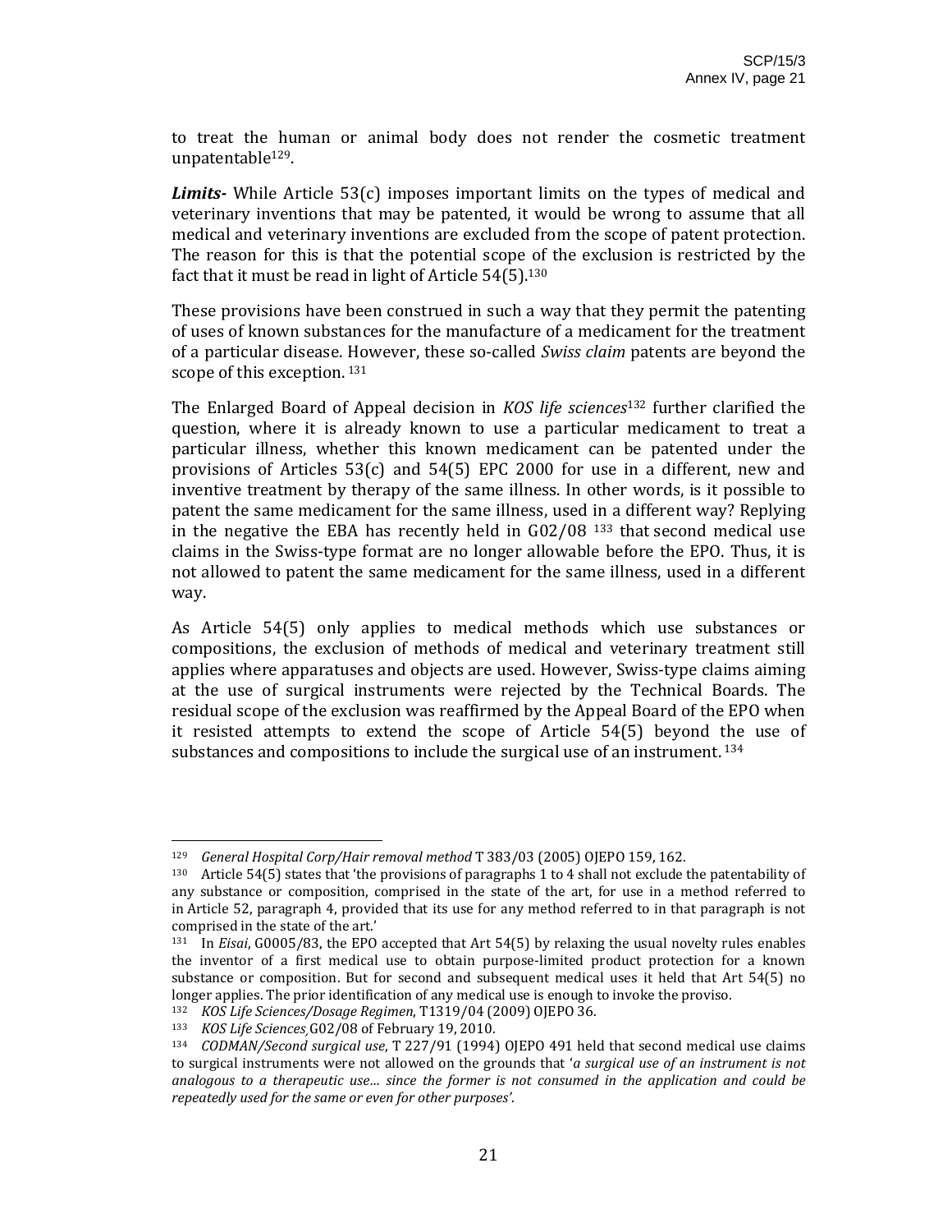to treat the human or animal body does not render the cosmetic treatment unpatentable[129].

***Limits-*** While Article 53(c) imposes important limits on the types of medical and veterinary inventions that may be patented, it would be wrong to assume that all medical and veterinary inventions are excluded from the scope of patent protection. The reason for this is that the potential scope of the exclusion is restricted by the fact that it must be read in light of Article 54(5).[130]

These provisions have been construed in such a way that they permit the patenting of uses of known substances for the manufacture of a medicament for the treatment of a particular disease. However, these so-called *Swiss claim* patents are beyond the scope of this exception. [131]

The Enlarged Board of Appeal decision in *KOS life sciences*[132] further clarified the question, where it is already known to use a particular medicament to treat a particular illness, whether this known medicament can be patented under the provisions of Articles 53(c) and 54(5) EPC 2000 for use in a different, new and inventive treatment by therapy of the same illness. In other words, is it possible to patent the same medicament for the same illness, used in a different way? Replying in the negative the EBA has recently held in G02/08 [133] that second medical use claims in the Swiss-type format are no longer allowable before the EPO. Thus, it is not allowed to patent the same medicament for the same illness, used in a different way.

As Article 54(5) only applies to medical methods which use substances or compositions, the exclusion of methods of medical and veterinary treatment still applies where apparatuses and objects are used. However, Swiss-type claims aiming at the use of surgical instruments were rejected by the Technical Boards. The residual scope of the exclusion was reaffirmed by the Appeal Board of the EPO when it resisted attempts to extend the scope of Article 54(5) beyond the use of substances and compositions to include the surgical use of an instrument. [134]

---

[129] *General Hospital Corp/Hair removal method* T 383/03 (2005) OJEPO 159, 162.

[130] Article 54(5) states that 'the provisions of paragraphs 1 to 4 shall not exclude the patentability of any substance or composition, comprised in the state of the art, for use in a method referred to in Article 52, paragraph 4, provided that its use for any method referred to in that paragraph is not comprised in the state of the art.'

[131] In *Eisai*, G0005/83, the EPO accepted that Art 54(5) by relaxing the usual novelty rules enables the inventor of a first medical use to obtain purpose-limited product protection for a known substance or composition. But for second and subsequent medical uses it held that Art 54(5) no longer applies. The prior identification of any medical use is enough to invoke the proviso.

[132] *KOS Life Sciences/Dosage Regimen*, T1319/04 (2009) OJEPO 36.

[133] *KOS Life Sciences*, G02/08 of February 19, 2010.

[134] *CODMAN/Second surgical use*, T 227/91 (1994) OJEPO 491 held that second medical use claims to surgical instruments were not allowed on the grounds that '*a surgical use of an instrument is not analogous to a therapeutic use… since the former is not consumed in the application and could be repeatedly used for the same or even for other purposes*'.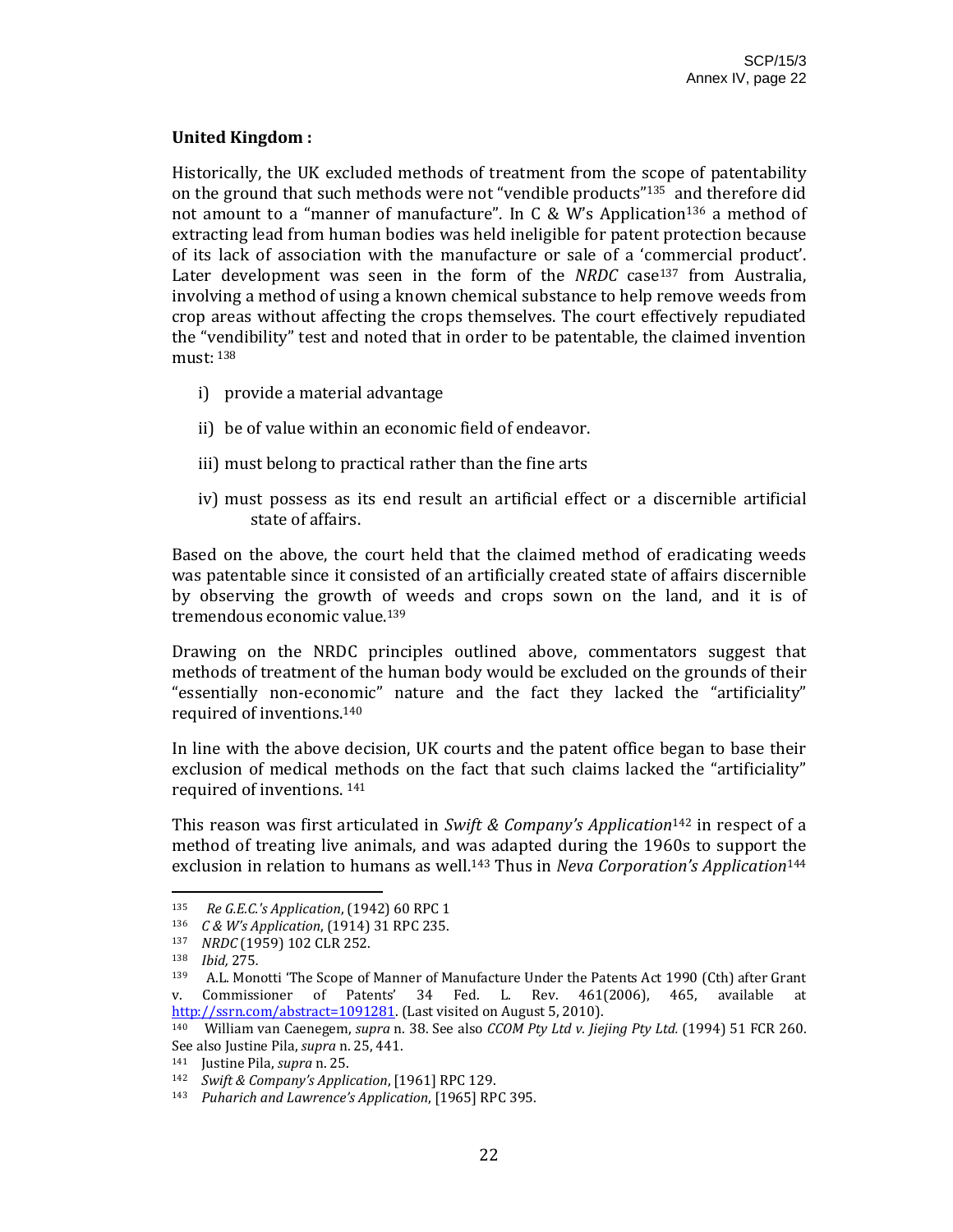**United Kingdom :**

Historically, the UK excluded methods of treatment from the scope of patentability on the ground that such methods were not "vendible products"[135] and therefore did not amount to a "manner of manufacture". In C & W's Application[136] a method of extracting lead from human bodies was held ineligible for patent protection because of its lack of association with the manufacture or sale of a 'commercial product'. Later development was seen in the form of the *NRDC* case[137] from Australia, involving a method of using a known chemical substance to help remove weeds from crop areas without affecting the crops themselves. The court effectively repudiated the "vendibility" test and noted that in order to be patentable, the claimed invention must: [138]

i) provide a material advantage

ii) be of value within an economic field of endeavor.

iii) must belong to practical rather than the fine arts

iv) must possess as its end result an artificial effect or a discernible artificial state of affairs.

Based on the above, the court held that the claimed method of eradicating weeds was patentable since it consisted of an artificially created state of affairs discernible by observing the growth of weeds and crops sown on the land, and it is of tremendous economic value.[139]

Drawing on the NRDC principles outlined above, commentators suggest that methods of treatment of the human body would be excluded on the grounds of their "essentially non-economic" nature and the fact they lacked the "artificiality" required of inventions.[140]

In line with the above decision, UK courts and the patent office began to base their exclusion of medical methods on the fact that such claims lacked the "artificiality" required of inventions. [141]

This reason was first articulated in *Swift & Company's Application*[142] in respect of a method of treating live animals, and was adapted during the 1960s to support the exclusion in relation to humans as well.[143] Thus in *Neva Corporation's Application*[144]

---

[135] *Re G.E.C.'s Application*, (1942) 60 RPC 1

[136] *C & W's Application*, (1914) 31 RPC 235.

[137] *NRDC* (1959) 102 CLR 252.

[138] *Ibid*, 275.

[139] A.L. Monotti 'The Scope of Manner of Manufacture Under the Patents Act 1990 (Cth) after Grant v. Commissioner of Patents' 34 Fed. L. Rev. 461(2006), 465, available at http://ssrn.com/abstract=1091281. (Last visited on August 5, 2010).

[140] William van Caenegem, *supra* n. 38. See also *CCOM Pty Ltd v. Jiejing Pty Ltd.* (1994) 51 FCR 260. See also Justine Pila, *supra* n. 25, 441.

[141] Justine Pila, *supra* n. 25.

[142] *Swift & Company's Application*, [1961] RPC 129.

[143] *Puharich and Lawrence's Application*, [1965] RPC 395.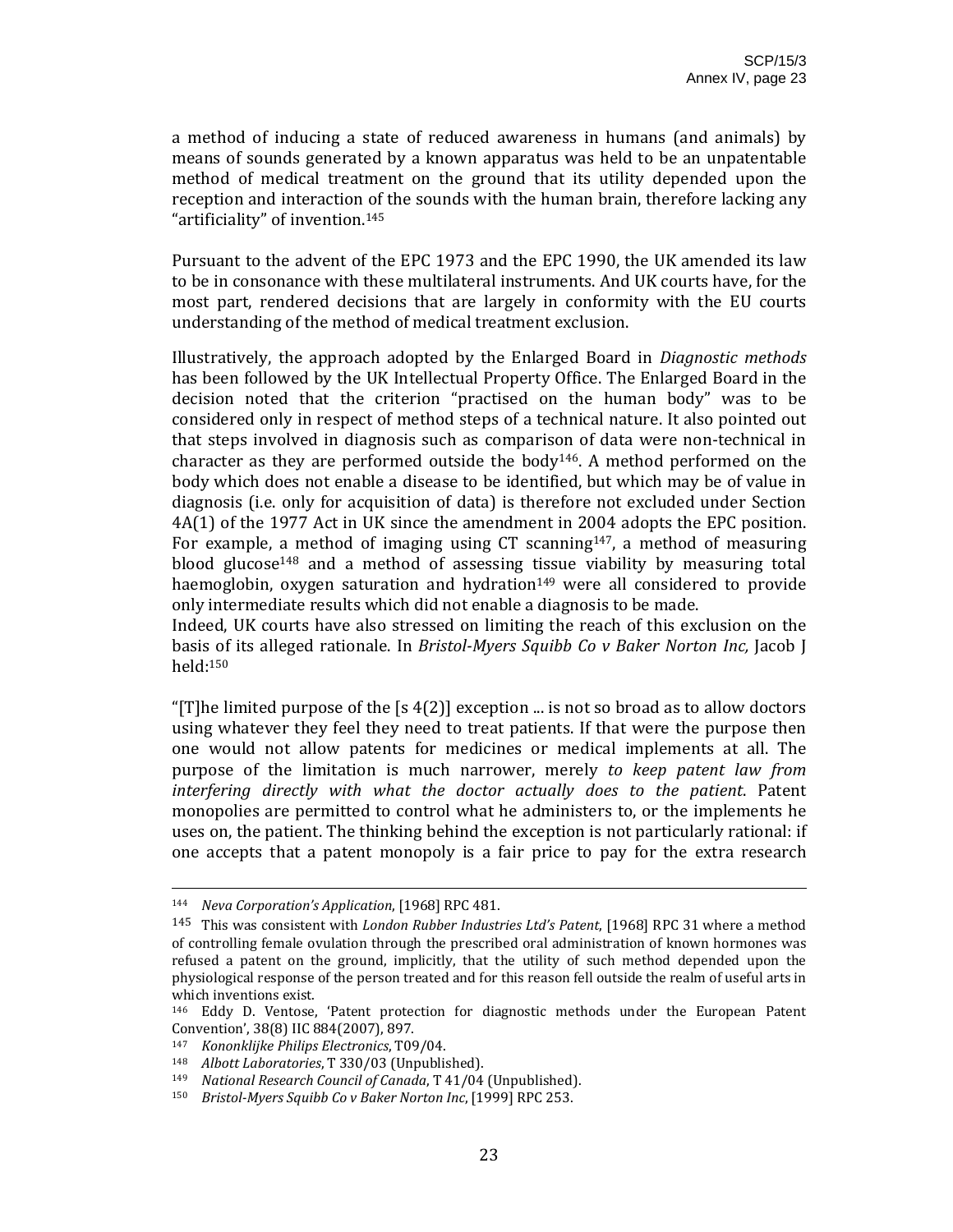a method of inducing a state of reduced awareness in humans (and animals) by means of sounds generated by a known apparatus was held to be an unpatentable method of medical treatment on the ground that its utility depended upon the reception and interaction of the sounds with the human brain, therefore lacking any "artificiality" of invention.[145]

Pursuant to the advent of the EPC 1973 and the EPC 1990, the UK amended its law to be in consonance with these multilateral instruments. And UK courts have, for the most part, rendered decisions that are largely in conformity with the EU courts understanding of the method of medical treatment exclusion.

Illustratively, the approach adopted by the Enlarged Board in *Diagnostic methods* has been followed by the UK Intellectual Property Office. The Enlarged Board in the decision noted that the criterion "practised on the human body" was to be considered only in respect of method steps of a technical nature. It also pointed out that steps involved in diagnosis such as comparison of data were non-technical in character as they are performed outside the body[146]. A method performed on the body which does not enable a disease to be identified, but which may be of value in diagnosis (i.e. only for acquisition of data) is therefore not excluded under Section 4A(1) of the 1977 Act in UK since the amendment in 2004 adopts the EPC position. For example, a method of imaging using CT scanning[147], a method of measuring blood glucose[148] and a method of assessing tissue viability by measuring total haemoglobin, oxygen saturation and hydration[149] were all considered to provide only intermediate results which did not enable a diagnosis to be made.
Indeed, UK courts have also stressed on limiting the reach of this exclusion on the basis of its alleged rationale. In *Bristol-Myers Squibb Co v Baker Norton Inc,* Jacob J held:[150]

"[T]he limited purpose of the [s 4(2)] exception ... is not so broad as to allow doctors using whatever they feel they need to treat patients. If that were the purpose then one would not allow patents for medicines or medical implements at all. The purpose of the limitation is much narrower, merely *to keep patent law from interfering directly with what the doctor actually does to the patient*. Patent monopolies are permitted to control what he administers to, or the implements he uses on, the patient. The thinking behind the exception is not particularly rational: if one accepts that a patent monopoly is a fair price to pay for the extra research

---

[144] *Neva Corporation's Application*, [1968] RPC 481.

[145] This was consistent with *London Rubber Industries Ltd's Patent*, [1968] RPC 31 where a method of controlling female ovulation through the prescribed oral administration of known hormones was refused a patent on the ground, implicitly, that the utility of such method depended upon the physiological response of the person treated and for this reason fell outside the realm of useful arts in which inventions exist.

[146] Eddy D. Ventose, 'Patent protection for diagnostic methods under the European Patent Convention', 38(8) IIC 884(2007), 897.

[147] *Kononklijke Philips Electronics*, T09/04.

[148] *Albott Laboratories*, T 330/03 (Unpublished).

[149] *National Research Council of Canada*, T 41/04 (Unpublished).

[150] *Bristol-Myers Squibb Co v Baker Norton Inc*, [1999] RPC 253.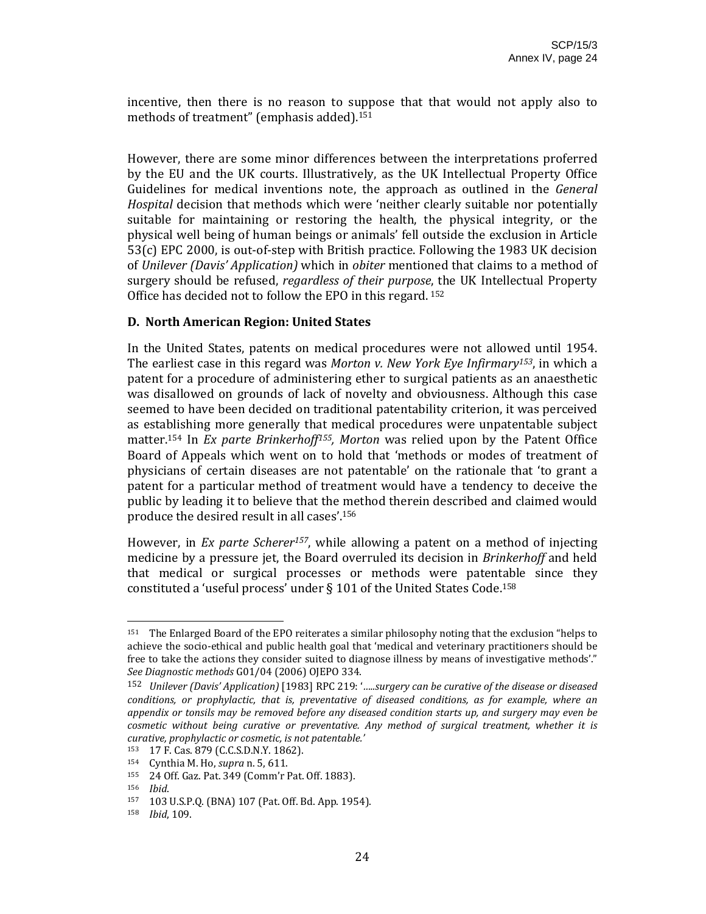incentive, then there is no reason to suppose that that would not apply also to methods of treatment" (emphasis added).[151]

However, there are some minor differences between the interpretations proferred by the EU and the UK courts. Illustratively, as the UK Intellectual Property Office Guidelines for medical inventions note, the approach as outlined in the *General Hospital* decision that methods which were 'neither clearly suitable nor potentially suitable for maintaining or restoring the health, the physical integrity, or the physical well being of human beings or animals' fell outside the exclusion in Article 53(c) EPC 2000, is out-of-step with British practice. Following the 1983 UK decision of *Unilever (Davis' Application)* which in *obiter* mentioned that claims to a method of surgery should be refused, *regardless of their purpose*, the UK Intellectual Property Office has decided not to follow the EPO in this regard. [152]

### D. North American Region: United States

In the United States, patents on medical procedures were not allowed until 1954. The earliest case in this regard was *Morton v. New York Eye Infirmary*[153], in which a patent for a procedure of administering ether to surgical patients as an anaesthetic was disallowed on grounds of lack of novelty and obviousness. Although this case seemed to have been decided on traditional patentability criterion, it was perceived as establishing more generally that medical procedures were unpatentable subject matter.[154] In *Ex parte Brinkerhoff*[155], *Morton* was relied upon by the Patent Office Board of Appeals which went on to hold that 'methods or modes of treatment of physicians of certain diseases are not patentable' on the rationale that 'to grant a patent for a particular method of treatment would have a tendency to deceive the public by leading it to believe that the method therein described and claimed would produce the desired result in all cases'.[156]

However, in *Ex parte Scherer*[157], while allowing a patent on a method of injecting medicine by a pressure jet, the Board overruled its decision in *Brinkerhoff* and held that medical or surgical processes or methods were patentable since they constituted a 'useful process' under § 101 of the United States Code.[158]

---

[151] The Enlarged Board of the EPO reiterates a similar philosophy noting that the exclusion "helps to achieve the socio-ethical and public health goal that 'medical and veterinary practitioners should be free to take the actions they consider suited to diagnose illness by means of investigative methods'." *See Diagnostic methods* G01/04 (2006) OJEPO 334.

[152] *Unilever (Davis' Application)* [1983] RPC 219: '*.....surgery can be curative of the disease or diseased conditions, or prophylactic, that is, preventative of diseased conditions, as for example, where an appendix or tonsils may be removed before any diseased condition starts up, and surgery may even be cosmetic without being curative or preventative. Any method of surgical treatment, whether it is curative, prophylactic or cosmetic, is not patentable.*'

[153] 17 F. Cas. 879 (C.C.S.D.N.Y. 1862).

[154] Cynthia M. Ho, *supra* n. 5, 611.

[155] 24 Off. Gaz. Pat. 349 (Comm'r Pat. Off. 1883).

[156] *Ibid*.

[157] 103 U.S.P.Q. (BNA) 107 (Pat. Off. Bd. App. 1954).

[158] *Ibid*, 109.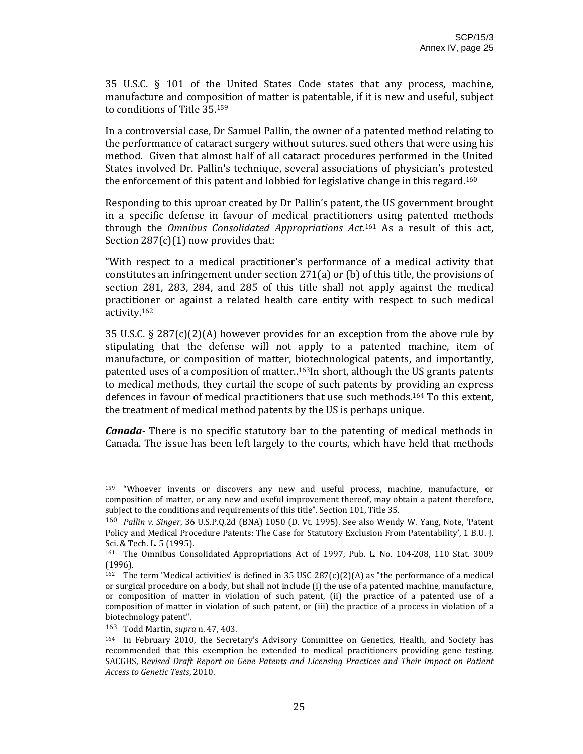35 U.S.C. § 101 of the United States Code states that any process, machine, manufacture and composition of matter is patentable, if it is new and useful, subject to conditions of Title 35.[159]

In a controversial case, Dr Samuel Pallin, the owner of a patented method relating to the performance of cataract surgery without sutures. sued others that were using his method. Given that almost half of all cataract procedures performed in the United States involved Dr. Pallin's technique, several associations of physician's protested the enforcement of this patent and lobbied for legislative change in this regard.[160]

Responding to this uproar created by Dr Pallin's patent, the US government brought in a specific defense in favour of medical practitioners using patented methods through the *Omnibus Consolidated Appropriations Act*.[161] As a result of this act, Section 287(c)(1) now provides that:

"With respect to a medical practitioner's performance of a medical activity that constitutes an infringement under section 271(a) or (b) of this title, the provisions of section 281, 283, 284, and 285 of this title shall not apply against the medical practitioner or against a related health care entity with respect to such medical activity.[162]

35 U.S.C. § 287(c)(2)(A) however provides for an exception from the above rule by stipulating that the defense will not apply to a patented machine, item of manufacture, or composition of matter, biotechnological patents, and importantly, patented uses of a composition of matter..[163]In short, although the US grants patents to medical methods, they curtail the scope of such patents by providing an express defences in favour of medical practitioners that use such methods.[164] To this extent, the treatment of medical method patents by the US is perhaps unique.

***Canada-*** There is no specific statutory bar to the patenting of medical methods in Canada. The issue has been left largely to the courts, which have held that methods

---

[159] "Whoever invents or discovers any new and useful process, machine, manufacture, or composition of matter, or any new and useful improvement thereof, may obtain a patent therefore, subject to the conditions and requirements of this title". Section 101, Title 35.

[160] *Pallin v. Singer*, 36 U.S.P.Q.2d (BNA) 1050 (D. Vt. 1995). See also Wendy W. Yang, Note, 'Patent Policy and Medical Procedure Patents: The Case for Statutory Exclusion From Patentability', 1 B.U. J. Sci. & Tech. L. 5 (1995).

[161] The Omnibus Consolidated Appropriations Act of 1997, Pub. L. No. 104-208, 110 Stat. 3009 (1996).

[162] The term 'Medical activities' is defined in 35 USC 287(c)(2)(A) as "the performance of a medical or surgical procedure on a body, but shall not include (i) the use of a patented machine, manufacture, or composition of matter in violation of such patent, (ii) the practice of a patented use of a composition of matter in violation of such patent, or (iii) the practice of a process in violation of a biotechnology patent".

[163] Todd Martin, *supra* n. 47, 403.

[164] In February 2010, the Secretary's Advisory Committee on Genetics, Health, and Society has recommended that this exemption be extended to medical practitioners providing gene testing. SACGHS, R*evised Draft Report on Gene Patents and Licensing Practices and Their Impact on Patient Access to Genetic Tests*, 2010.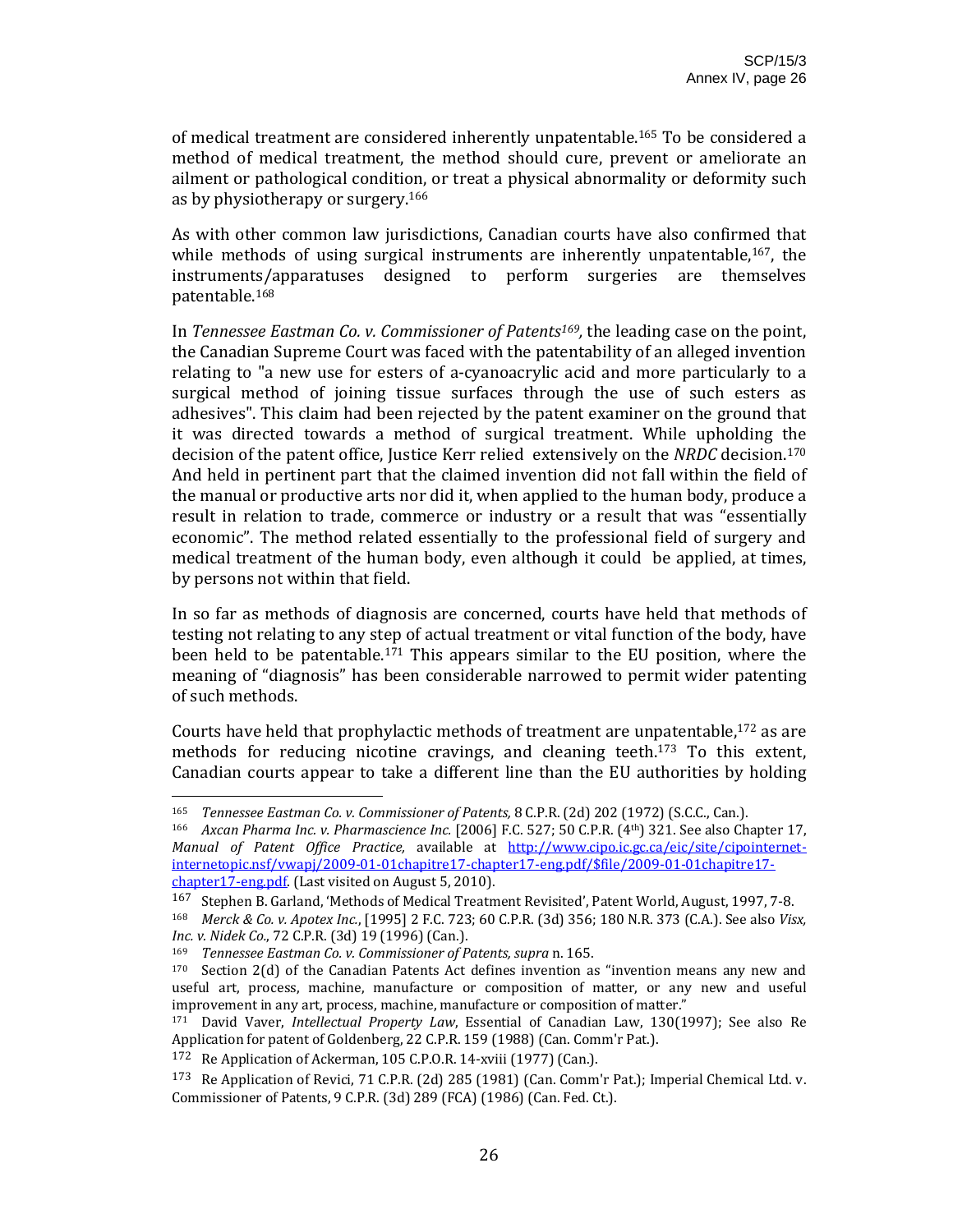of medical treatment are considered inherently unpatentable.[165] To be considered a method of medical treatment, the method should cure, prevent or ameliorate an ailment or pathological condition, or treat a physical abnormality or deformity such as by physiotherapy or surgery.[166]

As with other common law jurisdictions, Canadian courts have also confirmed that while methods of using surgical instruments are inherently unpatentable,[167], the instruments/apparatuses designed to perform surgeries are themselves patentable.[168]

In *Tennessee Eastman Co. v. Commissioner of Patents[169],* the leading case on the point, the Canadian Supreme Court was faced with the patentability of an alleged invention relating to "a new use for esters of a-cyanoacrylic acid and more particularly to a surgical method of joining tissue surfaces through the use of such esters as adhesives". This claim had been rejected by the patent examiner on the ground that it was directed towards a method of surgical treatment. While upholding the decision of the patent office, Justice Kerr relied extensively on the *NRDC* decision.[170] And held in pertinent part that the claimed invention did not fall within the field of the manual or productive arts nor did it, when applied to the human body, produce a result in relation to trade, commerce or industry or a result that was "essentially economic". The method related essentially to the professional field of surgery and medical treatment of the human body, even although it could be applied, at times, by persons not within that field.

In so far as methods of diagnosis are concerned, courts have held that methods of testing not relating to any step of actual treatment or vital function of the body, have been held to be patentable.[171] This appears similar to the EU position, where the meaning of "diagnosis" has been considerable narrowed to permit wider patenting of such methods.

Courts have held that prophylactic methods of treatment are unpatentable,[172] as are methods for reducing nicotine cravings, and cleaning teeth.[173] To this extent, Canadian courts appear to take a different line than the EU authorities by holding

---

[165] *Tennessee Eastman Co. v. Commissioner of Patents,* 8 C.P.R. (2d) 202 (1972) (S.C.C., Can.).

[166] *Axcan Pharma Inc. v. Pharmascience Inc.* [2006] F.C. 527; 50 C.P.R. (4th) 321. See also Chapter 17, *Manual of Patent Office Practice,* available at http://www.cipo.ic.gc.ca/eic/site/cipointernet-internetopic.nsf/vwapj/2009-01-01chapitre17-chapter17-eng.pdf/$file/2009-01-01chapitre17-chapter17-eng.pdf. (Last visited on August 5, 2010).

[167] Stephen B. Garland, 'Methods of Medical Treatment Revisited', Patent World, August, 1997, 7-8.

[168] *Merck & Co. v. Apotex Inc.*, [1995] 2 F.C. 723; 60 C.P.R. (3d) 356; 180 N.R. 373 (C.A.). See also *Visx, Inc. v. Nidek Co.*, 72 C.P.R. (3d) 19 (1996) (Can.).

[169] *Tennessee Eastman Co. v. Commissioner of Patents, supra* n. 165.

[170] Section 2(d) of the Canadian Patents Act defines invention as "invention means any new and useful art, process, machine, manufacture or composition of matter, or any new and useful improvement in any art, process, machine, manufacture or composition of matter."

[171] David Vaver, *Intellectual Property Law*, Essential of Canadian Law, 130(1997); See also Re Application for patent of Goldenberg, 22 C.P.R. 159 (1988) (Can. Comm'r Pat.).

[172] Re Application of Ackerman, 105 C.P.O.R. 14-xviii (1977) (Can.).

[173] Re Application of Revici, 71 C.P.R. (2d) 285 (1981) (Can. Comm'r Pat.); Imperial Chemical Ltd. v. Commissioner of Patents, 9 C.P.R. (3d) 289 (FCA) (1986) (Can. Fed. Ct.).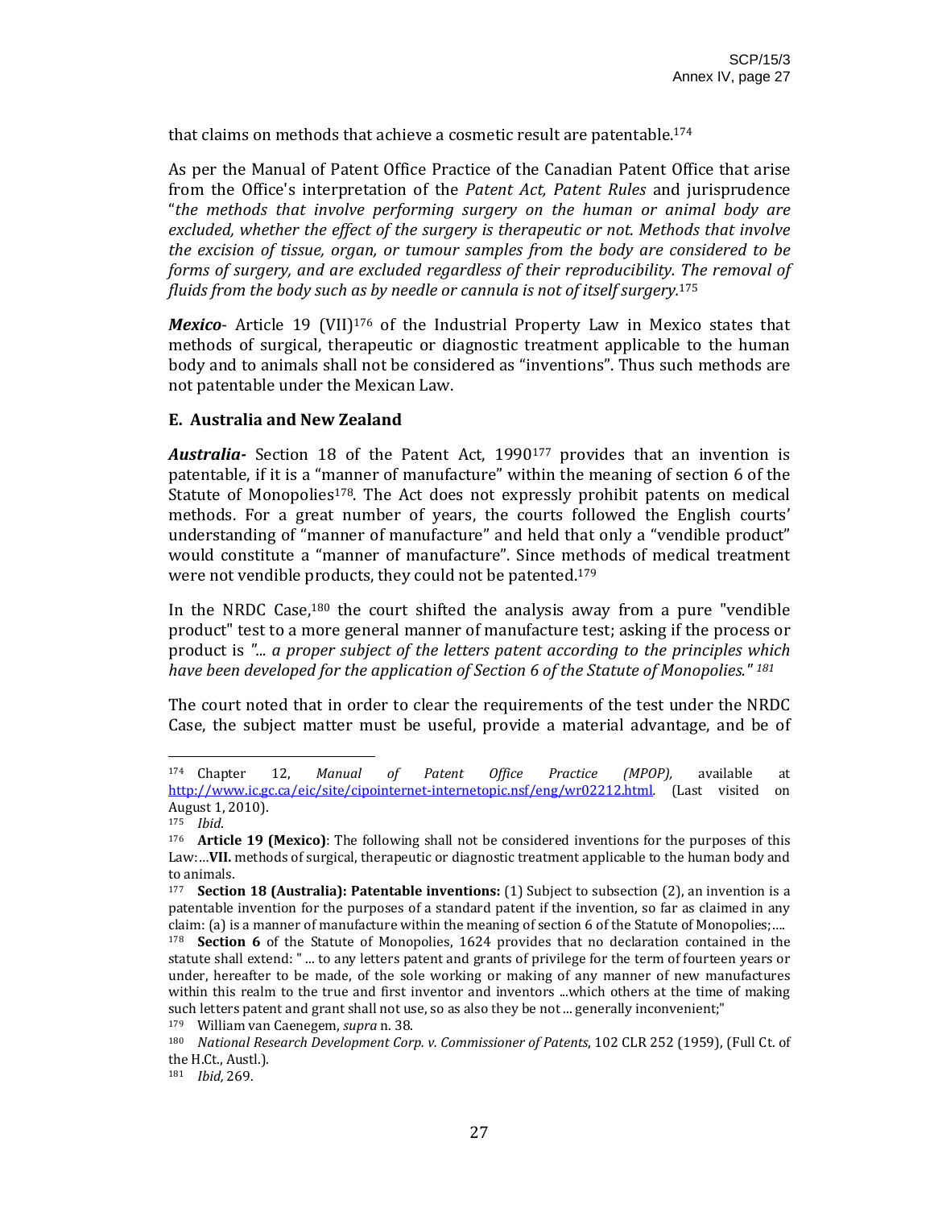that claims on methods that achieve a cosmetic result are patentable.[174]

As per the Manual of Patent Office Practice of the Canadian Patent Office that arise from the Office's interpretation of the *Patent Act, Patent Rules* and jurisprudence "*the methods that involve performing surgery on the human or animal body are excluded, whether the effect of the surgery is therapeutic or not. Methods that involve the excision of tissue, organ, or tumour samples from the body are considered to be forms of surgery, and are excluded regardless of their reproducibility. The removal of fluids from the body such as by needle or cannula is not of itself surgery.*[175]

***Mexico***- Article 19 (VII)[176] of the Industrial Property Law in Mexico states that methods of surgical, therapeutic or diagnostic treatment applicable to the human body and to animals shall not be considered as "inventions". Thus such methods are not patentable under the Mexican Law.

### E. Australia and New Zealand

***Australia-*** Section 18 of the Patent Act, 1990[177] provides that an invention is patentable, if it is a "manner of manufacture" within the meaning of section 6 of the Statute of Monopolies[178]. The Act does not expressly prohibit patents on medical methods. For a great number of years, the courts followed the English courts' understanding of "manner of manufacture" and held that only a "vendible product" would constitute a "manner of manufacture". Since methods of medical treatment were not vendible products, they could not be patented.[179]

In the NRDC Case,[180] the court shifted the analysis away from a pure "vendible product" test to a more general manner of manufacture test; asking if the process or product is *"... a proper subject of the letters patent according to the principles which have been developed for the application of Section 6 of the Statute of Monopolies."* [181]

The court noted that in order to clear the requirements of the test under the NRDC Case, the subject matter must be useful, provide a material advantage, and be of

---

[174] Chapter 12, *Manual of Patent Office Practice (MPOP),* available at http://www.ic.gc.ca/eic/site/cipointernet-internetopic.nsf/eng/wr02212.html. (Last visited on August 1, 2010).

[175] *Ibid*.

[176] **Article 19 (Mexico)**: The following shall not be considered inventions for the purposes of this Law:…**VII.** methods of surgical, therapeutic or diagnostic treatment applicable to the human body and to animals.

[177] **Section 18 (Australia): Patentable inventions:** (1) Subject to subsection (2), an invention is a patentable invention for the purposes of a standard patent if the invention, so far as claimed in any claim: (a) is a manner of manufacture within the meaning of section 6 of the Statute of Monopolies;….

[178] **Section 6** of the Statute of Monopolies, 1624 provides that no declaration contained in the statute shall extend: " ... to any letters patent and grants of privilege for the term of fourteen years or under, hereafter to be made, of the sole working or making of any manner of new manufactures within this realm to the true and first inventor and inventors ...which others at the time of making such letters patent and grant shall not use, so as also they be not ... generally inconvenient;"

[179] William van Caenegem, *supra* n. 38.

[180] *National Research Development Corp. v. Commissioner of Patents*, 102 CLR 252 (1959), (Full Ct. of the H.Ct., Austl.).

[181] *Ibid,* 269.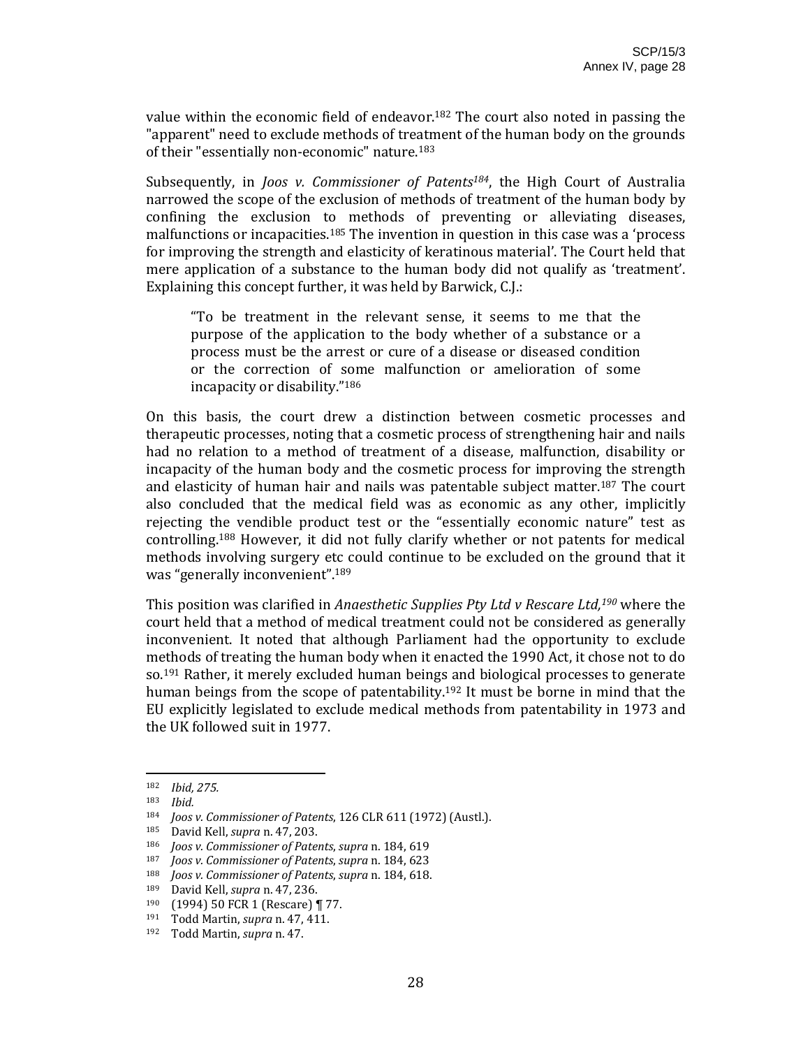value within the economic field of endeavor.[182] The court also noted in passing the "apparent" need to exclude methods of treatment of the human body on the grounds of their "essentially non-economic" nature.[183]

Subsequently, in *Joos v. Commissioner of Patents*[184], the High Court of Australia narrowed the scope of the exclusion of methods of treatment of the human body by confining the exclusion to methods of preventing or alleviating diseases, malfunctions or incapacities.[185] The invention in question in this case was a 'process for improving the strength and elasticity of keratinous material'. The Court held that mere application of a substance to the human body did not qualify as 'treatment'. Explaining this concept further, it was held by Barwick, C.J.:

> "To be treatment in the relevant sense, it seems to me that the purpose of the application to the body whether of a substance or a process must be the arrest or cure of a disease or diseased condition or the correction of some malfunction or amelioration of some incapacity or disability."[186]

On this basis, the court drew a distinction between cosmetic processes and therapeutic processes, noting that a cosmetic process of strengthening hair and nails had no relation to a method of treatment of a disease, malfunction, disability or incapacity of the human body and the cosmetic process for improving the strength and elasticity of human hair and nails was patentable subject matter.[187] The court also concluded that the medical field was as economic as any other, implicitly rejecting the vendible product test or the "essentially economic nature" test as controlling.[188] However, it did not fully clarify whether or not patents for medical methods involving surgery etc could continue to be excluded on the ground that it was "generally inconvenient".[189]

This position was clarified in *Anaesthetic Supplies Pty Ltd v Rescare Ltd,*[190] where the court held that a method of medical treatment could not be considered as generally inconvenient. It noted that although Parliament had the opportunity to exclude methods of treating the human body when it enacted the 1990 Act, it chose not to do so.[191] Rather, it merely excluded human beings and biological processes to generate human beings from the scope of patentability.[192] It must be borne in mind that the EU explicitly legislated to exclude medical methods from patentability in 1973 and the UK followed suit in 1977.

---

[182] *Ibid, 275.*

[183] *Ibid.*

[184] *Joos v. Commissioner of Patents*, 126 CLR 611 (1972) (Austl.).

[185] David Kell, *supra* n. 47, 203.

[186] *Joos v. Commissioner of Patents*, *supra* n. 184, 619

[187] *Joos v. Commissioner of Patents*, *supra* n. 184, 623

[188] *Joos v. Commissioner of Patents*, *supra* n. 184, 618.

[189] David Kell, *supra* n. 47, 236.

[190] (1994) 50 FCR 1 (Rescare) ¶ 77.

[191] Todd Martin, *supra* n. 47, 411.

[192] Todd Martin, *supra* n. 47.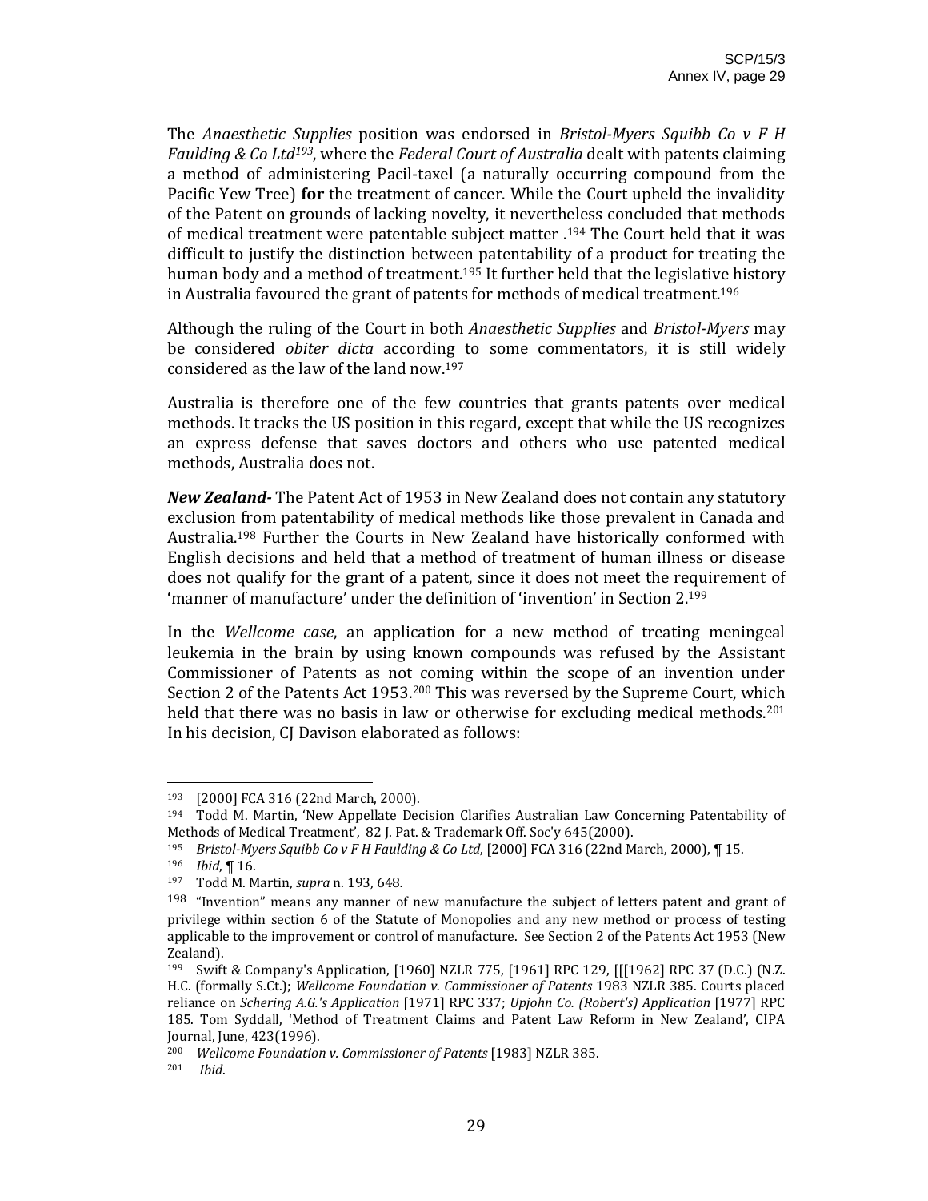The *Anaesthetic Supplies* position was endorsed in *Bristol-Myers Squibb Co v F H Faulding & Co Ltd*[193], where the *Federal Court of Australia* dealt with patents claiming a method of administering Pacil-taxel (a naturally occurring compound from the Pacific Yew Tree) **for** the treatment of cancer. While the Court upheld the invalidity of the Patent on grounds of lacking novelty, it nevertheless concluded that methods of medical treatment were patentable subject matter .[194] The Court held that it was difficult to justify the distinction between patentability of a product for treating the human body and a method of treatment.[195] It further held that the legislative history in Australia favoured the grant of patents for methods of medical treatment.[196]

Although the ruling of the Court in both *Anaesthetic Supplies* and *Bristol-Myers* may be considered *obiter dicta* according to some commentators, it is still widely considered as the law of the land now.[197]

Australia is therefore one of the few countries that grants patents over medical methods. It tracks the US position in this regard, except that while the US recognizes an express defense that saves doctors and others who use patented medical methods, Australia does not.

***New Zealand-*** The Patent Act of 1953 in New Zealand does not contain any statutory exclusion from patentability of medical methods like those prevalent in Canada and Australia.[198] Further the Courts in New Zealand have historically conformed with English decisions and held that a method of treatment of human illness or disease does not qualify for the grant of a patent, since it does not meet the requirement of 'manner of manufacture' under the definition of 'invention' in Section 2.[199]

In the *Wellcome case*, an application for a new method of treating meningeal leukemia in the brain by using known compounds was refused by the Assistant Commissioner of Patents as not coming within the scope of an invention under Section 2 of the Patents Act 1953.[200] This was reversed by the Supreme Court, which held that there was no basis in law or otherwise for excluding medical methods.[201] In his decision, CJ Davison elaborated as follows:

---

[193] [2000] FCA 316 (22nd March, 2000).

[194] Todd M. Martin, 'New Appellate Decision Clarifies Australian Law Concerning Patentability of Methods of Medical Treatment', 82 J. Pat. & Trademark Off. Soc'y 645(2000).

[195] *Bristol-Myers Squibb Co v F H Faulding & Co Ltd*, [2000] FCA 316 (22nd March, 2000), ¶ 15.

[196] *Ibid*, ¶ 16.

[197] Todd M. Martin, *supra* n. 193, 648.

[198] "Invention" means any manner of new manufacture the subject of letters patent and grant of privilege within section 6 of the Statute of Monopolies and any new method or process of testing applicable to the improvement or control of manufacture. See Section 2 of the Patents Act 1953 (New Zealand).

[199] Swift & Company's Application, [1960] NZLR 775, [1961] RPC 129, [[[1962] RPC 37 (D.C.) (N.Z. H.C. (formally S.Ct.); *Wellcome Foundation v. Commissioner of Patents* 1983 NZLR 385. Courts placed reliance on *Schering A.G.'s Application* [1971] RPC 337; *Upjohn Co. (Robert's) Application* [1977] RPC 185. Tom Syddall, 'Method of Treatment Claims and Patent Law Reform in New Zealand', CIPA Journal, June, 423(1996).

[200] *Wellcome Foundation v. Commissioner of Patents* [1983] NZLR 385.

[201] *Ibid*.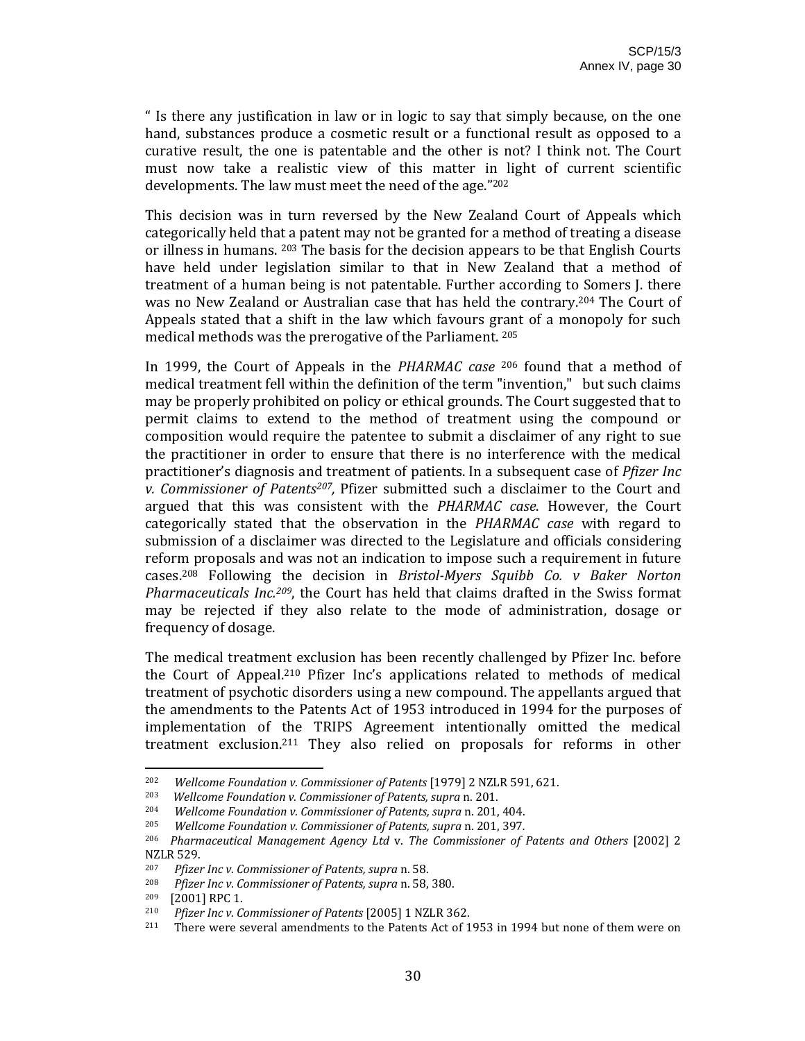" Is there any justification in law or in logic to say that simply because, on the one hand, substances produce a cosmetic result or a functional result as opposed to a curative result, the one is patentable and the other is not? I think not. The Court must now take a realistic view of this matter in light of current scientific developments. The law must meet the need of the age."[202]

This decision was in turn reversed by the New Zealand Court of Appeals which categorically held that a patent may not be granted for a method of treating a disease or illness in humans. [203] The basis for the decision appears to be that English Courts have held under legislation similar to that in New Zealand that a method of treatment of a human being is not patentable. Further according to Somers J. there was no New Zealand or Australian case that has held the contrary.[204] The Court of Appeals stated that a shift in the law which favours grant of a monopoly for such medical methods was the prerogative of the Parliament. [205]

In 1999, the Court of Appeals in the *PHARMAC case* [206] found that a method of medical treatment fell within the definition of the term "invention," but such claims may be properly prohibited on policy or ethical grounds. The Court suggested that to permit claims to extend to the method of treatment using the compound or composition would require the patentee to submit a disclaimer of any right to sue the practitioner in order to ensure that there is no interference with the medical practitioner's diagnosis and treatment of patients. In a subsequent case of *Pfizer Inc v. Commissioner of Patents*[207], Pfizer submitted such a disclaimer to the Court and argued that this was consistent with the *PHARMAC case*. However, the Court categorically stated that the observation in the *PHARMAC case* with regard to submission of a disclaimer was directed to the Legislature and officials considering reform proposals and was not an indication to impose such a requirement in future cases.[208] Following the decision in *Bristol-Myers Squibb Co. v Baker Norton Pharmaceuticals Inc.*[209], the Court has held that claims drafted in the Swiss format may be rejected if they also relate to the mode of administration, dosage or frequency of dosage.

The medical treatment exclusion has been recently challenged by Pfizer Inc. before the Court of Appeal.[210] Pfizer Inc's applications related to methods of medical treatment of psychotic disorders using a new compound. The appellants argued that the amendments to the Patents Act of 1953 introduced in 1994 for the purposes of implementation of the TRIPS Agreement intentionally omitted the medical treatment exclusion.[211] They also relied on proposals for reforms in other

---

[202] *Wellcome Foundation v. Commissioner of Patents* [1979] 2 NZLR 591, 621.

[203] *Wellcome Foundation v. Commissioner of Patents, supra* n. 201.

[204] *Wellcome Foundation v. Commissioner of Patents, supra* n. 201, 404.

[205] *Wellcome Foundation v. Commissioner of Patents, supra* n. 201, 397.

[206] *Pharmaceutical Management Agency Ltd* v. *The Commissioner of Patents and Others* [2002] 2 NZLR 529.

[207] *Pfizer Inc v. Commissioner of Patents, supra* n. 58.

[208] *Pfizer Inc v. Commissioner of Patents, supra* n. 58, 380.

[209] [2001] RPC 1.

[210] *Pfizer Inc v. Commissioner of Patents* [2005] 1 NZLR 362.

[211] There were several amendments to the Patents Act of 1953 in 1994 but none of them were on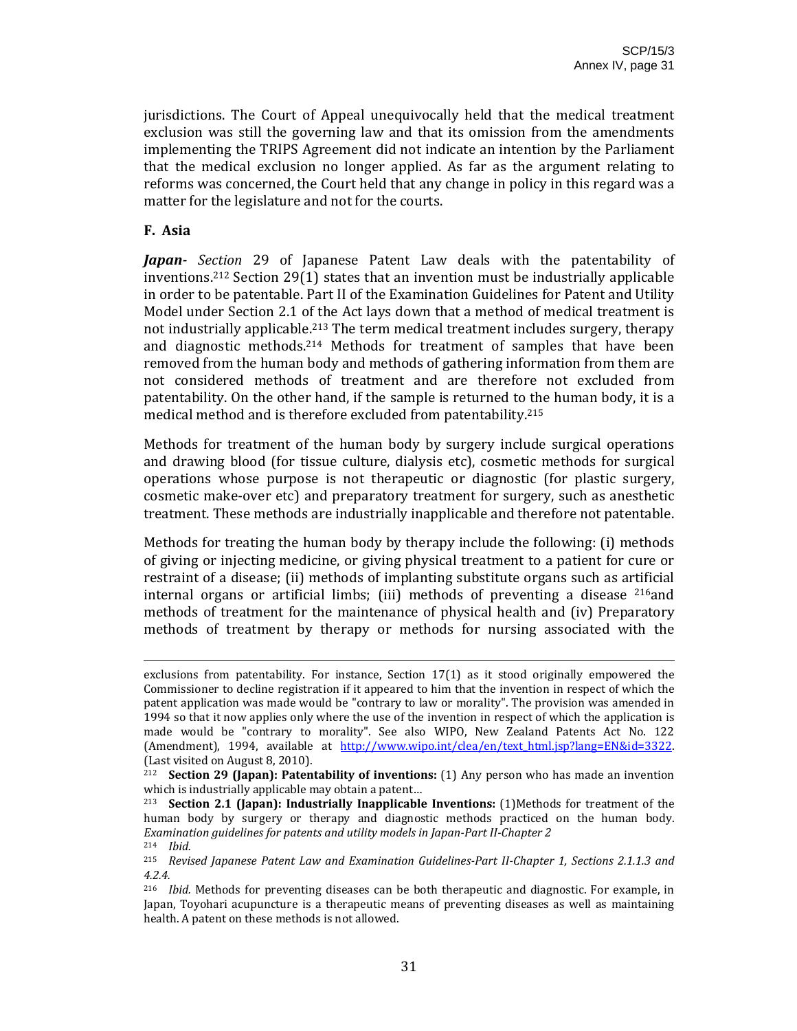jurisdictions. The Court of Appeal unequivocally held that the medical treatment exclusion was still the governing law and that its omission from the amendments implementing the TRIPS Agreement did not indicate an intention by the Parliament that the medical exclusion no longer applied. As far as the argument relating to reforms was concerned, the Court held that any change in policy in this regard was a matter for the legislature and not for the courts.

**F. Asia**

***Japan-*** *Section* 29 of Japanese Patent Law deals with the patentability of inventions.[212] Section 29(1) states that an invention must be industrially applicable in order to be patentable. Part II of the Examination Guidelines for Patent and Utility Model under Section 2.1 of the Act lays down that a method of medical treatment is not industrially applicable.[213] The term medical treatment includes surgery, therapy and diagnostic methods.[214] Methods for treatment of samples that have been removed from the human body and methods of gathering information from them are not considered methods of treatment and are therefore not excluded from patentability. On the other hand, if the sample is returned to the human body, it is a medical method and is therefore excluded from patentability.[215]

Methods for treatment of the human body by surgery include surgical operations and drawing blood (for tissue culture, dialysis etc), cosmetic methods for surgical operations whose purpose is not therapeutic or diagnostic (for plastic surgery, cosmetic make-over etc) and preparatory treatment for surgery, such as anesthetic treatment. These methods are industrially inapplicable and therefore not patentable.

Methods for treating the human body by therapy include the following: (i) methods of giving or injecting medicine, or giving physical treatment to a patient for cure or restraint of a disease; (ii) methods of implanting substitute organs such as artificial internal organs or artificial limbs; (iii) methods of preventing a disease [216]and methods of treatment for the maintenance of physical health and (iv) Preparatory methods of treatment by therapy or methods for nursing associated with the

---

exclusions from patentability. For instance, Section 17(1) as it stood originally empowered the Commissioner to decline registration if it appeared to him that the invention in respect of which the patent application was made would be "contrary to law or morality". The provision was amended in 1994 so that it now applies only where the use of the invention in respect of which the application is made would be "contrary to morality". See also WIPO, New Zealand Patents Act No. 122 (Amendment), 1994, available at http://www.wipo.int/clea/en/text_html.jsp?lang=EN&id=3322. (Last visited on August 8, 2010).

[212] **Section 29 (Japan): Patentability of inventions:** (1) Any person who has made an invention which is industrially applicable may obtain a patent…

[213] **Section 2.1 (Japan): Industrially Inapplicable Inventions:** (1)Methods for treatment of the human body by surgery or therapy and diagnostic methods practiced on the human body. *Examination guidelines for patents and utility models in Japan-Part II-Chapter 2*

[214] *Ibid.*

[215] *Revised Japanese Patent Law and Examination Guidelines-Part II-Chapter 1, Sections 2.1.1.3 and 4.2.4.*

[216] *Ibid.* Methods for preventing diseases can be both therapeutic and diagnostic. For example, in Japan, Toyohari acupuncture is a therapeutic means of preventing diseases as well as maintaining health. A patent on these methods is not allowed.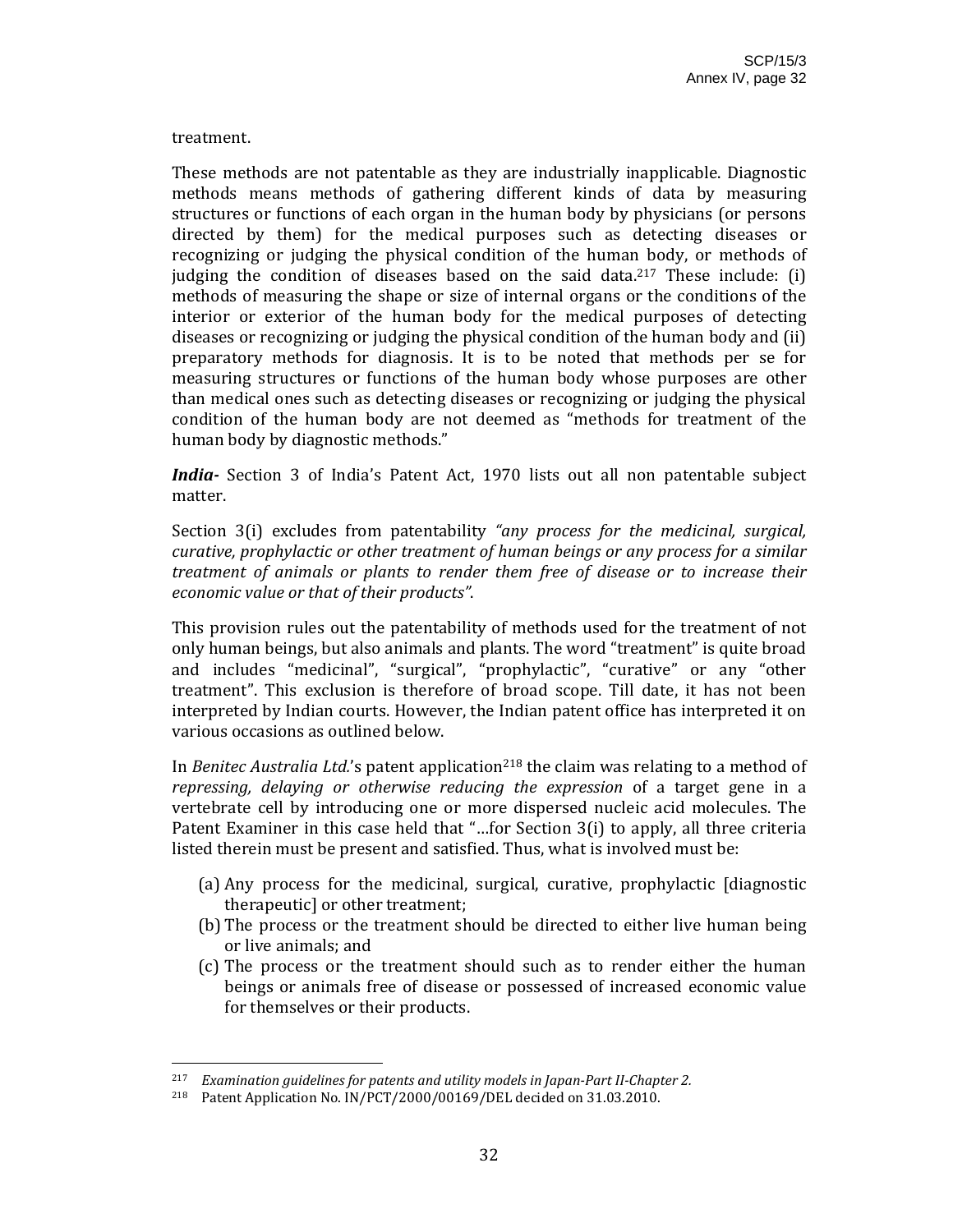treatment.

These methods are not patentable as they are industrially inapplicable. Diagnostic methods means methods of gathering different kinds of data by measuring structures or functions of each organ in the human body by physicians (or persons directed by them) for the medical purposes such as detecting diseases or recognizing or judging the physical condition of the human body, or methods of judging the condition of diseases based on the said data.[217] These include: (i) methods of measuring the shape or size of internal organs or the conditions of the interior or exterior of the human body for the medical purposes of detecting diseases or recognizing or judging the physical condition of the human body and (ii) preparatory methods for diagnosis. It is to be noted that methods per se for measuring structures or functions of the human body whose purposes are other than medical ones such as detecting diseases or recognizing or judging the physical condition of the human body are not deemed as "methods for treatment of the human body by diagnostic methods."

***India-*** Section 3 of India's Patent Act, 1970 lists out all non patentable subject matter.

Section 3(i) excludes from patentability *"any process for the medicinal, surgical, curative, prophylactic or other treatment of human beings or any process for a similar treatment of animals or plants to render them free of disease or to increase their economic value or that of their products"*.

This provision rules out the patentability of methods used for the treatment of not only human beings, but also animals and plants. The word "treatment" is quite broad and includes "medicinal", "surgical", "prophylactic", "curative" or any "other treatment". This exclusion is therefore of broad scope. Till date, it has not been interpreted by Indian courts. However, the Indian patent office has interpreted it on various occasions as outlined below.

In *Benitec Australia Ltd.*'s patent application[218] the claim was relating to a method of *repressing, delaying or otherwise reducing the expression* of a target gene in a vertebrate cell by introducing one or more dispersed nucleic acid molecules. The Patent Examiner in this case held that "…for Section 3(i) to apply, all three criteria listed therein must be present and satisfied. Thus, what is involved must be:

(a) Any process for the medicinal, surgical, curative, prophylactic [diagnostic therapeutic] or other treatment;
(b) The process or the treatment should be directed to either live human being or live animals; and
(c) The process or the treatment should such as to render either the human beings or animals free of disease or possessed of increased economic value for themselves or their products.

---

[217] *Examination guidelines for patents and utility models in Japan-Part II-Chapter 2.*

[218] Patent Application No. IN/PCT/2000/00169/DEL decided on 31.03.2010.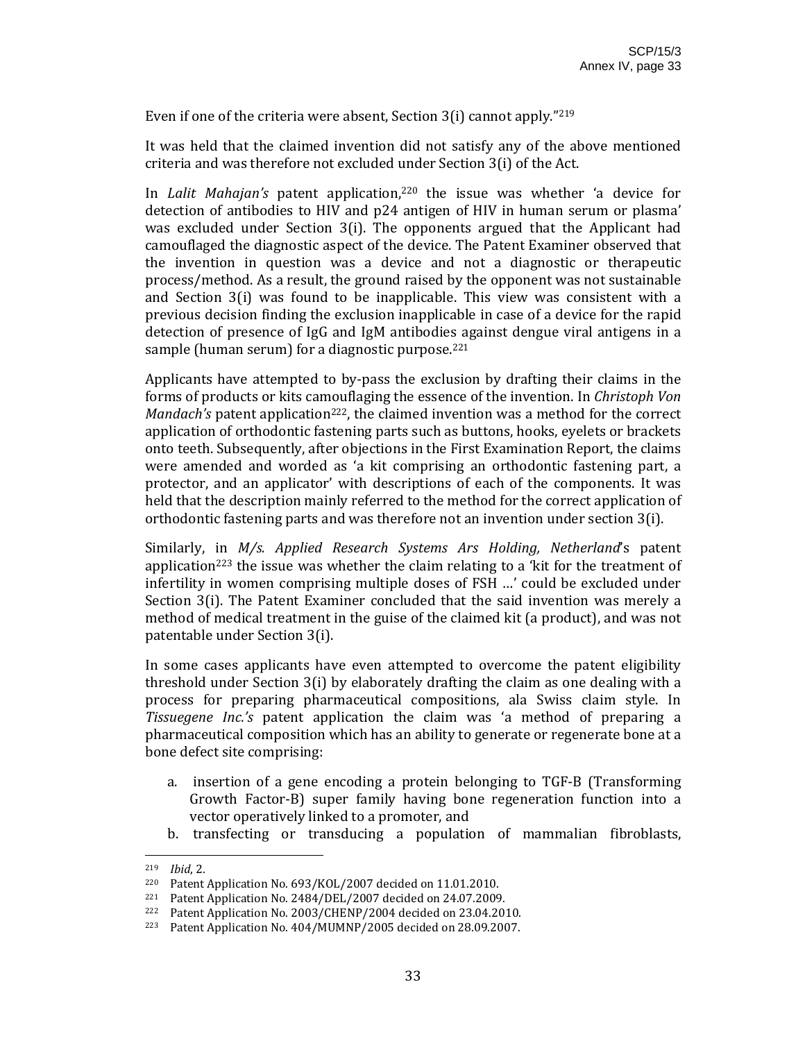Even if one of the criteria were absent, Section 3(i) cannot apply."[219]

It was held that the claimed invention did not satisfy any of the above mentioned criteria and was therefore not excluded under Section 3(i) of the Act.

In *Lalit Mahajan's* patent application,[220] the issue was whether 'a device for detection of antibodies to HIV and p24 antigen of HIV in human serum or plasma' was excluded under Section 3(i). The opponents argued that the Applicant had camouflaged the diagnostic aspect of the device. The Patent Examiner observed that the invention in question was a device and not a diagnostic or therapeutic process/method. As a result, the ground raised by the opponent was not sustainable and Section 3(i) was found to be inapplicable. This view was consistent with a previous decision finding the exclusion inapplicable in case of a device for the rapid detection of presence of IgG and IgM antibodies against dengue viral antigens in a sample (human serum) for a diagnostic purpose.[221]

Applicants have attempted to by-pass the exclusion by drafting their claims in the forms of products or kits camouflaging the essence of the invention. In *Christoph Von Mandach's* patent application[222], the claimed invention was a method for the correct application of orthodontic fastening parts such as buttons, hooks, eyelets or brackets onto teeth. Subsequently, after objections in the First Examination Report, the claims were amended and worded as 'a kit comprising an orthodontic fastening part, a protector, and an applicator' with descriptions of each of the components. It was held that the description mainly referred to the method for the correct application of orthodontic fastening parts and was therefore not an invention under section 3(i).

Similarly, in *M/s. Applied Research Systems Ars Holding, Netherland*'s patent application[223] the issue was whether the claim relating to a 'kit for the treatment of infertility in women comprising multiple doses of FSH …' could be excluded under Section 3(i). The Patent Examiner concluded that the said invention was merely a method of medical treatment in the guise of the claimed kit (a product), and was not patentable under Section 3(i).

In some cases applicants have even attempted to overcome the patent eligibility threshold under Section 3(i) by elaborately drafting the claim as one dealing with a process for preparing pharmaceutical compositions, ala Swiss claim style. In *Tissuegene Inc.'s* patent application the claim was 'a method of preparing a pharmaceutical composition which has an ability to generate or regenerate bone at a bone defect site comprising:

a. insertion of a gene encoding a protein belonging to TGF-B (Transforming Growth Factor-B) super family having bone regeneration function into a vector operatively linked to a promoter, and
b. transfecting or transducing a population of mammalian fibroblasts,

---

[219] *Ibid*, 2.
[220] Patent Application No. 693/KOL/2007 decided on 11.01.2010.
[221] Patent Application No. 2484/DEL/2007 decided on 24.07.2009.
[222] Patent Application No. 2003/CHENP/2004 decided on 23.04.2010.
[223] Patent Application No. 404/MUMNP/2005 decided on 28.09.2007.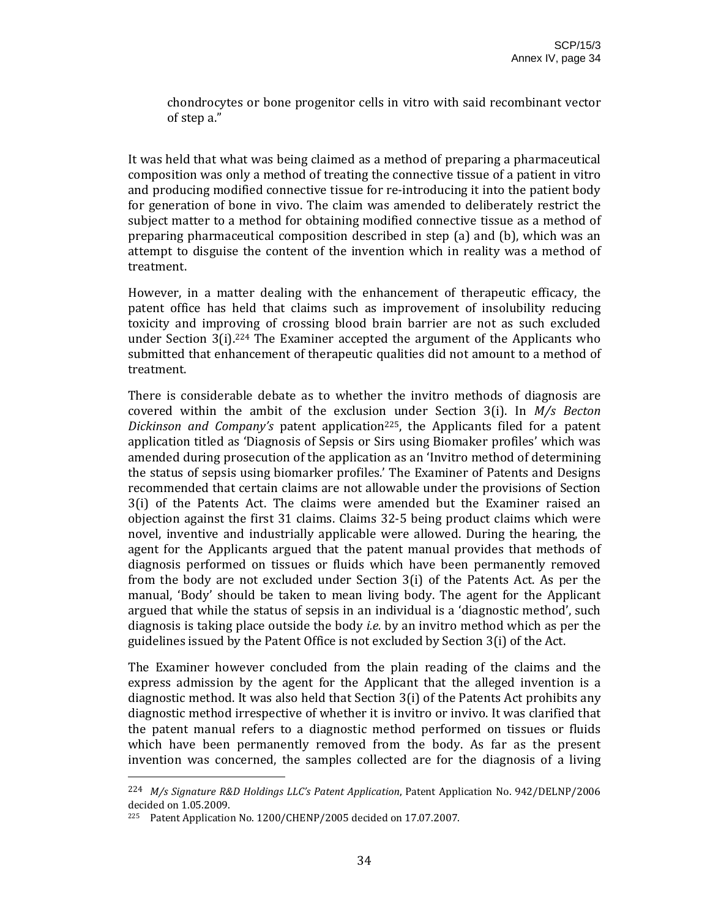chondrocytes or bone progenitor cells in vitro with said recombinant vector of step a."

It was held that what was being claimed as a method of preparing a pharmaceutical composition was only a method of treating the connective tissue of a patient in vitro and producing modified connective tissue for re-introducing it into the patient body for generation of bone in vivo. The claim was amended to deliberately restrict the subject matter to a method for obtaining modified connective tissue as a method of preparing pharmaceutical composition described in step (a) and (b), which was an attempt to disguise the content of the invention which in reality was a method of treatment.

However, in a matter dealing with the enhancement of therapeutic efficacy, the patent office has held that claims such as improvement of insolubility reducing toxicity and improving of crossing blood brain barrier are not as such excluded under Section 3(i).[224] The Examiner accepted the argument of the Applicants who submitted that enhancement of therapeutic qualities did not amount to a method of treatment.

There is considerable debate as to whether the invitro methods of diagnosis are covered within the ambit of the exclusion under Section 3(i). In *M/s Becton Dickinson and Company's* patent application[225], the Applicants filed for a patent application titled as 'Diagnosis of Sepsis or Sirs using Biomaker profiles' which was amended during prosecution of the application as an 'Invitro method of determining the status of sepsis using biomarker profiles.' The Examiner of Patents and Designs recommended that certain claims are not allowable under the provisions of Section 3(i) of the Patents Act. The claims were amended but the Examiner raised an objection against the first 31 claims. Claims 32-5 being product claims which were novel, inventive and industrially applicable were allowed. During the hearing, the agent for the Applicants argued that the patent manual provides that methods of diagnosis performed on tissues or fluids which have been permanently removed from the body are not excluded under Section 3(i) of the Patents Act. As per the manual, 'Body' should be taken to mean living body. The agent for the Applicant argued that while the status of sepsis in an individual is a 'diagnostic method', such diagnosis is taking place outside the body *i.e.* by an invitro method which as per the guidelines issued by the Patent Office is not excluded by Section 3(i) of the Act.

The Examiner however concluded from the plain reading of the claims and the express admission by the agent for the Applicant that the alleged invention is a diagnostic method. It was also held that Section 3(i) of the Patents Act prohibits any diagnostic method irrespective of whether it is invitro or invivo. It was clarified that the patent manual refers to a diagnostic method performed on tissues or fluids which have been permanently removed from the body. As far as the present invention was concerned, the samples collected are for the diagnosis of a living

---

[224] *M/s Signature R&D Holdings LLC's Patent Application*, Patent Application No. 942/DELNP/2006 decided on 1.05.2009.

[225] Patent Application No. 1200/CHENP/2005 decided on 17.07.2007.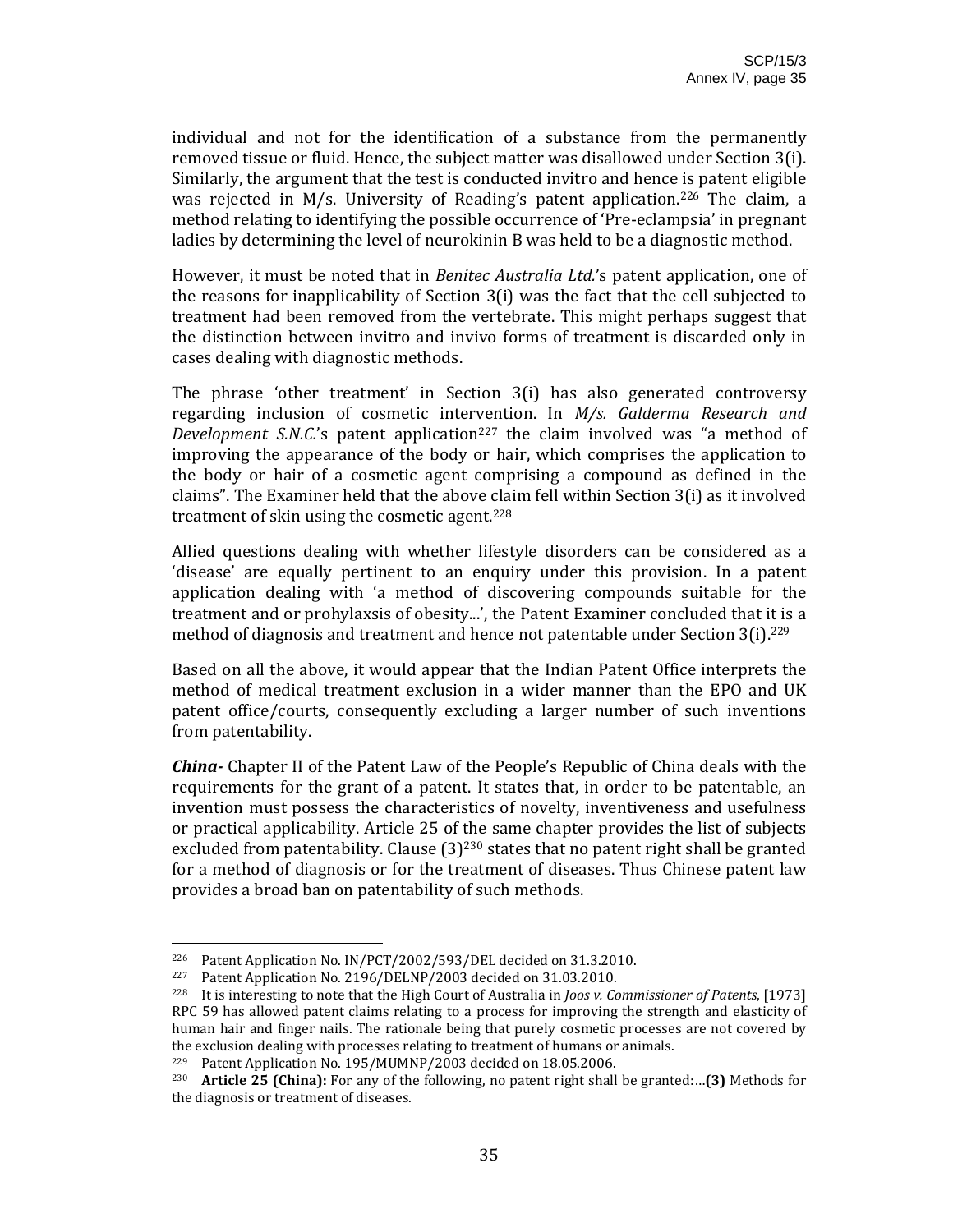individual and not for the identification of a substance from the permanently removed tissue or fluid. Hence, the subject matter was disallowed under Section 3(i). Similarly, the argument that the test is conducted invitro and hence is patent eligible was rejected in M/s. University of Reading's patent application.[226] The claim, a method relating to identifying the possible occurrence of 'Pre-eclampsia' in pregnant ladies by determining the level of neurokinin B was held to be a diagnostic method.

However, it must be noted that in *Benitec Australia Ltd.*'s patent application, one of the reasons for inapplicability of Section 3(i) was the fact that the cell subjected to treatment had been removed from the vertebrate. This might perhaps suggest that the distinction between invitro and invivo forms of treatment is discarded only in cases dealing with diagnostic methods.

The phrase 'other treatment' in Section 3(i) has also generated controversy regarding inclusion of cosmetic intervention. In *M/s. Galderma Research and Development S.N.C.*'s patent application[227] the claim involved was "a method of improving the appearance of the body or hair, which comprises the application to the body or hair of a cosmetic agent comprising a compound as defined in the claims". The Examiner held that the above claim fell within Section 3(i) as it involved treatment of skin using the cosmetic agent.[228]

Allied questions dealing with whether lifestyle disorders can be considered as a 'disease' are equally pertinent to an enquiry under this provision. In a patent application dealing with 'a method of discovering compounds suitable for the treatment and or prohylaxsis of obesity...', the Patent Examiner concluded that it is a method of diagnosis and treatment and hence not patentable under Section 3(i).[229]

Based on all the above, it would appear that the Indian Patent Office interprets the method of medical treatment exclusion in a wider manner than the EPO and UK patent office/courts, consequently excluding a larger number of such inventions from patentability.

***China-*** Chapter II of the Patent Law of the People's Republic of China deals with the requirements for the grant of a patent. It states that, in order to be patentable, an invention must possess the characteristics of novelty, inventiveness and usefulness or practical applicability. Article 25 of the same chapter provides the list of subjects excluded from patentability. Clause (3)[230] states that no patent right shall be granted for a method of diagnosis or for the treatment of diseases. Thus Chinese patent law provides a broad ban on patentability of such methods.

---

[226] Patent Application No. IN/PCT/2002/593/DEL decided on 31.3.2010.

[227] Patent Application No. 2196/DELNP/2003 decided on 31.03.2010.

[228] It is interesting to note that the High Court of Australia in *Joos v. Commissioner of Patents*, [1973] RPC 59 has allowed patent claims relating to a process for improving the strength and elasticity of human hair and finger nails. The rationale being that purely cosmetic processes are not covered by the exclusion dealing with processes relating to treatment of humans or animals.

[229] Patent Application No. 195/MUMNP/2003 decided on 18.05.2006.

[230] **Article 25 (China):** For any of the following, no patent right shall be granted:…**(3)** Methods for the diagnosis or treatment of diseases.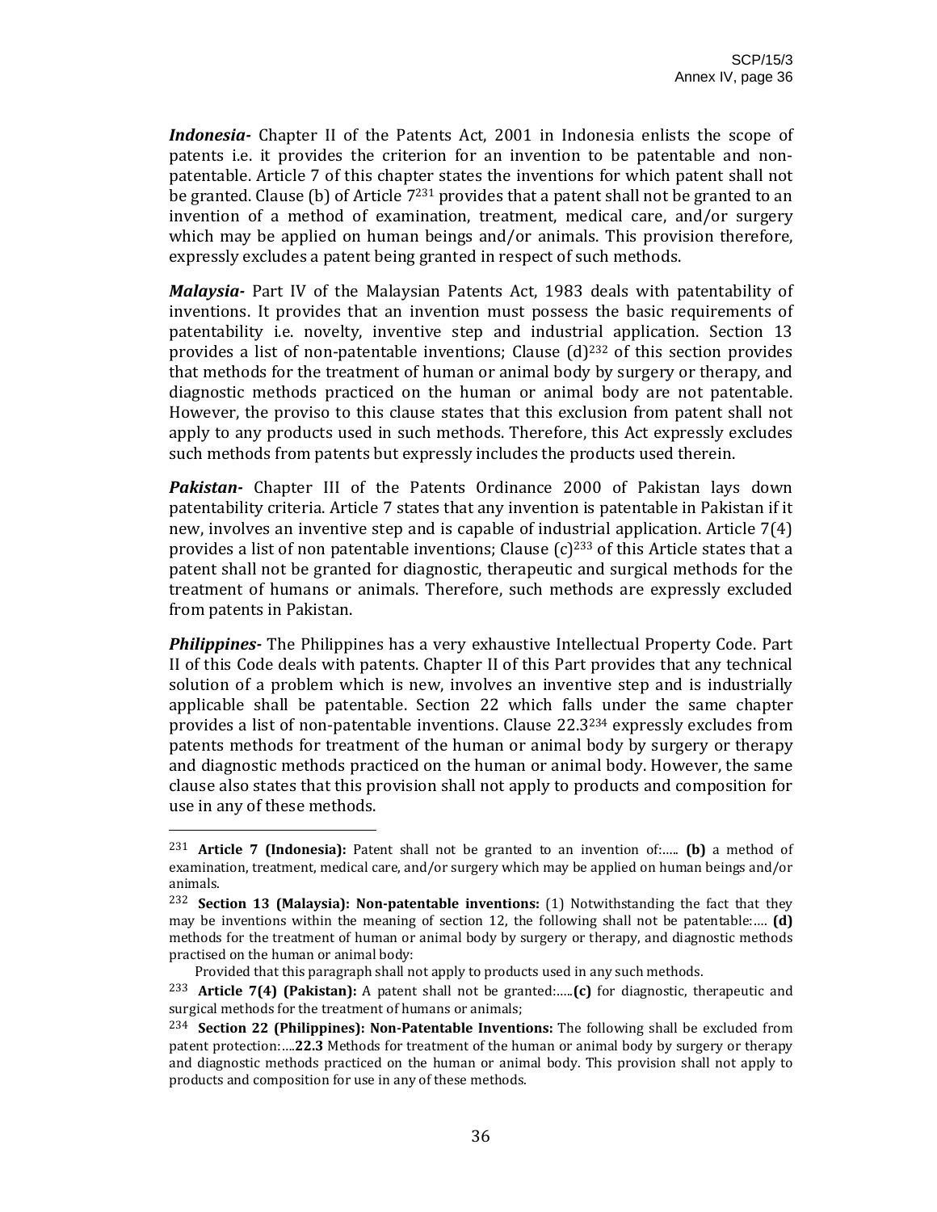***Indonesia-*** Chapter II of the Patents Act, 2001 in Indonesia enlists the scope of patents i.e. it provides the criterion for an invention to be patentable and non-patentable. Article 7 of this chapter states the inventions for which patent shall not be granted. Clause (b) of Article 7[231] provides that a patent shall not be granted to an invention of a method of examination, treatment, medical care, and/or surgery which may be applied on human beings and/or animals. This provision therefore, expressly excludes a patent being granted in respect of such methods.

***Malaysia-*** Part IV of the Malaysian Patents Act, 1983 deals with patentability of inventions. It provides that an invention must possess the basic requirements of patentability i.e. novelty, inventive step and industrial application. Section 13 provides a list of non-patentable inventions; Clause (d)[232] of this section provides that methods for the treatment of human or animal body by surgery or therapy, and diagnostic methods practiced on the human or animal body are not patentable. However, the proviso to this clause states that this exclusion from patent shall not apply to any products used in such methods. Therefore, this Act expressly excludes such methods from patents but expressly includes the products used therein.

***Pakistan-*** Chapter III of the Patents Ordinance 2000 of Pakistan lays down patentability criteria. Article 7 states that any invention is patentable in Pakistan if it new, involves an inventive step and is capable of industrial application. Article 7(4) provides a list of non patentable inventions; Clause (c)[233] of this Article states that a patent shall not be granted for diagnostic, therapeutic and surgical methods for the treatment of humans or animals. Therefore, such methods are expressly excluded from patents in Pakistan.

***Philippines-*** The Philippines has a very exhaustive Intellectual Property Code. Part II of this Code deals with patents. Chapter II of this Part provides that any technical solution of a problem which is new, involves an inventive step and is industrially applicable shall be patentable. Section 22 which falls under the same chapter provides a list of non-patentable inventions. Clause 22.3[234] expressly excludes from patents methods for treatment of the human or animal body by surgery or therapy and diagnostic methods practiced on the human or animal body. However, the same clause also states that this provision shall not apply to products and composition for use in any of these methods.

---

[231] **Article 7 (Indonesia):** Patent shall not be granted to an invention of:….. **(b)** a method of examination, treatment, medical care, and/or surgery which may be applied on human beings and/or animals.

[232] **Section 13 (Malaysia): Non-patentable inventions:** (1) Notwithstanding the fact that they may be inventions within the meaning of section 12, the following shall not be patentable:…. **(d)** methods for the treatment of human or animal body by surgery or therapy, and diagnostic methods practised on the human or animal body:

Provided that this paragraph shall not apply to products used in any such methods.

[233] **Article 7(4) (Pakistan):** A patent shall not be granted:…..**(c)** for diagnostic, therapeutic and surgical methods for the treatment of humans or animals;

[234] **Section 22 (Philippines): Non-Patentable Inventions:** The following shall be excluded from patent protection:….**22.3** Methods for treatment of the human or animal body by surgery or therapy and diagnostic methods practiced on the human or animal body. This provision shall not apply to products and composition for use in any of these methods.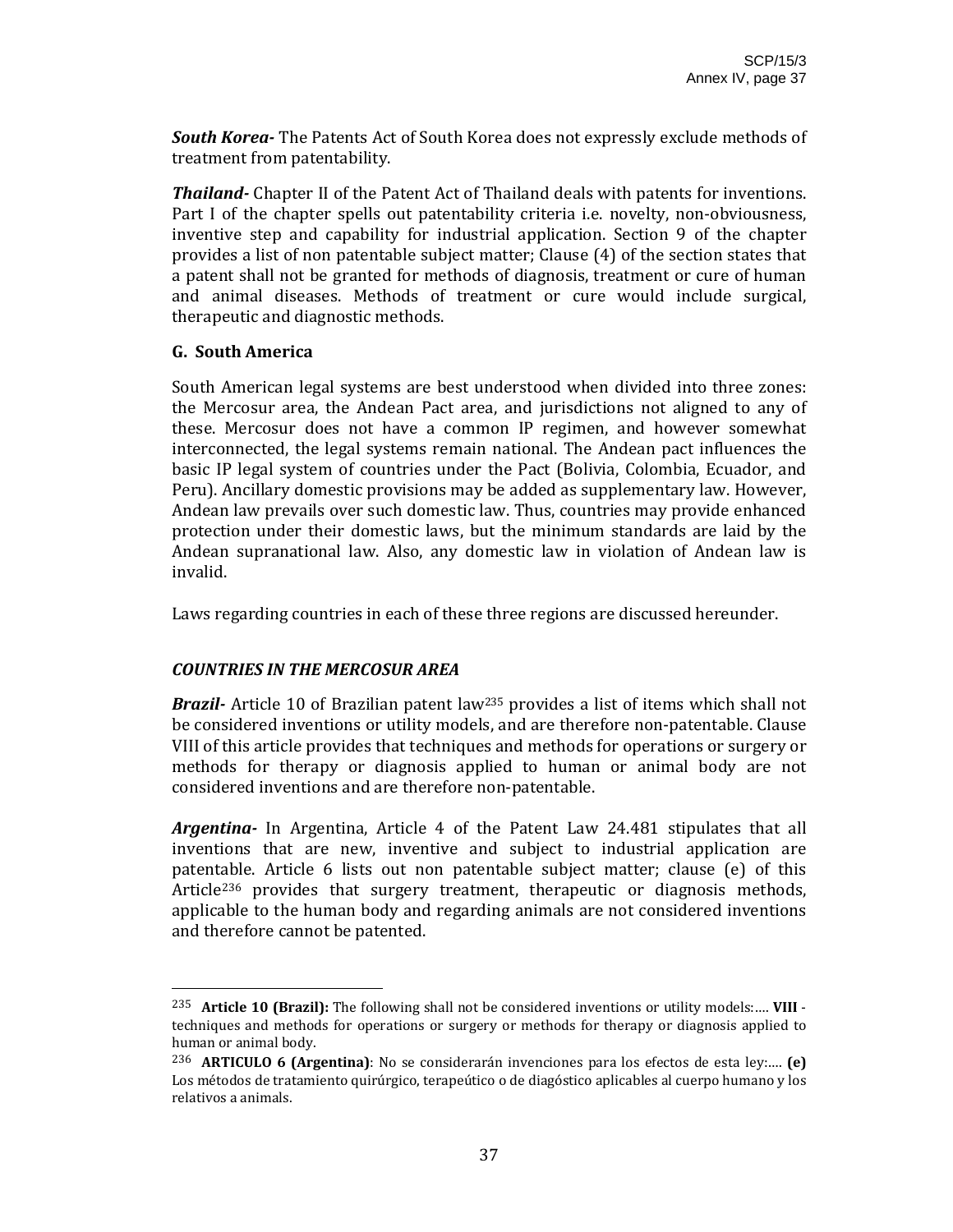***South Korea-*** The Patents Act of South Korea does not expressly exclude methods of treatment from patentability.

***Thailand-*** Chapter II of the Patent Act of Thailand deals with patents for inventions. Part I of the chapter spells out patentability criteria i.e. novelty, non-obviousness, inventive step and capability for industrial application. Section 9 of the chapter provides a list of non patentable subject matter; Clause (4) of the section states that a patent shall not be granted for methods of diagnosis, treatment or cure of human and animal diseases. Methods of treatment or cure would include surgical, therapeutic and diagnostic methods.

**G. South America**

South American legal systems are best understood when divided into three zones: the Mercosur area, the Andean Pact area, and jurisdictions not aligned to any of these. Mercosur does not have a common IP regimen, and however somewhat interconnected, the legal systems remain national. The Andean pact influences the basic IP legal system of countries under the Pact (Bolivia, Colombia, Ecuador, and Peru). Ancillary domestic provisions may be added as supplementary law. However, Andean law prevails over such domestic law. Thus, countries may provide enhanced protection under their domestic laws, but the minimum standards are laid by the Andean supranational law. Also, any domestic law in violation of Andean law is invalid.

Laws regarding countries in each of these three regions are discussed hereunder.

***COUNTRIES IN THE MERCOSUR AREA***

***Brazil-*** Article 10 of Brazilian patent law[235] provides a list of items which shall not be considered inventions or utility models, and are therefore non-patentable. Clause VIII of this article provides that techniques and methods for operations or surgery or methods for therapy or diagnosis applied to human or animal body are not considered inventions and are therefore non-patentable.

***Argentina-*** In Argentina, Article 4 of the Patent Law 24.481 stipulates that all inventions that are new, inventive and subject to industrial application are patentable. Article 6 lists out non patentable subject matter; clause (e) of this Article[236] provides that surgery treatment, therapeutic or diagnosis methods, applicable to the human body and regarding animals are not considered inventions and therefore cannot be patented.

---

[235] **Article 10 (Brazil):** The following shall not be considered inventions or utility models:…. **VIII** - techniques and methods for operations or surgery or methods for therapy or diagnosis applied to human or animal body.

[236] **ARTICULO 6 (Argentina)**: No se considerarán invenciones para los efectos de esta ley:…. **(e)** Los métodos de tratamiento quirúrgico, terapeútico o de diagóstico aplicables al cuerpo humano y los relativos a animals.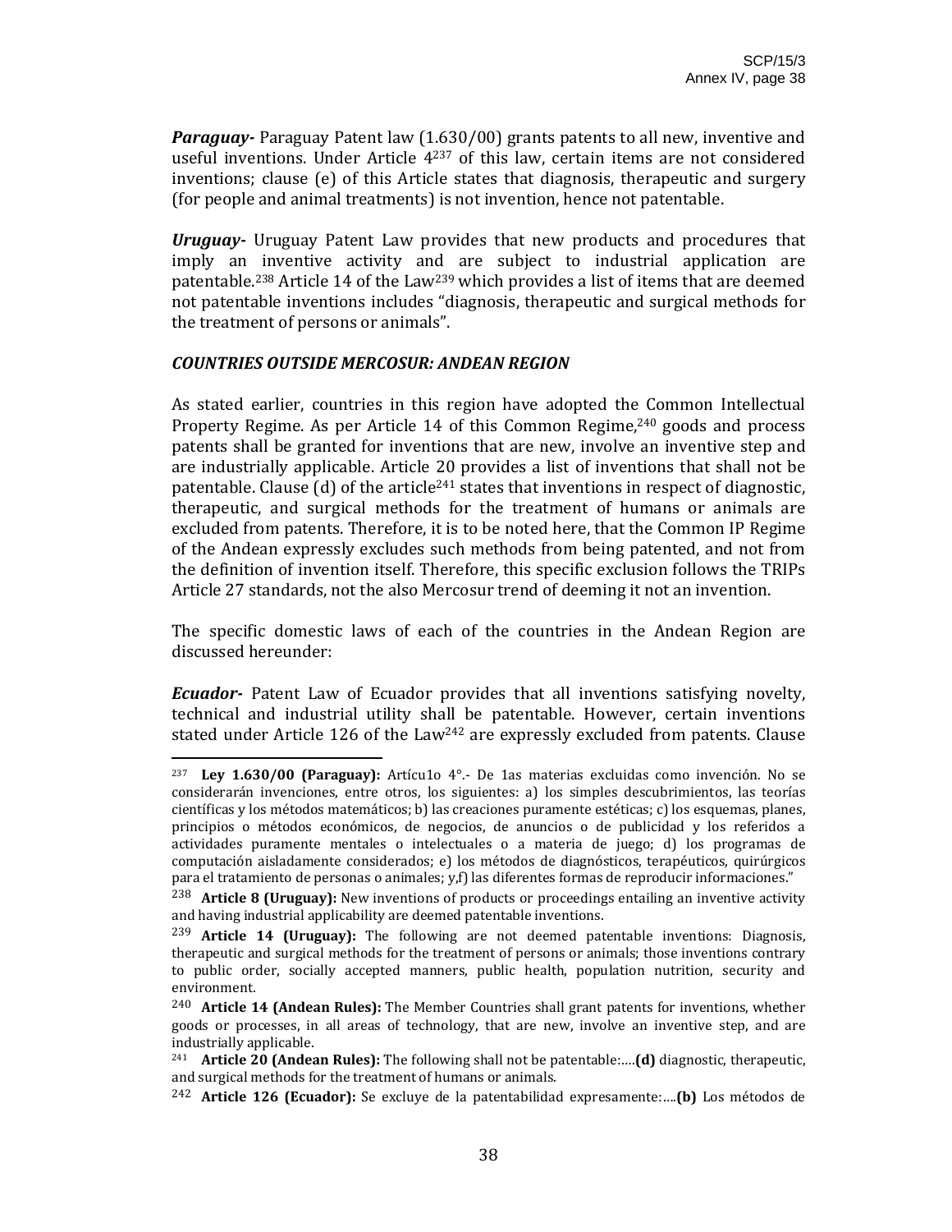***Paraguay-*** Paraguay Patent law (1.630/00) grants patents to all new, inventive and useful inventions. Under Article 4[237] of this law, certain items are not considered inventions; clause (e) of this Article states that diagnosis, therapeutic and surgery (for people and animal treatments) is not invention, hence not patentable.

***Uruguay-*** Uruguay Patent Law provides that new products and procedures that imply an inventive activity and are subject to industrial application are patentable.[238] Article 14 of the Law[239] which provides a list of items that are deemed not patentable inventions includes "diagnosis, therapeutic and surgical methods for the treatment of persons or animals".

***COUNTRIES OUTSIDE MERCOSUR: ANDEAN REGION***

As stated earlier, countries in this region have adopted the Common Intellectual Property Regime. As per Article 14 of this Common Regime,[240] goods and process patents shall be granted for inventions that are new, involve an inventive step and are industrially applicable. Article 20 provides a list of inventions that shall not be patentable. Clause (d) of the article[241] states that inventions in respect of diagnostic, therapeutic, and surgical methods for the treatment of humans or animals are excluded from patents. Therefore, it is to be noted here, that the Common IP Regime of the Andean expressly excludes such methods from being patented, and not from the definition of invention itself. Therefore, this specific exclusion follows the TRIPs Article 27 standards, not the also Mercosur trend of deeming it not an invention.

The specific domestic laws of each of the countries in the Andean Region are discussed hereunder:

***Ecuador-*** Patent Law of Ecuador provides that all inventions satisfying novelty, technical and industrial utility shall be patentable. However, certain inventions stated under Article 126 of the Law[242] are expressly excluded from patents. Clause

---

[237] **Ley 1.630/00 (Paraguay):** Artícu1o 4°.- De 1as materias excluidas como invención. No se considerarán invenciones, entre otros, los siguientes: a) los simples descubrimientos, las teorías científicas y los métodos matemáticos; b) las creaciones puramente estéticas; c) los esquemas, planes, principios o métodos económicos, de negocios, de anuncios o de publicidad y los referidos a actividades puramente mentales o intelectuales o a materia de juego; d) los programas de computación aisladamente considerados; e) los métodos de diagnósticos, terapéuticos, quirúrgicos para el tratamiento de personas o animales; y,f) las diferentes formas de reproducir informaciones."

[238] **Article 8 (Uruguay):** New inventions of products or proceedings entailing an inventive activity and having industrial applicability are deemed patentable inventions.

[239] **Article 14 (Uruguay):** The following are not deemed patentable inventions: Diagnosis, therapeutic and surgical methods for the treatment of persons or animals; those inventions contrary to public order, socially accepted manners, public health, population nutrition, security and environment.

[240] **Article 14 (Andean Rules):** The Member Countries shall grant patents for inventions, whether goods or processes, in all areas of technology, that are new, involve an inventive step, and are industrially applicable.

[241] **Article 20 (Andean Rules):** The following shall not be patentable:….**(d)** diagnostic, therapeutic, and surgical methods for the treatment of humans or animals.

[242] **Article 126 (Ecuador):** Se excluye de la patentabilidad expresamente:….**(b)** Los métodos de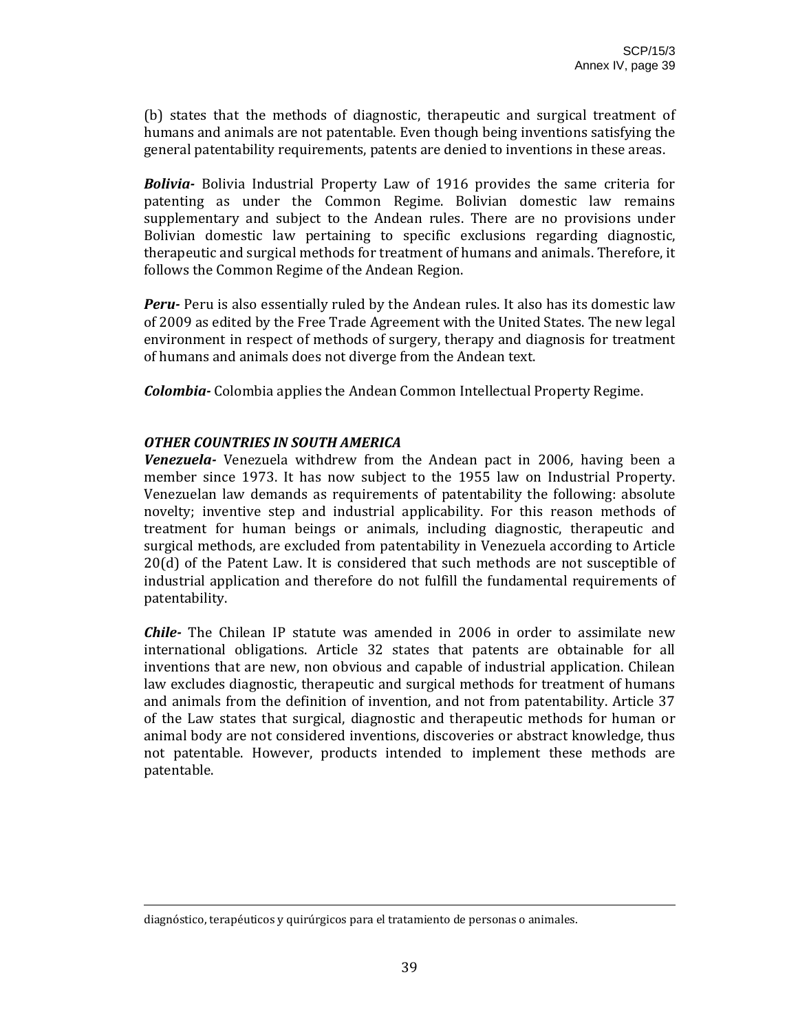(b) states that the methods of diagnostic, therapeutic and surgical treatment of humans and animals are not patentable. Even though being inventions satisfying the general patentability requirements, patents are denied to inventions in these areas.

***Bolivia-*** Bolivia Industrial Property Law of 1916 provides the same criteria for patenting as under the Common Regime. Bolivian domestic law remains supplementary and subject to the Andean rules. There are no provisions under Bolivian domestic law pertaining to specific exclusions regarding diagnostic, therapeutic and surgical methods for treatment of humans and animals. Therefore, it follows the Common Regime of the Andean Region.

***Peru-*** Peru is also essentially ruled by the Andean rules. It also has its domestic law of 2009 as edited by the Free Trade Agreement with the United States. The new legal environment in respect of methods of surgery, therapy and diagnosis for treatment of humans and animals does not diverge from the Andean text.

***Colombia-*** Colombia applies the Andean Common Intellectual Property Regime.

### *OTHER COUNTRIES IN SOUTH AMERICA*

***Venezuela-*** Venezuela withdrew from the Andean pact in 2006, having been a member since 1973. It has now subject to the 1955 law on Industrial Property. Venezuelan law demands as requirements of patentability the following: absolute novelty; inventive step and industrial applicability. For this reason methods of treatment for human beings or animals, including diagnostic, therapeutic and surgical methods, are excluded from patentability in Venezuela according to Article 20(d) of the Patent Law. It is considered that such methods are not susceptible of industrial application and therefore do not fulfill the fundamental requirements of patentability.

***Chile-*** The Chilean IP statute was amended in 2006 in order to assimilate new international obligations. Article 32 states that patents are obtainable for all inventions that are new, non obvious and capable of industrial application. Chilean law excludes diagnostic, therapeutic and surgical methods for treatment of humans and animals from the definition of invention, and not from patentability. Article 37 of the Law states that surgical, diagnostic and therapeutic methods for human or animal body are not considered inventions, discoveries or abstract knowledge, thus not patentable. However, products intended to implement these methods are patentable.

---

diagnóstico, terapéuticos y quirúrgicos para el tratamiento de personas o animales.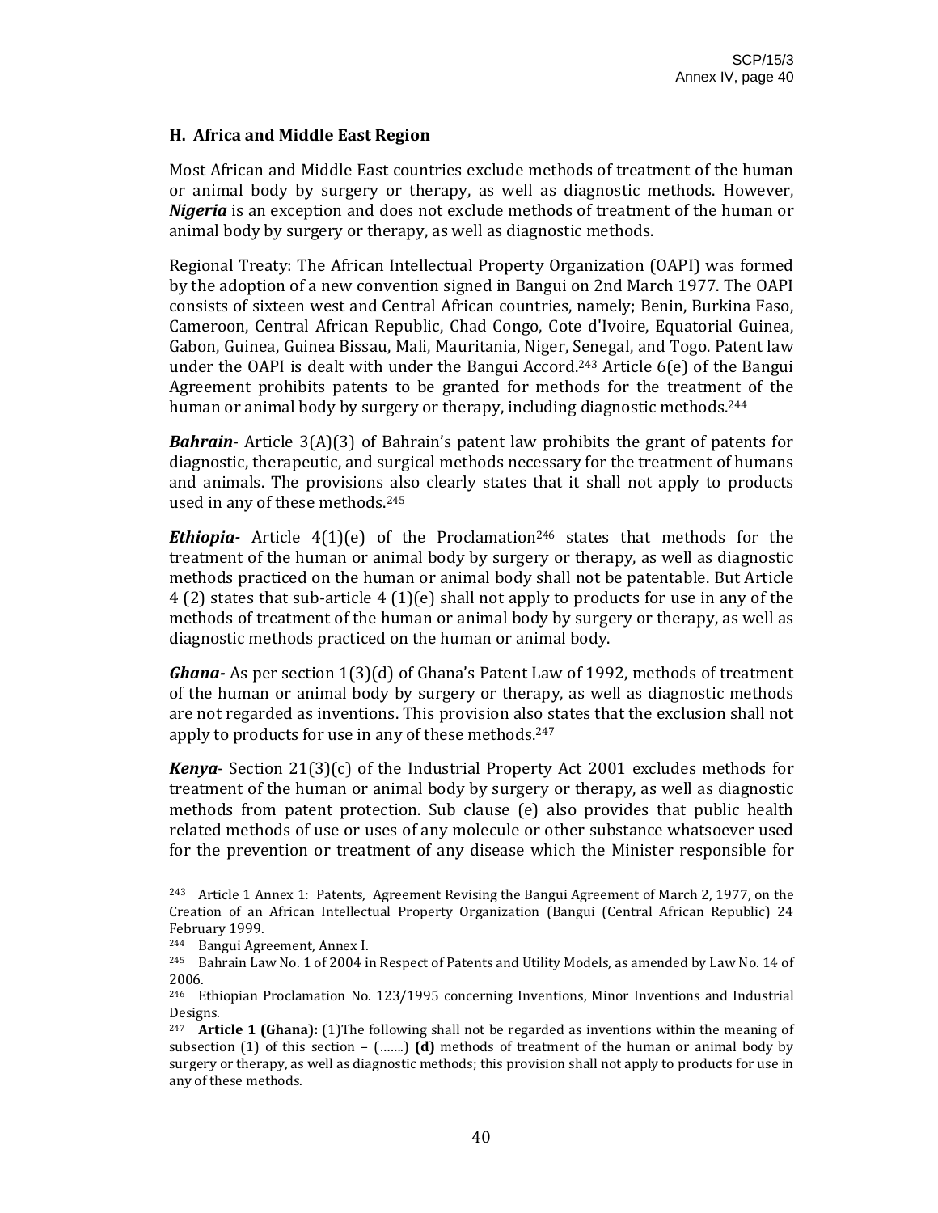## H. Africa and Middle East Region

Most African and Middle East countries exclude methods of treatment of the human or animal body by surgery or therapy, as well as diagnostic methods. However, ***Nigeria*** is an exception and does not exclude methods of treatment of the human or animal body by surgery or therapy, as well as diagnostic methods.

Regional Treaty: The African Intellectual Property Organization (OAPI) was formed by the adoption of a new convention signed in Bangui on 2nd March 1977. The OAPI consists of sixteen west and Central African countries, namely; Benin, Burkina Faso, Cameroon, Central African Republic, Chad Congo, Cote d'Ivoire, Equatorial Guinea, Gabon, Guinea, Guinea Bissau, Mali, Mauritania, Niger, Senegal, and Togo. Patent law under the OAPI is dealt with under the Bangui Accord.[243] Article 6(e) of the Bangui Agreement prohibits patents to be granted for methods for the treatment of the human or animal body by surgery or therapy, including diagnostic methods.[244]

***Bahrain***- Article 3(A)(3) of Bahrain's patent law prohibits the grant of patents for diagnostic, therapeutic, and surgical methods necessary for the treatment of humans and animals. The provisions also clearly states that it shall not apply to products used in any of these methods.[245]

***Ethiopia-*** Article 4(1)(e) of the Proclamation[246] states that methods for the treatment of the human or animal body by surgery or therapy, as well as diagnostic methods practiced on the human or animal body shall not be patentable. But Article 4 (2) states that sub-article 4 (1)(e) shall not apply to products for use in any of the methods of treatment of the human or animal body by surgery or therapy, as well as diagnostic methods practiced on the human or animal body.

***Ghana-*** As per section 1(3)(d) of Ghana's Patent Law of 1992, methods of treatment of the human or animal body by surgery or therapy, as well as diagnostic methods are not regarded as inventions. This provision also states that the exclusion shall not apply to products for use in any of these methods.[247]

***Kenya***- Section 21(3)(c) of the Industrial Property Act 2001 excludes methods for treatment of the human or animal body by surgery or therapy, as well as diagnostic methods from patent protection. Sub clause (e) also provides that public health related methods of use or uses of any molecule or other substance whatsoever used for the prevention or treatment of any disease which the Minister responsible for

---

[243] Article 1 Annex 1: Patents, Agreement Revising the Bangui Agreement of March 2, 1977, on the Creation of an African Intellectual Property Organization (Bangui (Central African Republic) 24 February 1999.

[244] Bangui Agreement, Annex I.

[245] Bahrain Law No. 1 of 2004 in Respect of Patents and Utility Models, as amended by Law No. 14 of 2006.

[246] Ethiopian Proclamation No. 123/1995 concerning Inventions, Minor Inventions and Industrial Designs.

[247] **Article 1 (Ghana):** (1)The following shall not be regarded as inventions within the meaning of subsection (1) of this section – (…….) **(d)** methods of treatment of the human or animal body by surgery or therapy, as well as diagnostic methods; this provision shall not apply to products for use in any of these methods.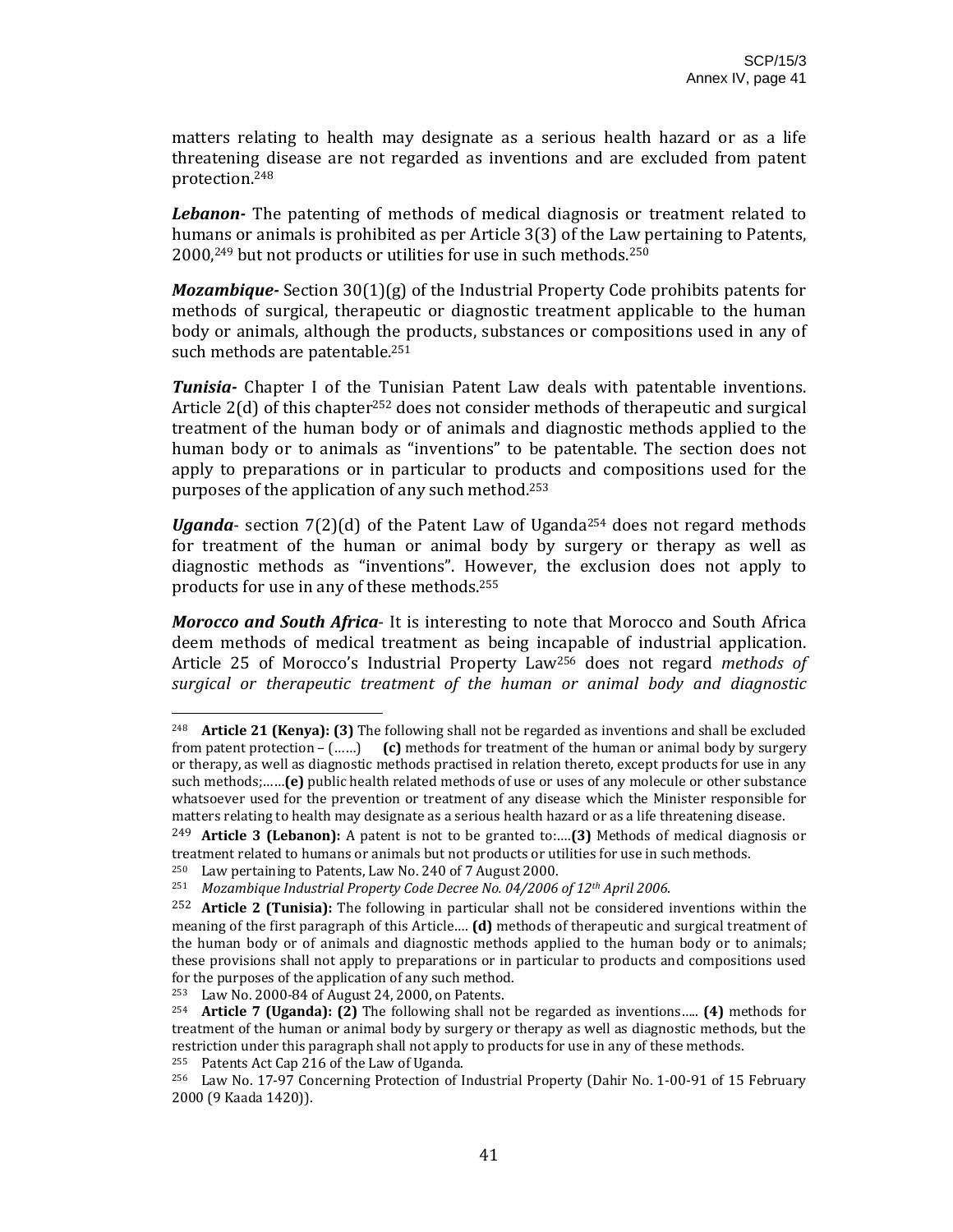matters relating to health may designate as a serious health hazard or as a life threatening disease are not regarded as inventions and are excluded from patent protection.[248]

***Lebanon-*** The patenting of methods of medical diagnosis or treatment related to humans or animals is prohibited as per Article 3(3) of the Law pertaining to Patents, 2000,[249] but not products or utilities for use in such methods.[250]

***Mozambique-*** Section 30(1)(g) of the Industrial Property Code prohibits patents for methods of surgical, therapeutic or diagnostic treatment applicable to the human body or animals, although the products, substances or compositions used in any of such methods are patentable.[251]

***Tunisia-*** Chapter I of the Tunisian Patent Law deals with patentable inventions. Article 2(d) of this chapter[252] does not consider methods of therapeutic and surgical treatment of the human body or of animals and diagnostic methods applied to the human body or to animals as "inventions" to be patentable. The section does not apply to preparations or in particular to products and compositions used for the purposes of the application of any such method.[253]

***Uganda***- section 7(2)(d) of the Patent Law of Uganda[254] does not regard methods for treatment of the human or animal body by surgery or therapy as well as diagnostic methods as "inventions". However, the exclusion does not apply to products for use in any of these methods.[255]

***Morocco and South Africa***- It is interesting to note that Morocco and South Africa deem methods of medical treatment as being incapable of industrial application. Article 25 of Morocco's Industrial Property Law[256] does not regard *methods of surgical or therapeutic treatment of the human or animal body and diagnostic*

---

[248] **Article 21 (Kenya): (3)** The following shall not be regarded as inventions and shall be excluded from patent protection – (……) **(c)** methods for treatment of the human or animal body by surgery or therapy, as well as diagnostic methods practised in relation thereto, except products for use in any such methods;……**(e)** public health related methods of use or uses of any molecule or other substance whatsoever used for the prevention or treatment of any disease which the Minister responsible for matters relating to health may designate as a serious health hazard or as a life threatening disease.

[249] **Article 3 (Lebanon):** A patent is not to be granted to:….**(3)** Methods of medical diagnosis or treatment related to humans or animals but not products or utilities for use in such methods.

[250] Law pertaining to Patents, Law No. 240 of 7 August 2000.

[251] *Mozambique Industrial Property Code Decree No. 04/2006 of 12th April 2006.*

[252] **Article 2 (Tunisia):** The following in particular shall not be considered inventions within the meaning of the first paragraph of this Article…. **(d)** methods of therapeutic and surgical treatment of the human body or of animals and diagnostic methods applied to the human body or to animals; these provisions shall not apply to preparations or in particular to products and compositions used for the purposes of the application of any such method.

[253] Law No. 2000-84 of August 24, 2000, on Patents.

[254] **Article 7 (Uganda): (2)** The following shall not be regarded as inventions….. **(4)** methods for treatment of the human or animal body by surgery or therapy as well as diagnostic methods, but the restriction under this paragraph shall not apply to products for use in any of these methods.

[255] Patents Act Cap 216 of the Law of Uganda.

[256] Law No. 17-97 Concerning Protection of Industrial Property (Dahir No. 1-00-91 of 15 February 2000 (9 Kaada 1420)).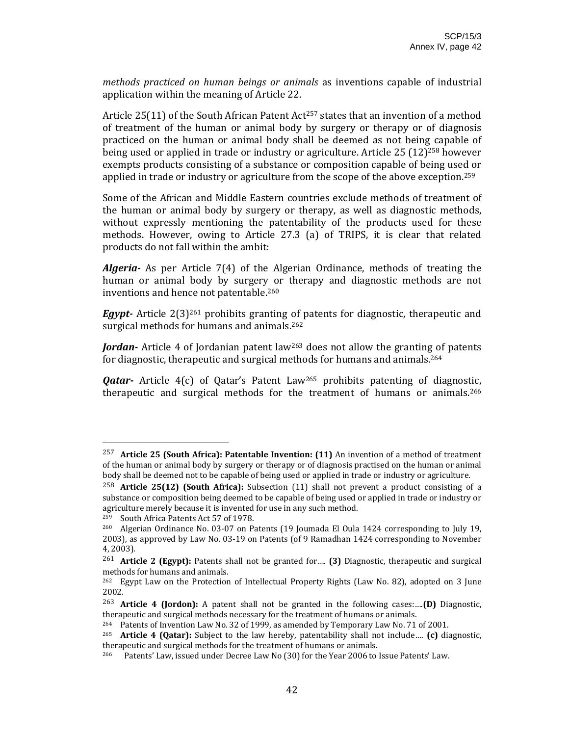*methods practiced on human beings or animals* as inventions capable of industrial application within the meaning of Article 22.

Article 25(11) of the South African Patent Act[257] states that an invention of a method of treatment of the human or animal body by surgery or therapy or of diagnosis practiced on the human or animal body shall be deemed as not being capable of being used or applied in trade or industry or agriculture. Article 25 (12)[258] however exempts products consisting of a substance or composition capable of being used or applied in trade or industry or agriculture from the scope of the above exception.[259]

Some of the African and Middle Eastern countries exclude methods of treatment of the human or animal body by surgery or therapy, as well as diagnostic methods, without expressly mentioning the patentability of the products used for these methods. However, owing to Article 27.3 (a) of TRIPS, it is clear that related products do not fall within the ambit:

***Algeria-*** As per Article 7(4) of the Algerian Ordinance, methods of treating the human or animal body by surgery or therapy and diagnostic methods are not inventions and hence not patentable.[260]

***Egypt-*** Article 2(3)[261] prohibits granting of patents for diagnostic, therapeutic and surgical methods for humans and animals.[262]

***Jordan-*** Article 4 of Jordanian patent law[263] does not allow the granting of patents for diagnostic, therapeutic and surgical methods for humans and animals.[264]

***Qatar-*** Article 4(c) of Qatar's Patent Law[265] prohibits patenting of diagnostic, therapeutic and surgical methods for the treatment of humans or animals.[266]

---

[257] **Article 25 (South Africa): Patentable Invention: (11)** An invention of a method of treatment of the human or animal body by surgery or therapy or of diagnosis practised on the human or animal body shall be deemed not to be capable of being used or applied in trade or industry or agriculture.

[258] **Article 25(12) (South Africa):** Subsection (11) shall not prevent a product consisting of a substance or composition being deemed to be capable of being used or applied in trade or industry or agriculture merely because it is invented for use in any such method.

[259] South Africa Patents Act 57 of 1978.

[260] Algerian Ordinance No. 03-07 on Patents (19 Joumada El Oula 1424 corresponding to July 19, 2003), as approved by Law No. 03-19 on Patents (of 9 Ramadhan 1424 corresponding to November 4, 2003).

[261] **Article 2 (Egypt):** Patents shall not be granted for…. **(3)** Diagnostic, therapeutic and surgical methods for humans and animals.

[262] Egypt Law on the Protection of Intellectual Property Rights (Law No. 82), adopted on 3 June 2002.

[263] **Article 4 (Jordon):** A patent shall not be granted in the following cases:….**(D)** Diagnostic, therapeutic and surgical methods necessary for the treatment of humans or animals.

[264] Patents of Invention Law No. 32 of 1999, as amended by Temporary Law No. 71 of 2001.

[265] **Article 4 (Qatar):** Subject to the law hereby, patentability shall not include…. **(c)** diagnostic, therapeutic and surgical methods for the treatment of humans or animals.

[266] Patents' Law, issued under Decree Law No (30) for the Year 2006 to Issue Patents' Law.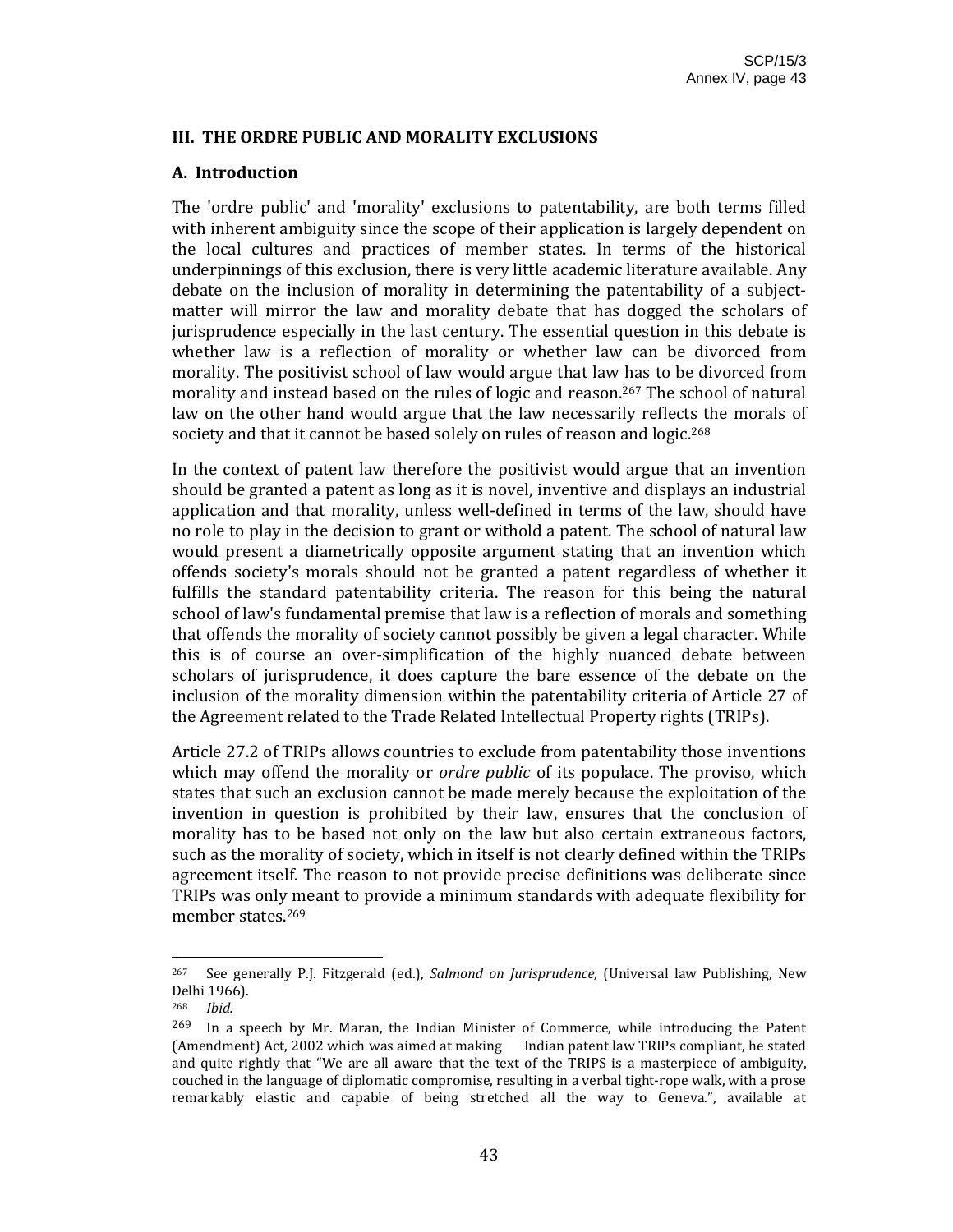### III. THE ORDRE PUBLIC AND MORALITY EXCLUSIONS

#### A. Introduction

The 'ordre public' and 'morality' exclusions to patentability, are both terms filled with inherent ambiguity since the scope of their application is largely dependent on the local cultures and practices of member states. In terms of the historical underpinnings of this exclusion, there is very little academic literature available. Any debate on the inclusion of morality in determining the patentability of a subject-matter will mirror the law and morality debate that has dogged the scholars of jurisprudence especially in the last century. The essential question in this debate is whether law is a reflection of morality or whether law can be divorced from morality. The positivist school of law would argue that law has to be divorced from morality and instead based on the rules of logic and reason.[267] The school of natural law on the other hand would argue that the law necessarily reflects the morals of society and that it cannot be based solely on rules of reason and logic.[268]

In the context of patent law therefore the positivist would argue that an invention should be granted a patent as long as it is novel, inventive and displays an industrial application and that morality, unless well-defined in terms of the law, should have no role to play in the decision to grant or withold a patent. The school of natural law would present a diametrically opposite argument stating that an invention which offends society's morals should not be granted a patent regardless of whether it fulfills the standard patentability criteria. The reason for this being the natural school of law's fundamental premise that law is a reflection of morals and something that offends the morality of society cannot possibly be given a legal character. While this is of course an over-simplification of the highly nuanced debate between scholars of jurisprudence, it does capture the bare essence of the debate on the inclusion of the morality dimension within the patentability criteria of Article 27 of the Agreement related to the Trade Related Intellectual Property rights (TRIPs).

Article 27.2 of TRIPs allows countries to exclude from patentability those inventions which may offend the morality or *ordre public* of its populace. The proviso, which states that such an exclusion cannot be made merely because the exploitation of the invention in question is prohibited by their law, ensures that the conclusion of morality has to be based not only on the law but also certain extraneous factors, such as the morality of society, which in itself is not clearly defined within the TRIPs agreement itself. The reason to not provide precise definitions was deliberate since TRIPs was only meant to provide a minimum standards with adequate flexibility for member states.[269]

---

[267] See generally P.J. Fitzgerald (ed.), *Salmond on Jurisprudence*, (Universal law Publishing, New Delhi 1966).

[268] *Ibid.*

[269] In a speech by Mr. Maran, the Indian Minister of Commerce, while introducing the Patent (Amendment) Act, 2002 which was aimed at making Indian patent law TRIPs compliant, he stated and quite rightly that "We are all aware that the text of the TRIPS is a masterpiece of ambiguity, couched in the language of diplomatic compromise, resulting in a verbal tight-rope walk, with a prose remarkably elastic and capable of being stretched all the way to Geneva.", available at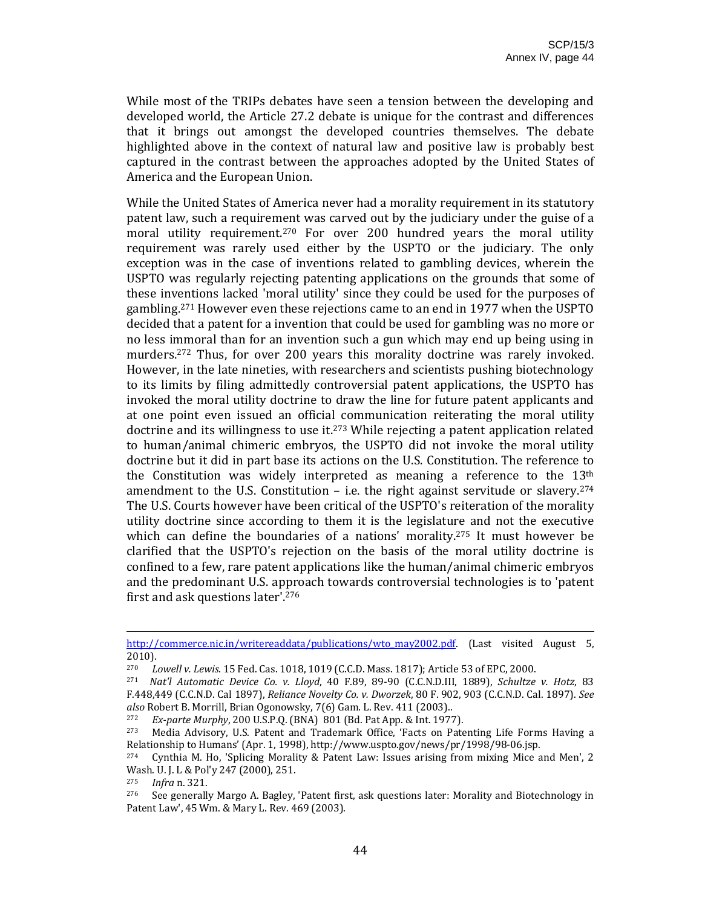While most of the TRIPs debates have seen a tension between the developing and developed world, the Article 27.2 debate is unique for the contrast and differences that it brings out amongst the developed countries themselves. The debate highlighted above in the context of natural law and positive law is probably best captured in the contrast between the approaches adopted by the United States of America and the European Union.

While the United States of America never had a morality requirement in its statutory patent law, such a requirement was carved out by the judiciary under the guise of a moral utility requirement.[270] For over 200 hundred years the moral utility requirement was rarely used either by the USPTO or the judiciary. The only exception was in the case of inventions related to gambling devices, wherein the USPTO was regularly rejecting patenting applications on the grounds that some of these inventions lacked 'moral utility' since they could be used for the purposes of gambling.[271] However even these rejections came to an end in 1977 when the USPTO decided that a patent for a invention that could be used for gambling was no more or no less immoral than for an invention such a gun which may end up being using in murders.[272] Thus, for over 200 years this morality doctrine was rarely invoked. However, in the late nineties, with researchers and scientists pushing biotechnology to its limits by filing admittedly controversial patent applications, the USPTO has invoked the moral utility doctrine to draw the line for future patent applicants and at one point even issued an official communication reiterating the moral utility doctrine and its willingness to use it.[273] While rejecting a patent application related to human/animal chimeric embryos, the USPTO did not invoke the moral utility doctrine but it did in part base its actions on the U.S. Constitution. The reference to the Constitution was widely interpreted as meaning a reference to the 13th amendment to the U.S. Constitution – i.e. the right against servitude or slavery.[274] The U.S. Courts however have been critical of the USPTO's reiteration of the morality utility doctrine since according to them it is the legislature and not the executive which can define the boundaries of a nations' morality.[275] It must however be clarified that the USPTO's rejection on the basis of the moral utility doctrine is confined to a few, rare patent applications like the human/animal chimeric embryos and the predominant U.S. approach towards controversial technologies is to 'patent first and ask questions later'.[276]

---

http://commerce.nic.in/writereaddata/publications/wto_may2002.pdf. (Last visited August 5, 2010).

[270] *Lowell v. Lewis.* 15 Fed. Cas. 1018, 1019 (C.C.D. Mass. 1817); Article 53 of EPC, 2000.

[271] *Nat'l Automatic Device Co. v. Lloyd*, 40 F.89, 89-90 (C.C.N.D.III, 1889), *Schultze v. Hotz,* 83 F.448,449 (C.C.N.D. Cal 1897), *Reliance Novelty Co. v. Dworzek*, 80 F. 902, 903 (C.C.N.D. Cal. 1897). *See also* Robert B. Morrill, Brian Ogonowsky, 7(6) Gam. L. Rev. 411 (2003)..

[272] *Ex-parte Murphy*, 200 U.S.P.Q. (BNA) 801 (Bd. Pat App. & Int. 1977).

[273] Media Advisory, U.S. Patent and Trademark Office, 'Facts on Patenting Life Forms Having a Relationship to Humans' (Apr. 1, 1998), http://www.uspto.gov/news/pr/1998/98-06.jsp.

[274] Cynthia M. Ho, 'Splicing Morality & Patent Law: Issues arising from mixing Mice and Men', 2 Wash. U. J. L & Pol'y 247 (2000), 251.

[275] *Infra* n. 321.

[276] See generally Margo A. Bagley, 'Patent first, ask questions later: Morality and Biotechnology in Patent Law', 45 Wm. & Mary L. Rev. 469 (2003).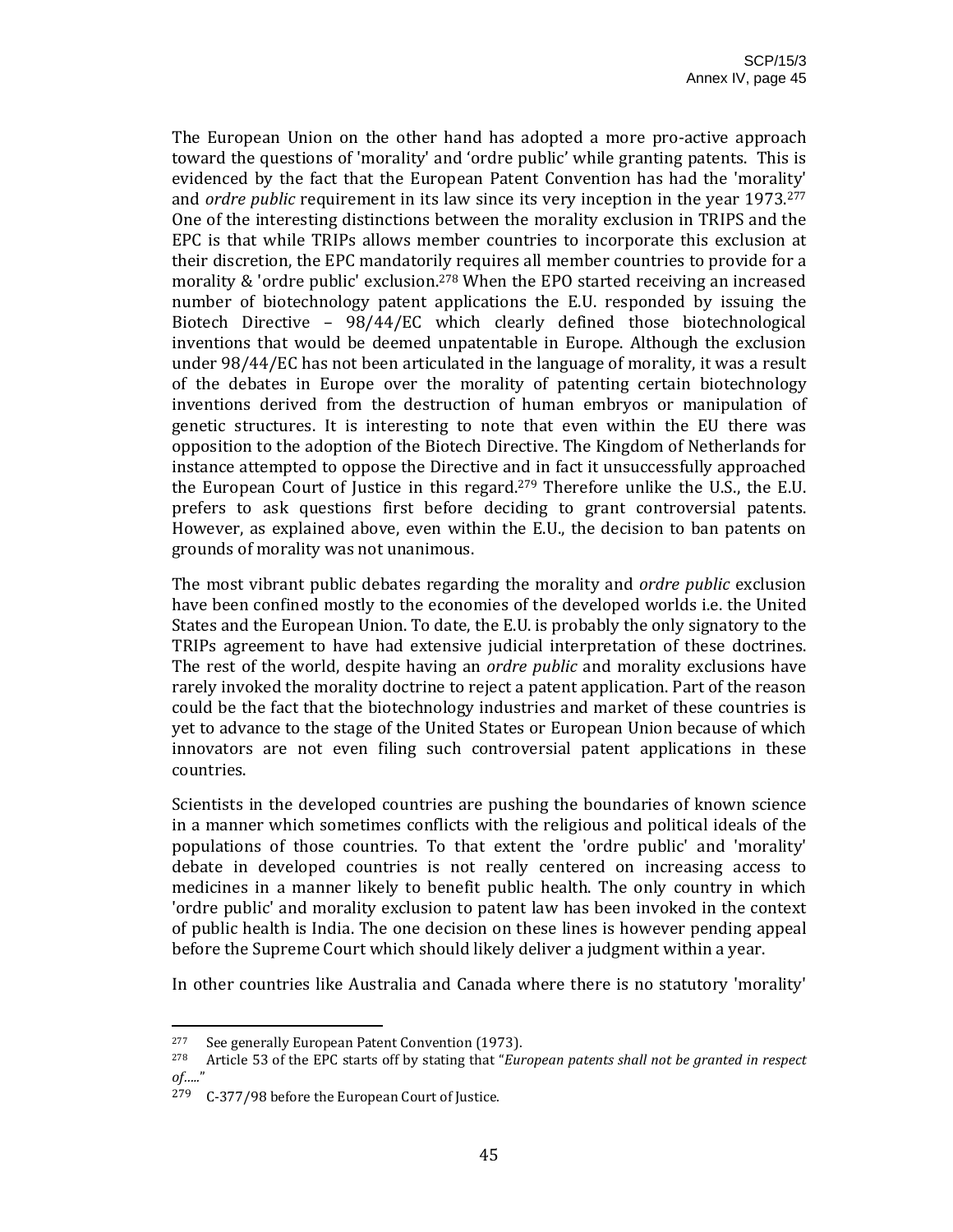The European Union on the other hand has adopted a more pro-active approach toward the questions of 'morality' and 'ordre public' while granting patents. This is evidenced by the fact that the European Patent Convention has had the 'morality' and *ordre public* requirement in its law since its very inception in the year 1973.[277] One of the interesting distinctions between the morality exclusion in TRIPS and the EPC is that while TRIPs allows member countries to incorporate this exclusion at their discretion, the EPC mandatorily requires all member countries to provide for a morality & 'ordre public' exclusion.[278] When the EPO started receiving an increased number of biotechnology patent applications the E.U. responded by issuing the Biotech Directive – 98/44/EC which clearly defined those biotechnological inventions that would be deemed unpatentable in Europe. Although the exclusion under 98/44/EC has not been articulated in the language of morality, it was a result of the debates in Europe over the morality of patenting certain biotechnology inventions derived from the destruction of human embryos or manipulation of genetic structures. It is interesting to note that even within the EU there was opposition to the adoption of the Biotech Directive. The Kingdom of Netherlands for instance attempted to oppose the Directive and in fact it unsuccessfully approached the European Court of Justice in this regard.[279] Therefore unlike the U.S., the E.U. prefers to ask questions first before deciding to grant controversial patents. However, as explained above, even within the E.U., the decision to ban patents on grounds of morality was not unanimous.

The most vibrant public debates regarding the morality and *ordre public* exclusion have been confined mostly to the economies of the developed worlds i.e. the United States and the European Union. To date, the E.U. is probably the only signatory to the TRIPs agreement to have had extensive judicial interpretation of these doctrines. The rest of the world, despite having an *ordre public* and morality exclusions have rarely invoked the morality doctrine to reject a patent application. Part of the reason could be the fact that the biotechnology industries and market of these countries is yet to advance to the stage of the United States or European Union because of which innovators are not even filing such controversial patent applications in these countries.

Scientists in the developed countries are pushing the boundaries of known science in a manner which sometimes conflicts with the religious and political ideals of the populations of those countries. To that extent the 'ordre public' and 'morality' debate in developed countries is not really centered on increasing access to medicines in a manner likely to benefit public health. The only country in which 'ordre public' and morality exclusion to patent law has been invoked in the context of public health is India. The one decision on these lines is however pending appeal before the Supreme Court which should likely deliver a judgment within a year.

In other countries like Australia and Canada where there is no statutory 'morality'

---

[277] See generally European Patent Convention (1973).

[278] Article 53 of the EPC starts off by stating that "*European patents shall not be granted in respect of.....*"

[279] C-377/98 before the European Court of Justice.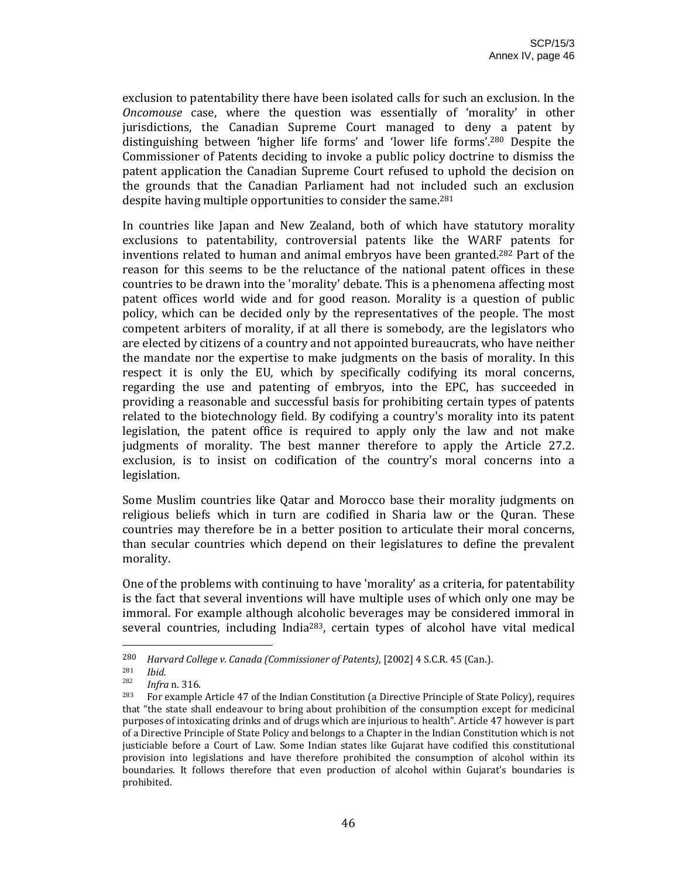exclusion to patentability there have been isolated calls for such an exclusion. In the *Oncomouse* case, where the question was essentially of 'morality' in other jurisdictions, the Canadian Supreme Court managed to deny a patent by distinguishing between 'higher life forms' and 'lower life forms'.[280] Despite the Commissioner of Patents deciding to invoke a public policy doctrine to dismiss the patent application the Canadian Supreme Court refused to uphold the decision on the grounds that the Canadian Parliament had not included such an exclusion despite having multiple opportunities to consider the same.[281]

In countries like Japan and New Zealand, both of which have statutory morality exclusions to patentability, controversial patents like the WARF patents for inventions related to human and animal embryos have been granted.[282] Part of the reason for this seems to be the reluctance of the national patent offices in these countries to be drawn into the 'morality' debate. This is a phenomena affecting most patent offices world wide and for good reason. Morality is a question of public policy, which can be decided only by the representatives of the people. The most competent arbiters of morality, if at all there is somebody, are the legislators who are elected by citizens of a country and not appointed bureaucrats, who have neither the mandate nor the expertise to make judgments on the basis of morality. In this respect it is only the EU, which by specifically codifying its moral concerns, regarding the use and patenting of embryos, into the EPC, has succeeded in providing a reasonable and successful basis for prohibiting certain types of patents related to the biotechnology field. By codifying a country's morality into its patent legislation, the patent office is required to apply only the law and not make judgments of morality. The best manner therefore to apply the Article 27.2. exclusion, is to insist on codification of the country's moral concerns into a legislation.

Some Muslim countries like Qatar and Morocco base their morality judgments on religious beliefs which in turn are codified in Sharia law or the Quran. These countries may therefore be in a better position to articulate their moral concerns, than secular countries which depend on their legislatures to define the prevalent morality.

One of the problems with continuing to have 'morality' as a criteria, for patentability is the fact that several inventions will have multiple uses of which only one may be immoral. For example although alcoholic beverages may be considered immoral in several countries, including India[283], certain types of alcohol have vital medical

---

[280] *Harvard College v. Canada (Commissioner of Patents)*, [2002] 4 S.C.R. 45 (Can.).

[281] *Ibid.*

[282] *Infra* n. 316.

[283] For example Article 47 of the Indian Constitution (a Directive Principle of State Policy), requires that "the state shall endeavour to bring about prohibition of the consumption except for medicinal purposes of intoxicating drinks and of drugs which are injurious to health". Article 47 however is part of a Directive Principle of State Policy and belongs to a Chapter in the Indian Constitution which is not justiciable before a Court of Law. Some Indian states like Gujarat have codified this constitutional provision into legislations and have therefore prohibited the consumption of alcohol within its boundaries. It follows therefore that even production of alcohol within Gujarat's boundaries is prohibited.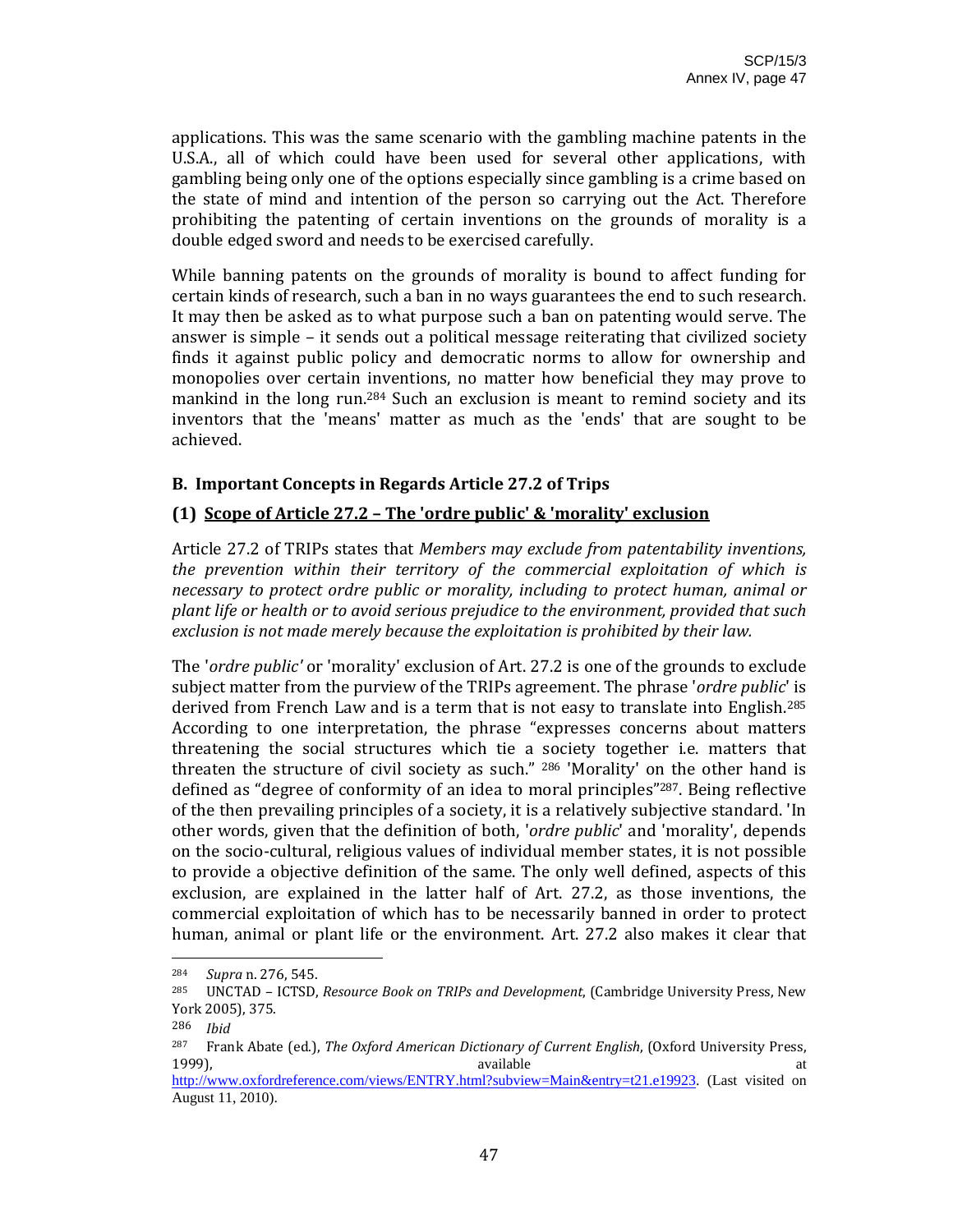applications. This was the same scenario with the gambling machine patents in the U.S.A., all of which could have been used for several other applications, with gambling being only one of the options especially since gambling is a crime based on the state of mind and intention of the person so carrying out the Act. Therefore prohibiting the patenting of certain inventions on the grounds of morality is a double edged sword and needs to be exercised carefully.

While banning patents on the grounds of morality is bound to affect funding for certain kinds of research, such a ban in no ways guarantees the end to such research. It may then be asked as to what purpose such a ban on patenting would serve. The answer is simple – it sends out a political message reiterating that civilized society finds it against public policy and democratic norms to allow for ownership and monopolies over certain inventions, no matter how beneficial they may prove to mankind in the long run.[284] Such an exclusion is meant to remind society and its inventors that the 'means' matter as much as the 'ends' that are sought to be achieved.

## B. Important Concepts in Regards Article 27.2 of Trips

### (1) Scope of Article 27.2 – The 'ordre public' & 'morality' exclusion

Article 27.2 of TRIPs states that *Members may exclude from patentability inventions, the prevention within their territory of the commercial exploitation of which is necessary to protect ordre public or morality, including to protect human, animal or plant life or health or to avoid serious prejudice to the environment, provided that such exclusion is not made merely because the exploitation is prohibited by their law.*

The '*ordre public'* or 'morality' exclusion of Art. 27.2 is one of the grounds to exclude subject matter from the purview of the TRIPs agreement. The phrase '*ordre public*' is derived from French Law and is a term that is not easy to translate into English.[285] According to one interpretation, the phrase "expresses concerns about matters threatening the social structures which tie a society together i.e. matters that threaten the structure of civil society as such." [286] 'Morality' on the other hand is defined as "degree of conformity of an idea to moral principles"[287]. Being reflective of the then prevailing principles of a society, it is a relatively subjective standard. 'In other words, given that the definition of both, '*ordre public*' and 'morality', depends on the socio-cultural, religious values of individual member states, it is not possible to provide a objective definition of the same. The only well defined, aspects of this exclusion, are explained in the latter half of Art. 27.2, as those inventions, the commercial exploitation of which has to be necessarily banned in order to protect human, animal or plant life or the environment. Art. 27.2 also makes it clear that

---

[284] *Supra* n. 276, 545.

[285] UNCTAD – ICTSD, *Resource Book on TRIPs and Development*, (Cambridge University Press, New York 2005), 375.

[286] *Ibid*

[287] Frank Abate (ed.), *The Oxford American Dictionary of Current English*, (Oxford University Press, 1999), available at http://www.oxfordreference.com/views/ENTRY.html?subview=Main&entry=t21.e19923. (Last visited on August 11, 2010).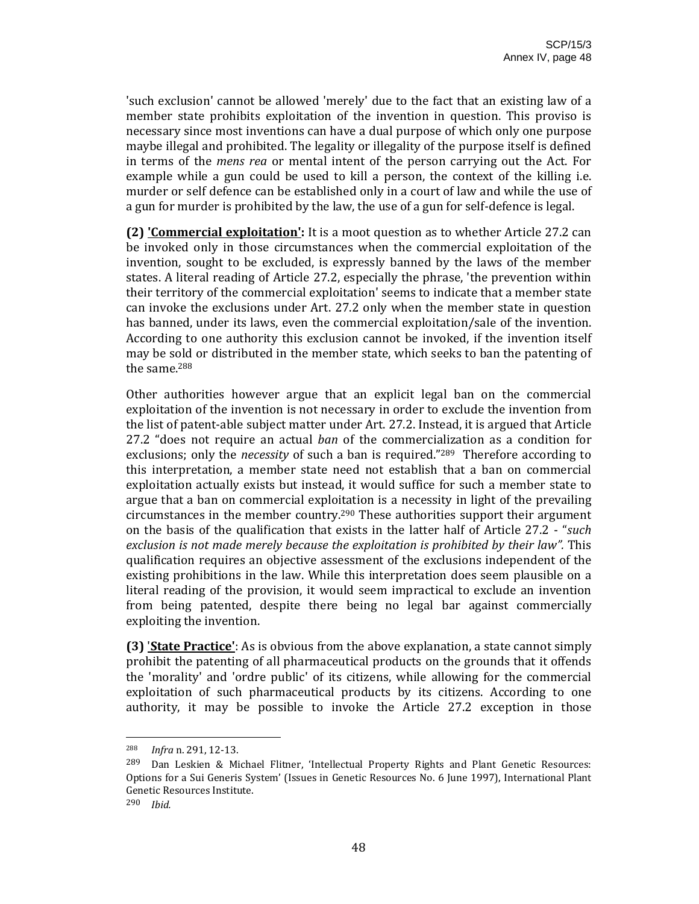'such exclusion' cannot be allowed 'merely' due to the fact that an existing law of a member state prohibits exploitation of the invention in question. This proviso is necessary since most inventions can have a dual purpose of which only one purpose maybe illegal and prohibited. The legality or illegality of the purpose itself is defined in terms of the *mens rea* or mental intent of the person carrying out the Act. For example while a gun could be used to kill a person, the context of the killing i.e. murder or self defence can be established only in a court of law and while the use of a gun for murder is prohibited by the law, the use of a gun for self-defence is legal.

**(2) 'Commercial exploitation':** It is a moot question as to whether Article 27.2 can be invoked only in those circumstances when the commercial exploitation of the invention, sought to be excluded, is expressly banned by the laws of the member states. A literal reading of Article 27.2, especially the phrase, 'the prevention within their territory of the commercial exploitation' seems to indicate that a member state can invoke the exclusions under Art. 27.2 only when the member state in question has banned, under its laws, even the commercial exploitation/sale of the invention. According to one authority this exclusion cannot be invoked, if the invention itself may be sold or distributed in the member state, which seeks to ban the patenting of the same.[288]

Other authorities however argue that an explicit legal ban on the commercial exploitation of the invention is not necessary in order to exclude the invention from the list of patent-able subject matter under Art. 27.2. Instead, it is argued that Article 27.2 "does not require an actual *ban* of the commercialization as a condition for exclusions; only the *necessity* of such a ban is required."[289] Therefore according to this interpretation, a member state need not establish that a ban on commercial exploitation actually exists but instead, it would suffice for such a member state to argue that a ban on commercial exploitation is a necessity in light of the prevailing circumstances in the member country.[290] These authorities support their argument on the basis of the qualification that exists in the latter half of Article 27.2 - "*such exclusion is not made merely because the exploitation is prohibited by their law".* This qualification requires an objective assessment of the exclusions independent of the existing prohibitions in the law. While this interpretation does seem plausible on a literal reading of the provision, it would seem impractical to exclude an invention from being patented, despite there being no legal bar against commercially exploiting the invention.

**(3) 'State Practice'**: As is obvious from the above explanation, a state cannot simply prohibit the patenting of all pharmaceutical products on the grounds that it offends the 'morality' and 'ordre public' of its citizens, while allowing for the commercial exploitation of such pharmaceutical products by its citizens. According to one authority, it may be possible to invoke the Article 27.2 exception in those

---

[288] *Infra* n. 291, 12-13.

[289] Dan Leskien & Michael Flitner, 'Intellectual Property Rights and Plant Genetic Resources: Options for a Sui Generis System' (Issues in Genetic Resources No. 6 June 1997), International Plant Genetic Resources Institute.

[290] *Ibid.*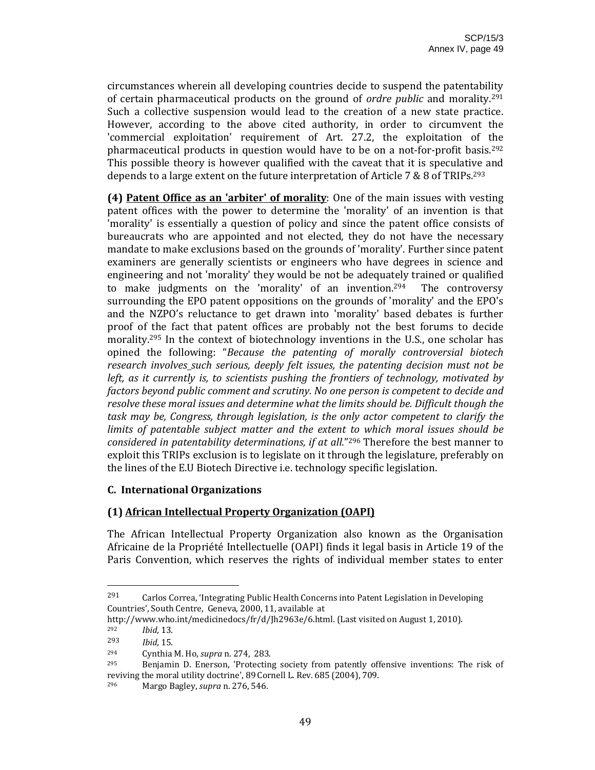circumstances wherein all developing countries decide to suspend the patentability of certain pharmaceutical products on the ground of *ordre public* and morality.[291] Such a collective suspension would lead to the creation of a new state practice. However, according to the above cited authority, in order to circumvent the 'commercial exploitation' requirement of Art. 27.2, the exploitation of the pharmaceutical products in question would have to be on a not-for-profit basis.[292] This possible theory is however qualified with the caveat that it is speculative and depends to a large extent on the future interpretation of Article 7 & 8 of TRIPs.[293]

**(4) Patent Office as an 'arbiter' of morality**: One of the main issues with vesting patent offices with the power to determine the 'morality' of an invention is that 'morality' is essentially a question of policy and since the patent office consists of bureaucrats who are appointed and not elected, they do not have the necessary mandate to make exclusions based on the grounds of 'morality'. Further since patent examiners are generally scientists or engineers who have degrees in science and engineering and not 'morality' they would be not be adequately trained or qualified to make judgments on the 'morality' of an invention.[294] The controversy surrounding the EPO patent oppositions on the grounds of 'morality' and the EPO's and the NZPO's reluctance to get drawn into 'morality' based debates is further proof of the fact that patent offices are probably not the best forums to decide morality.[295] In the context of biotechnology inventions in the U.S., one scholar has opined the following: "*Because the patenting of morally controversial biotech research involves such serious, deeply felt issues, the patenting decision must not be left, as it currently is, to scientists pushing the frontiers of technology, motivated by factors beyond public comment and scrutiny. No one person is competent to decide and resolve these moral issues and determine what the limits should be. Difficult though the task may be, Congress, through legislation, is the only actor competent to clarify the limits of patentable subject matter and the extent to which moral issues should be considered in patentability determinations, if at all.*"[296] Therefore the best manner to exploit this TRIPs exclusion is to legislate on it through the legislature, preferably on the lines of the E.U Biotech Directive i.e. technology specific legislation.

## C. International Organizations

### (1) African Intellectual Property Organization (OAPI)

The African Intellectual Property Organization also known as the Organisation Africaine de la Propriété Intellectuelle (OAPI) finds it legal basis in Article 19 of the Paris Convention, which reserves the rights of individual member states to enter

---

[291] Carlos Correa, 'Integrating Public Health Concerns into Patent Legislation in Developing Countries', South Centre, Geneva, 2000, 11, available at http://www.who.int/medicinedocs/fr/d/Jh2963e/6.html. (Last visited on August 1, 2010).

[292] *Ibid*, 13.

[293] *Ibid*, 15.

[294] Cynthia M. Ho, *supra* n. 274, 283.

[295] Benjamin D. Enerson, 'Protecting society from patently offensive inventions: The risk of reviving the moral utility doctrine', 89 Cornell L. Rev. 685 (2004), 709.

[296] Margo Bagley, *supra* n. 276, 546.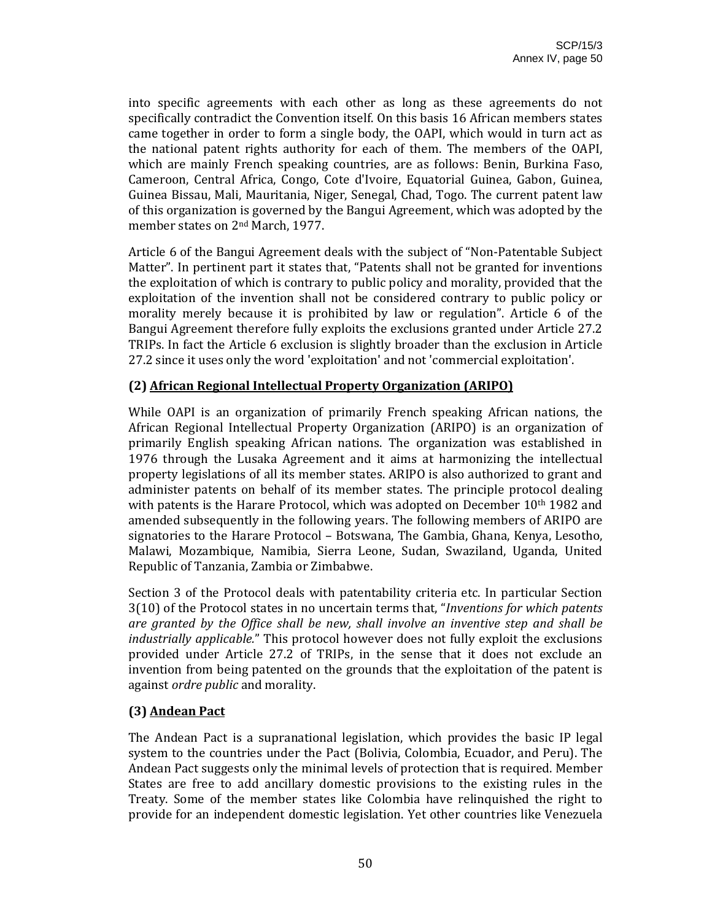into specific agreements with each other as long as these agreements do not specifically contradict the Convention itself. On this basis 16 African members states came together in order to form a single body, the OAPI, which would in turn act as the national patent rights authority for each of them. The members of the OAPI, which are mainly French speaking countries, are as follows: Benin, Burkina Faso, Cameroon, Central Africa, Congo, Cote d'Ivoire, Equatorial Guinea, Gabon, Guinea, Guinea Bissau, Mali, Mauritania, Niger, Senegal, Chad, Togo. The current patent law of this organization is governed by the Bangui Agreement, which was adopted by the member states on 2nd March, 1977.

Article 6 of the Bangui Agreement deals with the subject of "Non-Patentable Subject Matter". In pertinent part it states that, "Patents shall not be granted for inventions the exploitation of which is contrary to public policy and morality, provided that the exploitation of the invention shall not be considered contrary to public policy or morality merely because it is prohibited by law or regulation". Article 6 of the Bangui Agreement therefore fully exploits the exclusions granted under Article 27.2 TRIPs. In fact the Article 6 exclusion is slightly broader than the exclusion in Article 27.2 since it uses only the word 'exploitation' and not 'commercial exploitation'.

### (2) African Regional Intellectual Property Organization (ARIPO)

While OAPI is an organization of primarily French speaking African nations, the African Regional Intellectual Property Organization (ARIPO) is an organization of primarily English speaking African nations. The organization was established in 1976 through the Lusaka Agreement and it aims at harmonizing the intellectual property legislations of all its member states. ARIPO is also authorized to grant and administer patents on behalf of its member states. The principle protocol dealing with patents is the Harare Protocol, which was adopted on December 10th 1982 and amended subsequently in the following years. The following members of ARIPO are signatories to the Harare Protocol – Botswana, The Gambia, Ghana, Kenya, Lesotho, Malawi, Mozambique, Namibia, Sierra Leone, Sudan, Swaziland, Uganda, United Republic of Tanzania, Zambia or Zimbabwe.

Section 3 of the Protocol deals with patentability criteria etc. In particular Section 3(10) of the Protocol states in no uncertain terms that, "*Inventions for which patents are granted by the Office shall be new, shall involve an inventive step and shall be industrially applicable.*" This protocol however does not fully exploit the exclusions provided under Article 27.2 of TRIPs, in the sense that it does not exclude an invention from being patented on the grounds that the exploitation of the patent is against *ordre public* and morality.

### (3) Andean Pact

The Andean Pact is a supranational legislation, which provides the basic IP legal system to the countries under the Pact (Bolivia, Colombia, Ecuador, and Peru). The Andean Pact suggests only the minimal levels of protection that is required. Member States are free to add ancillary domestic provisions to the existing rules in the Treaty. Some of the member states like Colombia have relinquished the right to provide for an independent domestic legislation. Yet other countries like Venezuela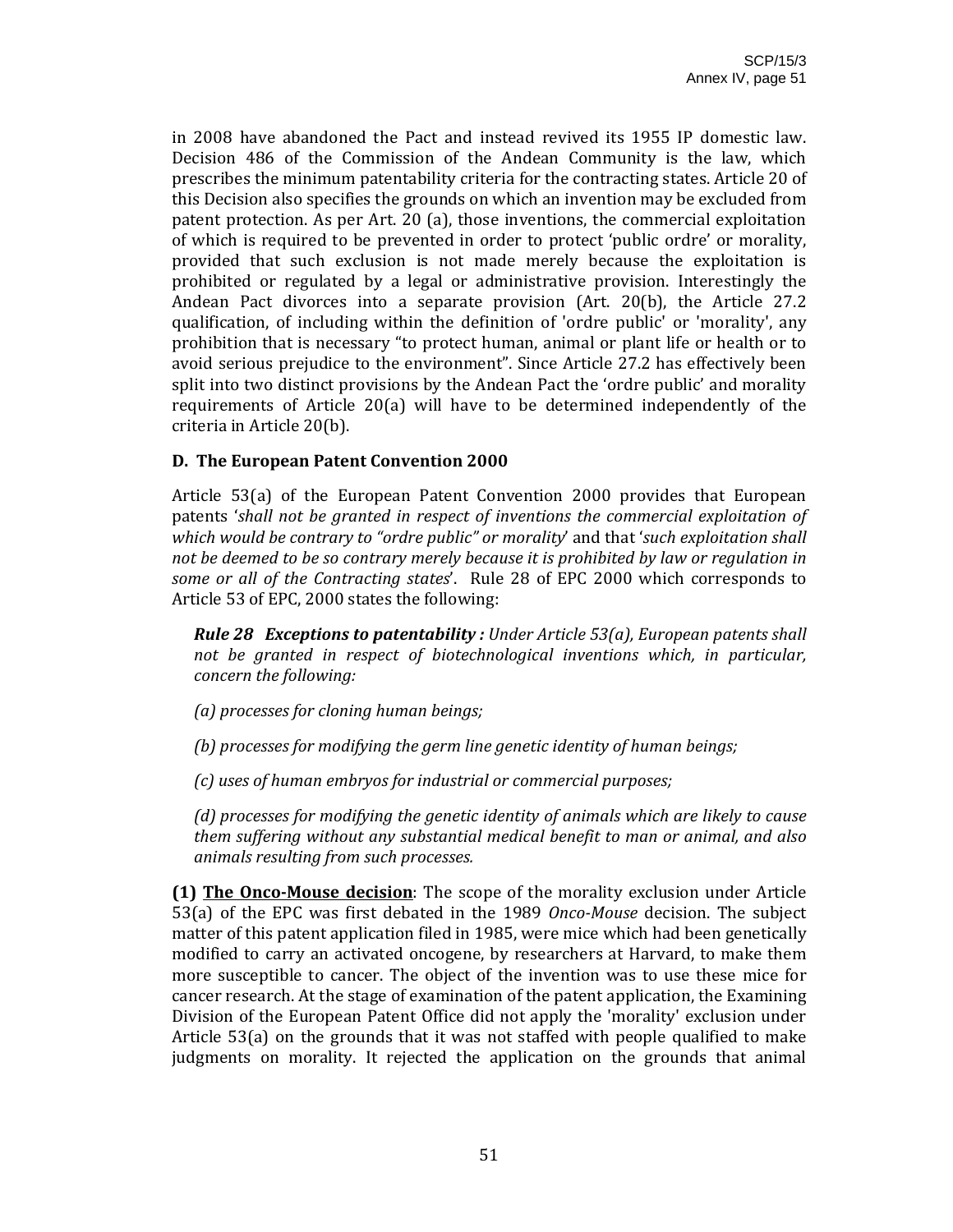in 2008 have abandoned the Pact and instead revived its 1955 IP domestic law. Decision 486 of the Commission of the Andean Community is the law, which prescribes the minimum patentability criteria for the contracting states. Article 20 of this Decision also specifies the grounds on which an invention may be excluded from patent protection. As per Art. 20 (a), those inventions, the commercial exploitation of which is required to be prevented in order to protect 'public ordre' or morality, provided that such exclusion is not made merely because the exploitation is prohibited or regulated by a legal or administrative provision. Interestingly the Andean Pact divorces into a separate provision (Art. 20(b), the Article 27.2 qualification, of including within the definition of 'ordre public' or 'morality', any prohibition that is necessary "to protect human, animal or plant life or health or to avoid serious prejudice to the environment". Since Article 27.2 has effectively been split into two distinct provisions by the Andean Pact the 'ordre public' and morality requirements of Article 20(a) will have to be determined independently of the criteria in Article 20(b).

### D. The European Patent Convention 2000

Article 53(a) of the European Patent Convention 2000 provides that European patents '*shall not be granted in respect of inventions the commercial exploitation of which would be contrary to "ordre public" or morality*' and that '*such exploitation shall not be deemed to be so contrary merely because it is prohibited by law or regulation in some or all of the Contracting states*'. Rule 28 of EPC 2000 which corresponds to Article 53 of EPC, 2000 states the following:

> ***Rule 28 Exceptions to patentability :*** *Under Article 53(a), European patents shall not be granted in respect of biotechnological inventions which, in particular, concern the following:*
>
> *(a) processes for cloning human beings;*
>
> *(b) processes for modifying the germ line genetic identity of human beings;*
>
> *(c) uses of human embryos for industrial or commercial purposes;*
>
> *(d) processes for modifying the genetic identity of animals which are likely to cause them suffering without any substantial medical benefit to man or animal, and also animals resulting from such processes.*

**(1) <u>The Onco-Mouse decision</u>**: The scope of the morality exclusion under Article 53(a) of the EPC was first debated in the 1989 *Onco-Mouse* decision. The subject matter of this patent application filed in 1985, were mice which had been genetically modified to carry an activated oncogene, by researchers at Harvard, to make them more susceptible to cancer. The object of the invention was to use these mice for cancer research. At the stage of examination of the patent application, the Examining Division of the European Patent Office did not apply the 'morality' exclusion under Article 53(a) on the grounds that it was not staffed with people qualified to make judgments on morality. It rejected the application on the grounds that animal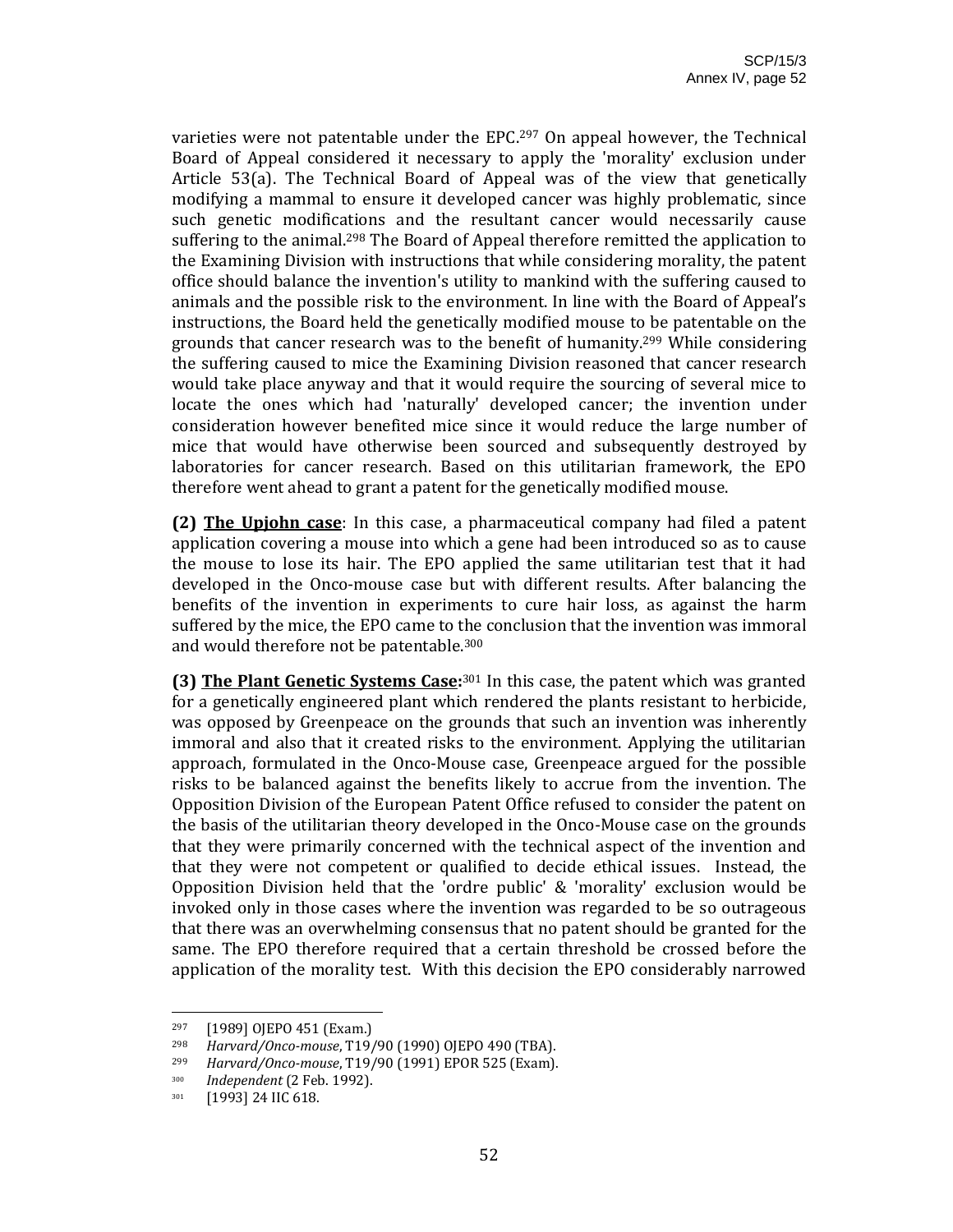varieties were not patentable under the EPC.[297] On appeal however, the Technical Board of Appeal considered it necessary to apply the 'morality' exclusion under Article 53(a). The Technical Board of Appeal was of the view that genetically modifying a mammal to ensure it developed cancer was highly problematic, since such genetic modifications and the resultant cancer would necessarily cause suffering to the animal.[298] The Board of Appeal therefore remitted the application to the Examining Division with instructions that while considering morality, the patent office should balance the invention's utility to mankind with the suffering caused to animals and the possible risk to the environment. In line with the Board of Appeal's instructions, the Board held the genetically modified mouse to be patentable on the grounds that cancer research was to the benefit of humanity.[299] While considering the suffering caused to mice the Examining Division reasoned that cancer research would take place anyway and that it would require the sourcing of several mice to locate the ones which had 'naturally' developed cancer; the invention under consideration however benefited mice since it would reduce the large number of mice that would have otherwise been sourced and subsequently destroyed by laboratories for cancer research. Based on this utilitarian framework, the EPO therefore went ahead to grant a patent for the genetically modified mouse.

**(2) <u>The Upjohn case</u>**: In this case, a pharmaceutical company had filed a patent application covering a mouse into which a gene had been introduced so as to cause the mouse to lose its hair. The EPO applied the same utilitarian test that it had developed in the Onco-mouse case but with different results. After balancing the benefits of the invention in experiments to cure hair loss, as against the harm suffered by the mice, the EPO came to the conclusion that the invention was immoral and would therefore not be patentable.[300]

**(3) <u>The Plant Genetic Systems Case:</u>**[301] In this case, the patent which was granted for a genetically engineered plant which rendered the plants resistant to herbicide, was opposed by Greenpeace on the grounds that such an invention was inherently immoral and also that it created risks to the environment. Applying the utilitarian approach, formulated in the Onco-Mouse case, Greenpeace argued for the possible risks to be balanced against the benefits likely to accrue from the invention. The Opposition Division of the European Patent Office refused to consider the patent on the basis of the utilitarian theory developed in the Onco-Mouse case on the grounds that they were primarily concerned with the technical aspect of the invention and that they were not competent or qualified to decide ethical issues. Instead, the Opposition Division held that the 'ordre public' & 'morality' exclusion would be invoked only in those cases where the invention was regarded to be so outrageous that there was an overwhelming consensus that no patent should be granted for the same. The EPO therefore required that a certain threshold be crossed before the application of the morality test. With this decision the EPO considerably narrowed

---

[297] [1989] OJEPO 451 (Exam.)

[298] *Harvard/Onco-mouse*, T19/90 (1990) OJEPO 490 (TBA).

[299] *Harvard/Onco-mouse*, T19/90 (1991) EPOR 525 (Exam).

[300] *Independent* (2 Feb. 1992).

[301] [1993] 24 IIC 618.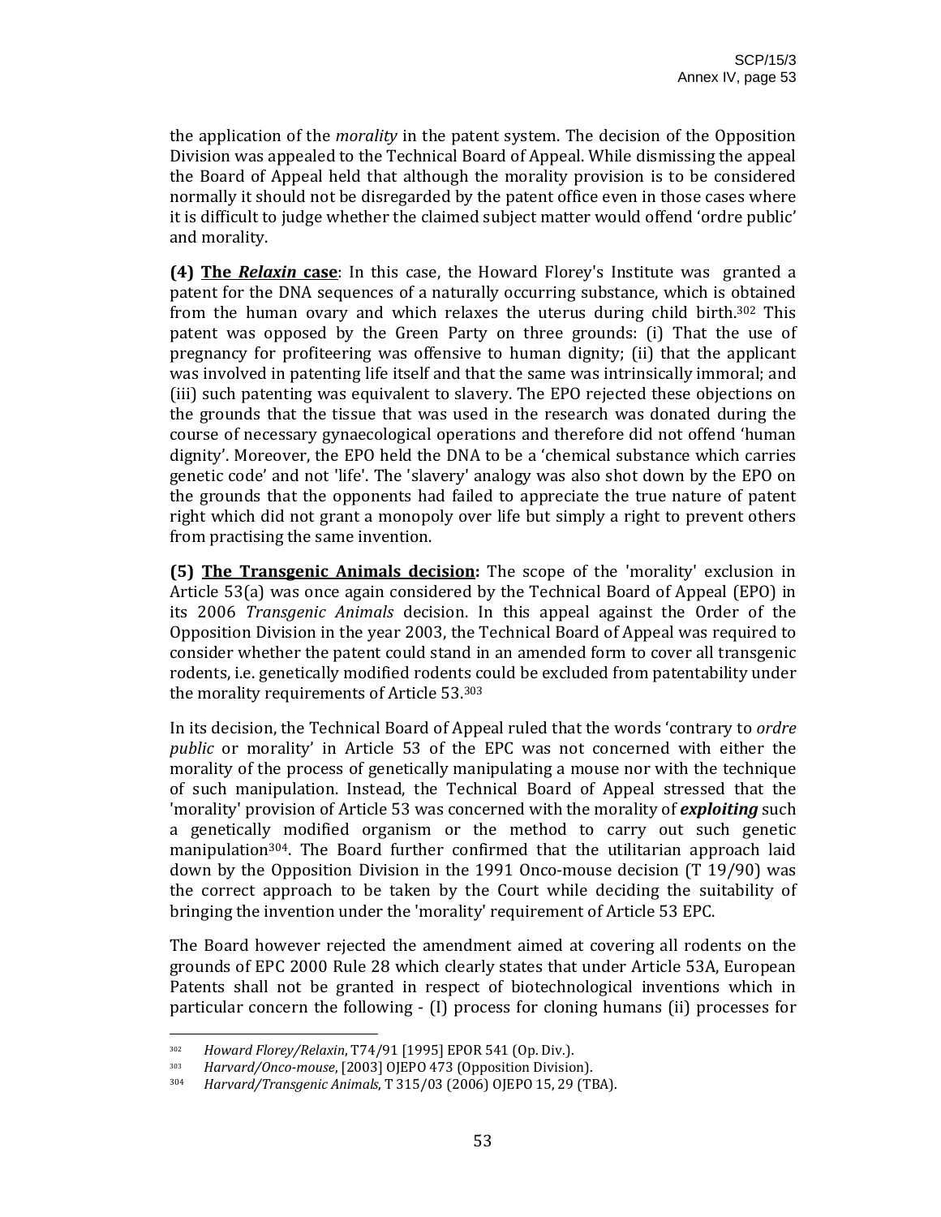the application of the *morality* in the patent system. The decision of the Opposition Division was appealed to the Technical Board of Appeal. While dismissing the appeal the Board of Appeal held that although the morality provision is to be considered normally it should not be disregarded by the patent office even in those cases where it is difficult to judge whether the claimed subject matter would offend 'ordre public' and morality.

**(4) The *Relaxin* case**: In this case, the Howard Florey's Institute was granted a patent for the DNA sequences of a naturally occurring substance, which is obtained from the human ovary and which relaxes the uterus during child birth.[302] This patent was opposed by the Green Party on three grounds: (i) That the use of pregnancy for profiteering was offensive to human dignity; (ii) that the applicant was involved in patenting life itself and that the same was intrinsically immoral; and (iii) such patenting was equivalent to slavery. The EPO rejected these objections on the grounds that the tissue that was used in the research was donated during the course of necessary gynaecological operations and therefore did not offend 'human dignity'. Moreover, the EPO held the DNA to be a 'chemical substance which carries genetic code' and not 'life'. The 'slavery' analogy was also shot down by the EPO on the grounds that the opponents had failed to appreciate the true nature of patent right which did not grant a monopoly over life but simply a right to prevent others from practising the same invention.

**(5) The Transgenic Animals decision:** The scope of the 'morality' exclusion in Article 53(a) was once again considered by the Technical Board of Appeal (EPO) in its 2006 *Transgenic Animals* decision. In this appeal against the Order of the Opposition Division in the year 2003, the Technical Board of Appeal was required to consider whether the patent could stand in an amended form to cover all transgenic rodents, i.e. genetically modified rodents could be excluded from patentability under the morality requirements of Article 53.[303]

In its decision, the Technical Board of Appeal ruled that the words 'contrary to *ordre public* or morality' in Article 53 of the EPC was not concerned with either the morality of the process of genetically manipulating a mouse nor with the technique of such manipulation. Instead, the Technical Board of Appeal stressed that the 'morality' provision of Article 53 was concerned with the morality of ***exploiting*** such a genetically modified organism or the method to carry out such genetic manipulation[304]. The Board further confirmed that the utilitarian approach laid down by the Opposition Division in the 1991 Onco-mouse decision (T 19/90) was the correct approach to be taken by the Court while deciding the suitability of bringing the invention under the 'morality' requirement of Article 53 EPC.

The Board however rejected the amendment aimed at covering all rodents on the grounds of EPC 2000 Rule 28 which clearly states that under Article 53A, European Patents shall not be granted in respect of biotechnological inventions which in particular concern the following - (I) process for cloning humans (ii) processes for

---

[302] *Howard Florey/Relaxin*, T74/91 [1995] EPOR 541 (Op. Div.).

[303] *Harvard/Onco-mouse*, [2003] OJEPO 473 (Opposition Division).

[304] *Harvard/Transgenic Animals*, T 315/03 (2006) OJEPO 15, 29 (TBA).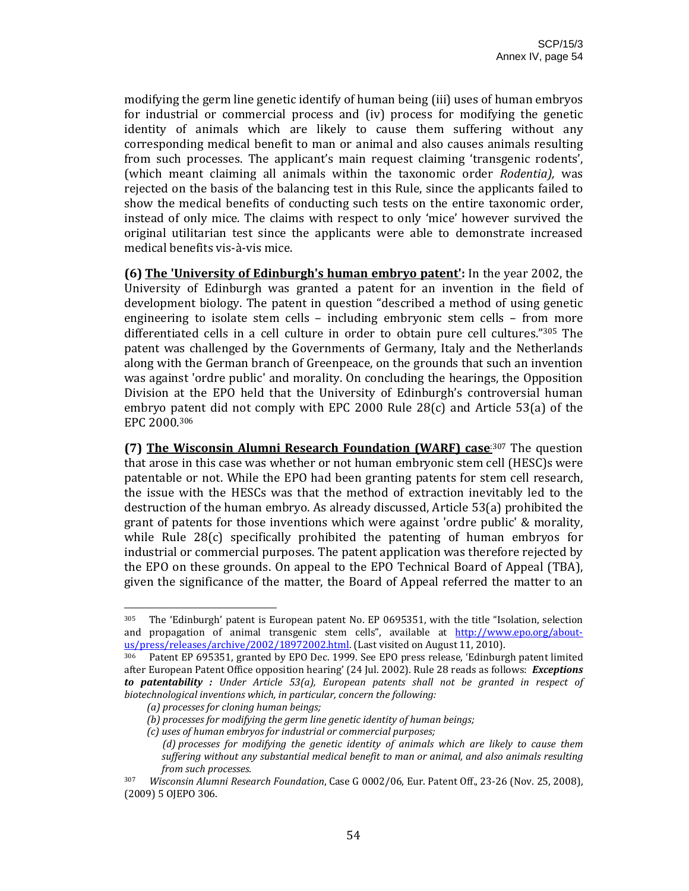modifying the germ line genetic identify of human being (iii) uses of human embryos for industrial or commercial process and (iv) process for modifying the genetic identity of animals which are likely to cause them suffering without any corresponding medical benefit to man or animal and also causes animals resulting from such processes. The applicant's main request claiming 'transgenic rodents', (which meant claiming all animals within the taxonomic order *Rodentia),* was rejected on the basis of the balancing test in this Rule, since the applicants failed to show the medical benefits of conducting such tests on the entire taxonomic order, instead of only mice. The claims with respect to only 'mice' however survived the original utilitarian test since the applicants were able to demonstrate increased medical benefits vis-à-vis mice.

**(6) The 'University of Edinburgh's human embryo patent':** In the year 2002, the University of Edinburgh was granted a patent for an invention in the field of development biology. The patent in question "described a method of using genetic engineering to isolate stem cells – including embryonic stem cells – from more differentiated cells in a cell culture in order to obtain pure cell cultures."[305] The patent was challenged by the Governments of Germany, Italy and the Netherlands along with the German branch of Greenpeace, on the grounds that such an invention was against 'ordre public' and morality. On concluding the hearings, the Opposition Division at the EPO held that the University of Edinburgh's controversial human embryo patent did not comply with EPC 2000 Rule 28(c) and Article 53(a) of the EPC 2000.[306]

**(7) The Wisconsin Alumni Research Foundation (WARF) case**:[307] The question that arose in this case was whether or not human embryonic stem cell (HESC)s were patentable or not. While the EPO had been granting patents for stem cell research, the issue with the HESCs was that the method of extraction inevitably led to the destruction of the human embryo. As already discussed, Article 53(a) prohibited the grant of patents for those inventions which were against 'ordre public' & morality, while Rule 28(c) specifically prohibited the patenting of human embryos for industrial or commercial purposes. The patent application was therefore rejected by the EPO on these grounds. On appeal to the EPO Technical Board of Appeal (TBA), given the significance of the matter, the Board of Appeal referred the matter to an

---

[305] The 'Edinburgh' patent is European patent No. EP 0695351, with the title "Isolation, selection and propagation of animal transgenic stem cells", available at http://www.epo.org/about-us/press/releases/archive/2002/18972002.html. (Last visited on August 11, 2010).

[306] Patent EP 695351, granted by EPO Dec. 1999. See EPO press release, 'Edinburgh patent limited after European Patent Office opposition hearing' (24 Jul. 2002). Rule 28 reads as follows: ***Exceptions to patentability :*** *Under Article 53(a), European patents shall not be granted in respect of biotechnological inventions which, in particular, concern the following:*

*(a) processes for cloning human beings;*

*(b) processes for modifying the germ line genetic identity of human beings;*

*(c) uses of human embryos for industrial or commercial purposes;*

*(d) processes for modifying the genetic identity of animals which are likely to cause them suffering without any substantial medical benefit to man or animal, and also animals resulting from such processes.*

[307] *Wisconsin Alumni Research Foundation*, Case G 0002/06, Eur. Patent Off., 23-26 (Nov. 25, 2008), (2009) 5 OJEPO 306.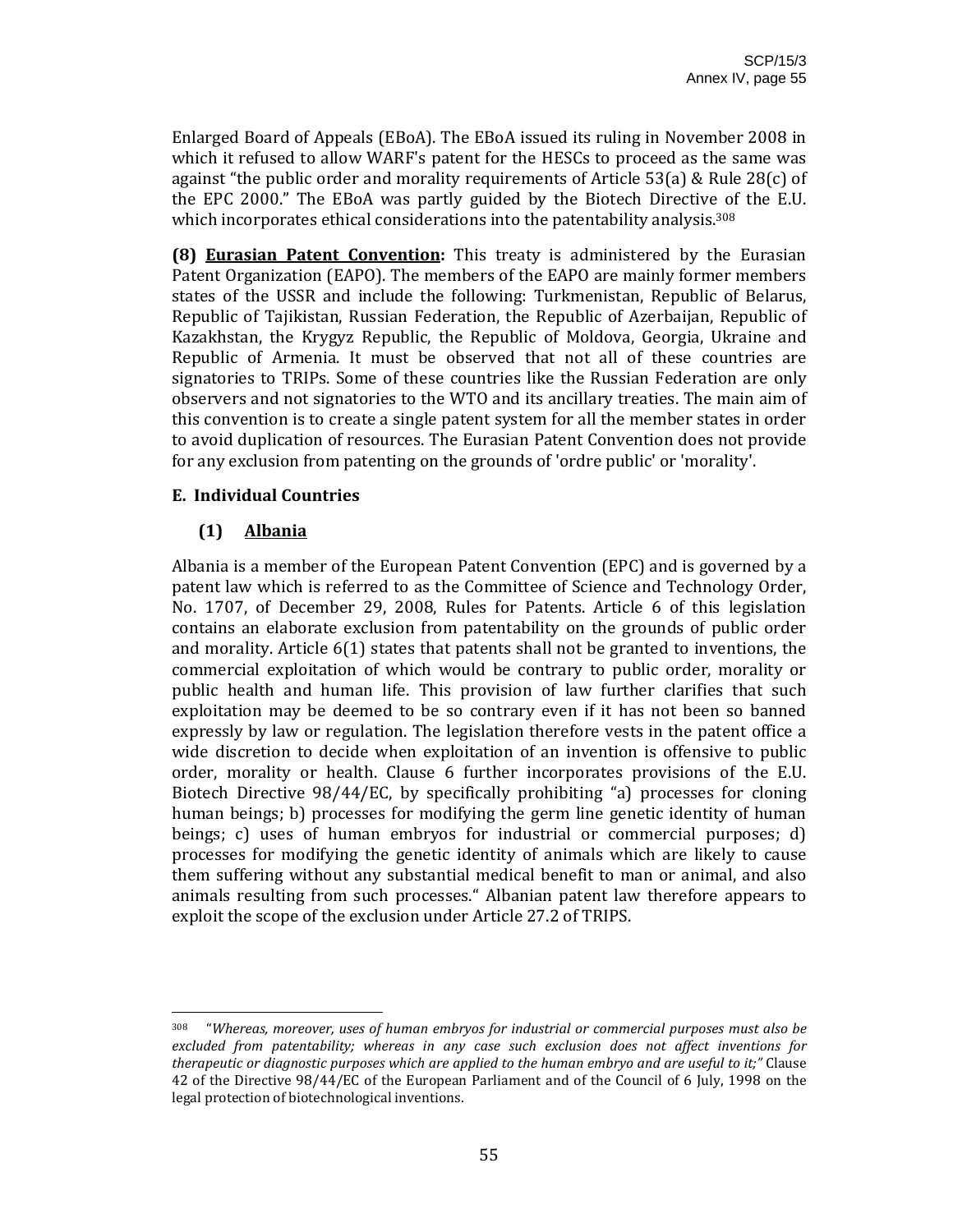Enlarged Board of Appeals (EBoA). The EBoA issued its ruling in November 2008 in which it refused to allow WARF's patent for the HESCs to proceed as the same was against "the public order and morality requirements of Article 53(a) & Rule 28(c) of the EPC 2000." The EBoA was partly guided by the Biotech Directive of the E.U. which incorporates ethical considerations into the patentability analysis.[308]

**(8) Eurasian Patent Convention:** This treaty is administered by the Eurasian Patent Organization (EAPO). The members of the EAPO are mainly former members states of the USSR and include the following: Turkmenistan, Republic of Belarus, Republic of Tajikistan, Russian Federation, the Republic of Azerbaijan, Republic of Kazakhstan, the Krygyz Republic, the Republic of Moldova, Georgia, Ukraine and Republic of Armenia. It must be observed that not all of these countries are signatories to TRIPs. Some of these countries like the Russian Federation are only observers and not signatories to the WTO and its ancillary treaties. The main aim of this convention is to create a single patent system for all the member states in order to avoid duplication of resources. The Eurasian Patent Convention does not provide for any exclusion from patenting on the grounds of 'ordre public' or 'morality'.

### E. Individual Countries

#### (1) Albania

Albania is a member of the European Patent Convention (EPC) and is governed by a patent law which is referred to as the Committee of Science and Technology Order, No. 1707, of December 29, 2008, Rules for Patents. Article 6 of this legislation contains an elaborate exclusion from patentability on the grounds of public order and morality. Article 6(1) states that patents shall not be granted to inventions, the commercial exploitation of which would be contrary to public order, morality or public health and human life. This provision of law further clarifies that such exploitation may be deemed to be so contrary even if it has not been so banned expressly by law or regulation. The legislation therefore vests in the patent office a wide discretion to decide when exploitation of an invention is offensive to public order, morality or health. Clause 6 further incorporates provisions of the E.U. Biotech Directive 98/44/EC, by specifically prohibiting "a) processes for cloning human beings; b) processes for modifying the germ line genetic identity of human beings; c) uses of human embryos for industrial or commercial purposes; d) processes for modifying the genetic identity of animals which are likely to cause them suffering without any substantial medical benefit to man or animal, and also animals resulting from such processes." Albanian patent law therefore appears to exploit the scope of the exclusion under Article 27.2 of TRIPS.

---

[308] "*Whereas, moreover, uses of human embryos for industrial or commercial purposes must also be excluded from patentability; whereas in any case such exclusion does not affect inventions for therapeutic or diagnostic purposes which are applied to the human embryo and are useful to it;*" Clause 42 of the Directive 98/44/EC of the European Parliament and of the Council of 6 July, 1998 on the legal protection of biotechnological inventions.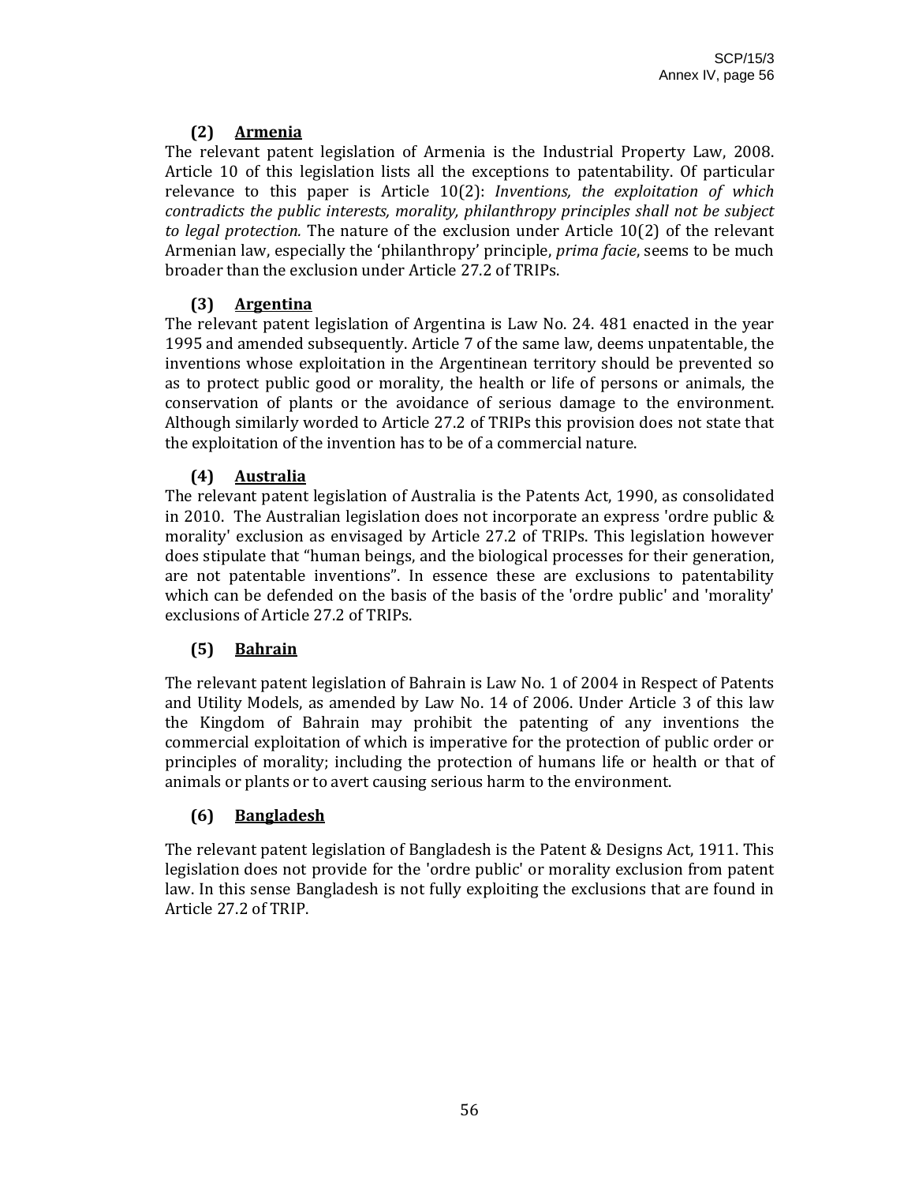### (2) Armenia

The relevant patent legislation of Armenia is the Industrial Property Law, 2008. Article 10 of this legislation lists all the exceptions to patentability. Of particular relevance to this paper is Article 10(2): *Inventions, the exploitation of which contradicts the public interests, morality, philanthropy principles shall not be subject to legal protection.* The nature of the exclusion under Article 10(2) of the relevant Armenian law, especially the 'philanthropy' principle, *prima facie*, seems to be much broader than the exclusion under Article 27.2 of TRIPs.

### (3) Argentina

The relevant patent legislation of Argentina is Law No. 24. 481 enacted in the year 1995 and amended subsequently. Article 7 of the same law, deems unpatentable, the inventions whose exploitation in the Argentinean territory should be prevented so as to protect public good or morality, the health or life of persons or animals, the conservation of plants or the avoidance of serious damage to the environment. Although similarly worded to Article 27.2 of TRIPs this provision does not state that the exploitation of the invention has to be of a commercial nature.

### (4) Australia

The relevant patent legislation of Australia is the Patents Act, 1990, as consolidated in 2010. The Australian legislation does not incorporate an express 'ordre public & morality' exclusion as envisaged by Article 27.2 of TRIPs. This legislation however does stipulate that "human beings, and the biological processes for their generation, are not patentable inventions". In essence these are exclusions to patentability which can be defended on the basis of the basis of the 'ordre public' and 'morality' exclusions of Article 27.2 of TRIPs.

### (5) Bahrain

The relevant patent legislation of Bahrain is Law No. 1 of 2004 in Respect of Patents and Utility Models, as amended by Law No. 14 of 2006. Under Article 3 of this law the Kingdom of Bahrain may prohibit the patenting of any inventions the commercial exploitation of which is imperative for the protection of public order or principles of morality; including the protection of humans life or health or that of animals or plants or to avert causing serious harm to the environment.

### (6) Bangladesh

The relevant patent legislation of Bangladesh is the Patent & Designs Act, 1911. This legislation does not provide for the 'ordre public' or morality exclusion from patent law. In this sense Bangladesh is not fully exploiting the exclusions that are found in Article 27.2 of TRIP.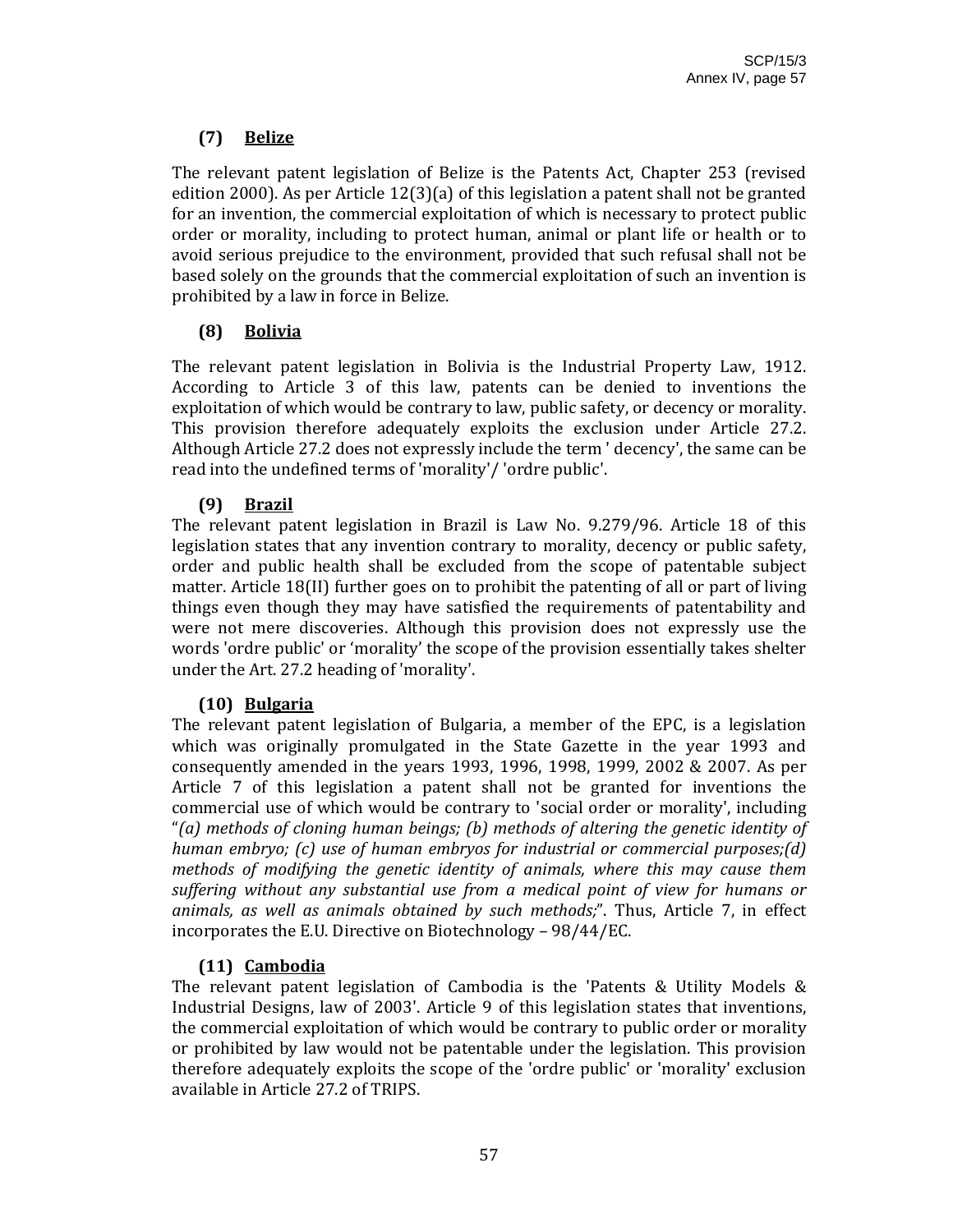### (7) <u>Belize</u>

The relevant patent legislation of Belize is the Patents Act, Chapter 253 (revised edition 2000). As per Article 12(3)(a) of this legislation a patent shall not be granted for an invention, the commercial exploitation of which is necessary to protect public order or morality, including to protect human, animal or plant life or health or to avoid serious prejudice to the environment, provided that such refusal shall not be based solely on the grounds that the commercial exploitation of such an invention is prohibited by a law in force in Belize.

### (8) <u>Bolivia</u>

The relevant patent legislation in Bolivia is the Industrial Property Law, 1912. According to Article 3 of this law, patents can be denied to inventions the exploitation of which would be contrary to law, public safety, or decency or morality. This provision therefore adequately exploits the exclusion under Article 27.2. Although Article 27.2 does not expressly include the term ' decency', the same can be read into the undefined terms of 'morality'/ 'ordre public'.

### (9) <u>Brazil</u>

The relevant patent legislation in Brazil is Law No. 9.279/96. Article 18 of this legislation states that any invention contrary to morality, decency or public safety, order and public health shall be excluded from the scope of patentable subject matter. Article 18(II) further goes on to prohibit the patenting of all or part of living things even though they may have satisfied the requirements of patentability and were not mere discoveries. Although this provision does not expressly use the words 'ordre public' or 'morality' the scope of the provision essentially takes shelter under the Art. 27.2 heading of 'morality'.

### (10) <u>Bulgaria</u>

The relevant patent legislation of Bulgaria, a member of the EPC, is a legislation which was originally promulgated in the State Gazette in the year 1993 and consequently amended in the years 1993, 1996, 1998, 1999, 2002 & 2007. As per Article 7 of this legislation a patent shall not be granted for inventions the commercial use of which would be contrary to 'social order or morality', including "*(a) methods of cloning human beings; (b) methods of altering the genetic identity of human embryo; (c) use of human embryos for industrial or commercial purposes;(d) methods of modifying the genetic identity of animals, where this may cause them suffering without any substantial use from a medical point of view for humans or animals, as well as animals obtained by such methods;*". Thus, Article 7, in effect incorporates the E.U. Directive on Biotechnology – 98/44/EC.

### (11) <u>Cambodia</u>

The relevant patent legislation of Cambodia is the 'Patents & Utility Models & Industrial Designs, law of 2003'. Article 9 of this legislation states that inventions, the commercial exploitation of which would be contrary to public order or morality or prohibited by law would not be patentable under the legislation. This provision therefore adequately exploits the scope of the 'ordre public' or 'morality' exclusion available in Article 27.2 of TRIPS.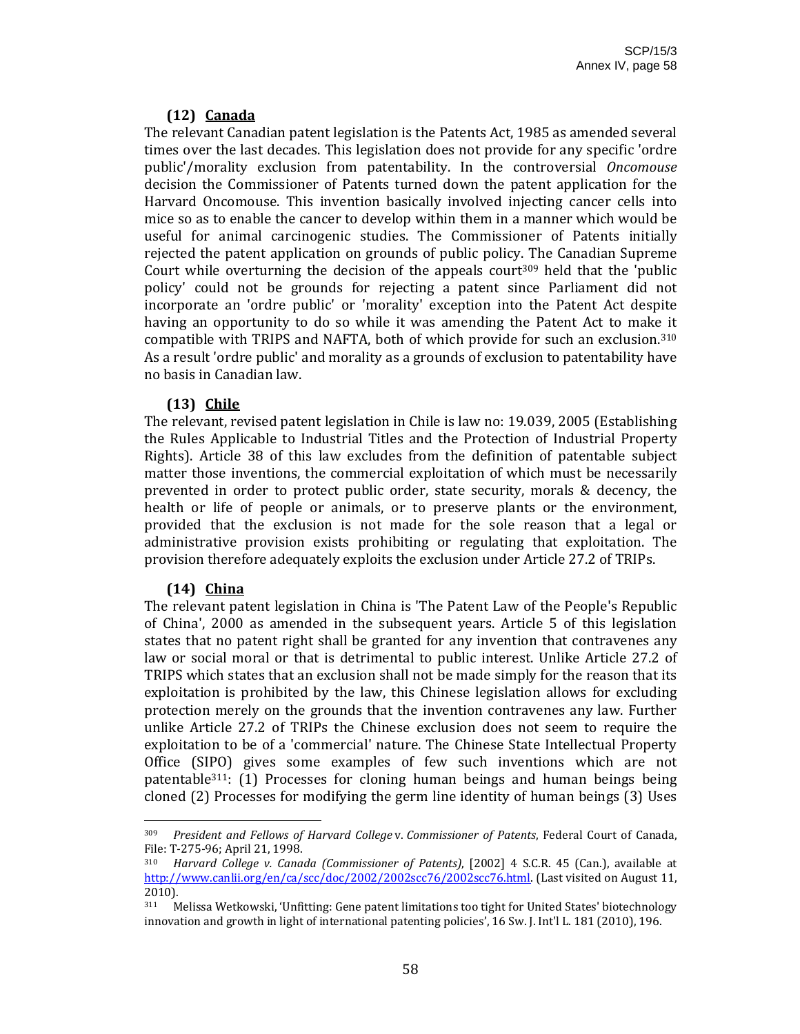### (12) Canada

The relevant Canadian patent legislation is the Patents Act, 1985 as amended several times over the last decades. This legislation does not provide for any specific 'ordre public'/morality exclusion from patentability. In the controversial *Oncomouse* decision the Commissioner of Patents turned down the patent application for the Harvard Oncomouse. This invention basically involved injecting cancer cells into mice so as to enable the cancer to develop within them in a manner which would be useful for animal carcinogenic studies. The Commissioner of Patents initially rejected the patent application on grounds of public policy. The Canadian Supreme Court while overturning the decision of the appeals court[309] held that the 'public policy' could not be grounds for rejecting a patent since Parliament did not incorporate an 'ordre public' or 'morality' exception into the Patent Act despite having an opportunity to do so while it was amending the Patent Act to make it compatible with TRIPS and NAFTA, both of which provide for such an exclusion.[310] As a result 'ordre public' and morality as a grounds of exclusion to patentability have no basis in Canadian law.

### (13) Chile

The relevant, revised patent legislation in Chile is law no: 19.039, 2005 (Establishing the Rules Applicable to Industrial Titles and the Protection of Industrial Property Rights). Article 38 of this law excludes from the definition of patentable subject matter those inventions, the commercial exploitation of which must be necessarily prevented in order to protect public order, state security, morals & decency, the health or life of people or animals, or to preserve plants or the environment, provided that the exclusion is not made for the sole reason that a legal or administrative provision exists prohibiting or regulating that exploitation. The provision therefore adequately exploits the exclusion under Article 27.2 of TRIPs.

### (14) China

The relevant patent legislation in China is 'The Patent Law of the People's Republic of China', 2000 as amended in the subsequent years. Article 5 of this legislation states that no patent right shall be granted for any invention that contravenes any law or social moral or that is detrimental to public interest. Unlike Article 27.2 of TRIPS which states that an exclusion shall not be made simply for the reason that its exploitation is prohibited by the law, this Chinese legislation allows for excluding protection merely on the grounds that the invention contravenes any law. Further unlike Article 27.2 of TRIPs the Chinese exclusion does not seem to require the exploitation to be of a 'commercial' nature. The Chinese State Intellectual Property Office (SIPO) gives some examples of few such inventions which are not patentable[311]: (1) Processes for cloning human beings and human beings being cloned (2) Processes for modifying the germ line identity of human beings (3) Uses

---

[309] *President and Fellows of Harvard College* v. *Commissioner of Patents*, Federal Court of Canada, File: T-275-96; April 21, 1998.

[310] *Harvard College v. Canada (Commissioner of Patents)*, [2002] 4 S.C.R. 45 (Can.), available at http://www.canlii.org/en/ca/scc/doc/2002/2002scc76/2002scc76.html. (Last visited on August 11, 2010).

[311] Melissa Wetkowski, 'Unfitting: Gene patent limitations too tight for United States' biotechnology innovation and growth in light of international patenting policies', 16 Sw. J. Int'l L. 181 (2010), 196.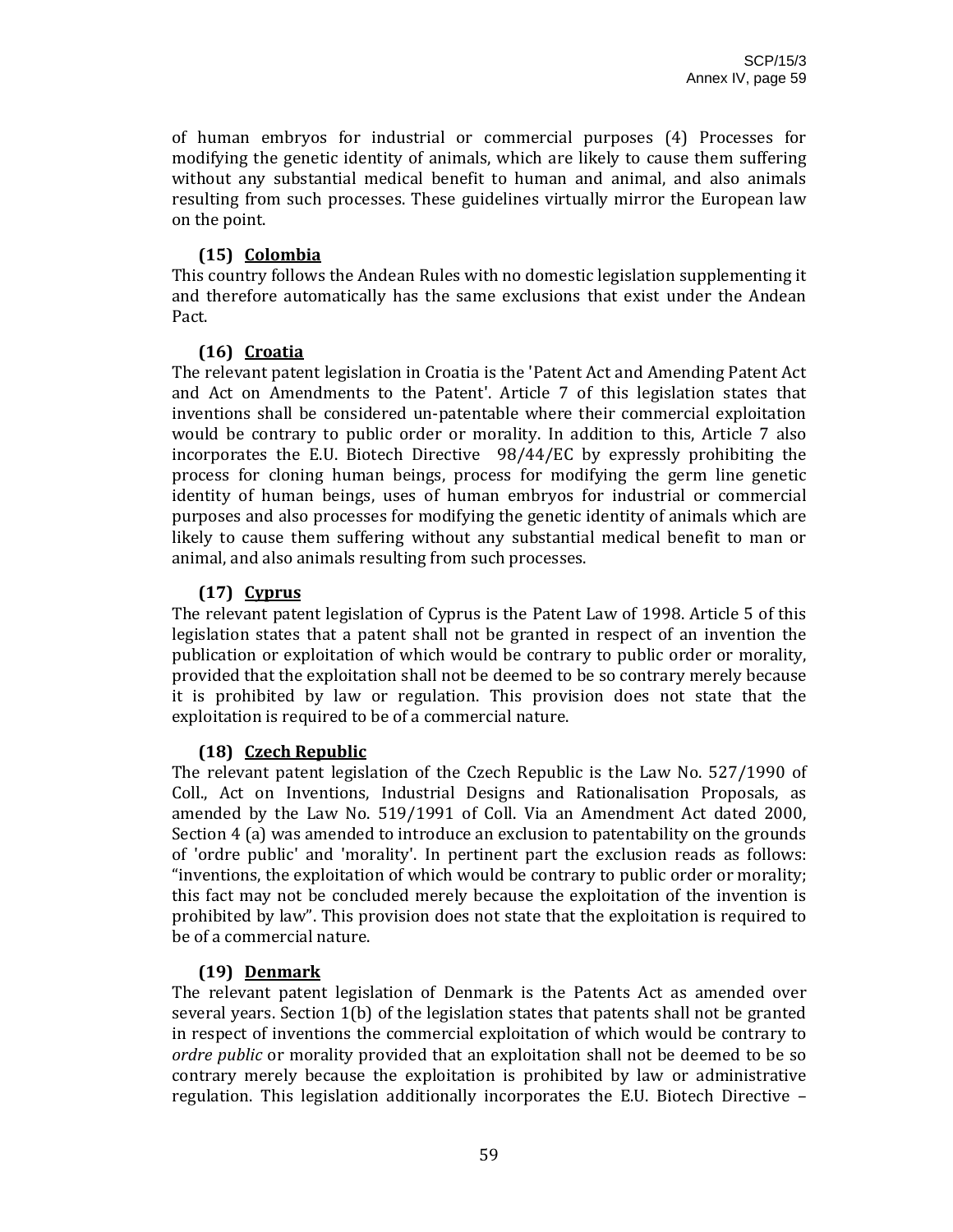of human embryos for industrial or commercial purposes (4) Processes for modifying the genetic identity of animals, which are likely to cause them suffering without any substantial medical benefit to human and animal, and also animals resulting from such processes. These guidelines virtually mirror the European law on the point.

### (15) Colombia

This country follows the Andean Rules with no domestic legislation supplementing it and therefore automatically has the same exclusions that exist under the Andean Pact.

### (16) Croatia

The relevant patent legislation in Croatia is the 'Patent Act and Amending Patent Act and Act on Amendments to the Patent'. Article 7 of this legislation states that inventions shall be considered un-patentable where their commercial exploitation would be contrary to public order or morality. In addition to this, Article 7 also incorporates the E.U. Biotech Directive 98/44/EC by expressly prohibiting the process for cloning human beings, process for modifying the germ line genetic identity of human beings, uses of human embryos for industrial or commercial purposes and also processes for modifying the genetic identity of animals which are likely to cause them suffering without any substantial medical benefit to man or animal, and also animals resulting from such processes.

### (17) Cyprus

The relevant patent legislation of Cyprus is the Patent Law of 1998. Article 5 of this legislation states that a patent shall not be granted in respect of an invention the publication or exploitation of which would be contrary to public order or morality, provided that the exploitation shall not be deemed to be so contrary merely because it is prohibited by law or regulation. This provision does not state that the exploitation is required to be of a commercial nature.

### (18) Czech Republic

The relevant patent legislation of the Czech Republic is the Law No. 527/1990 of Coll., Act on Inventions, Industrial Designs and Rationalisation Proposals, as amended by the Law No. 519/1991 of Coll. Via an Amendment Act dated 2000, Section 4 (a) was amended to introduce an exclusion to patentability on the grounds of 'ordre public' and 'morality'. In pertinent part the exclusion reads as follows: "inventions, the exploitation of which would be contrary to public order or morality; this fact may not be concluded merely because the exploitation of the invention is prohibited by law". This provision does not state that the exploitation is required to be of a commercial nature.

### (19) Denmark

The relevant patent legislation of Denmark is the Patents Act as amended over several years. Section 1(b) of the legislation states that patents shall not be granted in respect of inventions the commercial exploitation of which would be contrary to *ordre public* or morality provided that an exploitation shall not be deemed to be so contrary merely because the exploitation is prohibited by law or administrative regulation. This legislation additionally incorporates the E.U. Biotech Directive –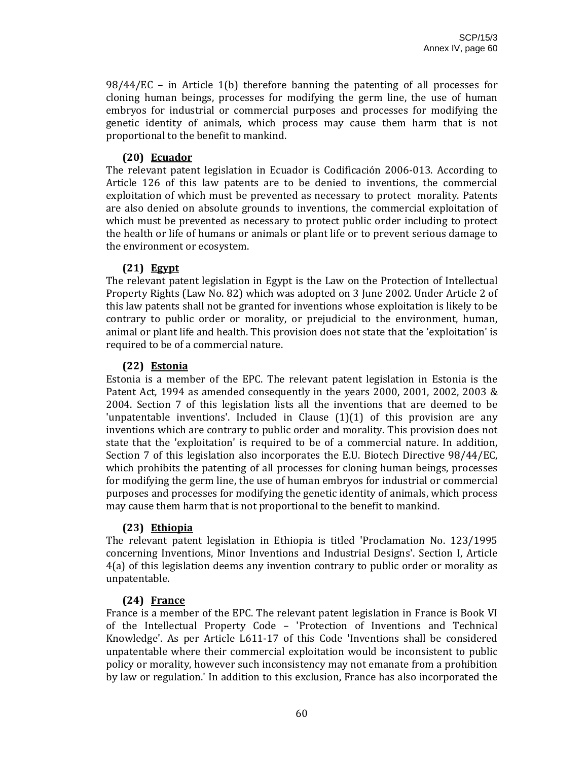98/44/EC – in Article 1(b) therefore banning the patenting of all processes for cloning human beings, processes for modifying the germ line, the use of human embryos for industrial or commercial purposes and processes for modifying the genetic identity of animals, which process may cause them harm that is not proportional to the benefit to mankind.

### (20) Ecuador

The relevant patent legislation in Ecuador is Codificación 2006-013. According to Article 126 of this law patents are to be denied to inventions, the commercial exploitation of which must be prevented as necessary to protect morality. Patents are also denied on absolute grounds to inventions, the commercial exploitation of which must be prevented as necessary to protect public order including to protect the health or life of humans or animals or plant life or to prevent serious damage to the environment or ecosystem.

### (21) Egypt

The relevant patent legislation in Egypt is the Law on the Protection of Intellectual Property Rights (Law No. 82) which was adopted on 3 June 2002. Under Article 2 of this law patents shall not be granted for inventions whose exploitation is likely to be contrary to public order or morality, or prejudicial to the environment, human, animal or plant life and health. This provision does not state that the 'exploitation' is required to be of a commercial nature.

### (22) Estonia

Estonia is a member of the EPC. The relevant patent legislation in Estonia is the Patent Act, 1994 as amended consequently in the years 2000, 2001, 2002, 2003 & 2004. Section 7 of this legislation lists all the inventions that are deemed to be 'unpatentable inventions'. Included in Clause (1)(1) of this provision are any inventions which are contrary to public order and morality. This provision does not state that the 'exploitation' is required to be of a commercial nature. In addition, Section 7 of this legislation also incorporates the E.U. Biotech Directive 98/44/EC, which prohibits the patenting of all processes for cloning human beings, processes for modifying the germ line, the use of human embryos for industrial or commercial purposes and processes for modifying the genetic identity of animals, which process may cause them harm that is not proportional to the benefit to mankind.

### (23) Ethiopia

The relevant patent legislation in Ethiopia is titled 'Proclamation No. 123/1995 concerning Inventions, Minor Inventions and Industrial Designs'. Section I, Article 4(a) of this legislation deems any invention contrary to public order or morality as unpatentable.

### (24) France

France is a member of the EPC. The relevant patent legislation in France is Book VI of the Intellectual Property Code – 'Protection of Inventions and Technical Knowledge'. As per Article L611-17 of this Code 'Inventions shall be considered unpatentable where their commercial exploitation would be inconsistent to public policy or morality, however such inconsistency may not emanate from a prohibition by law or regulation.' In addition to this exclusion, France has also incorporated the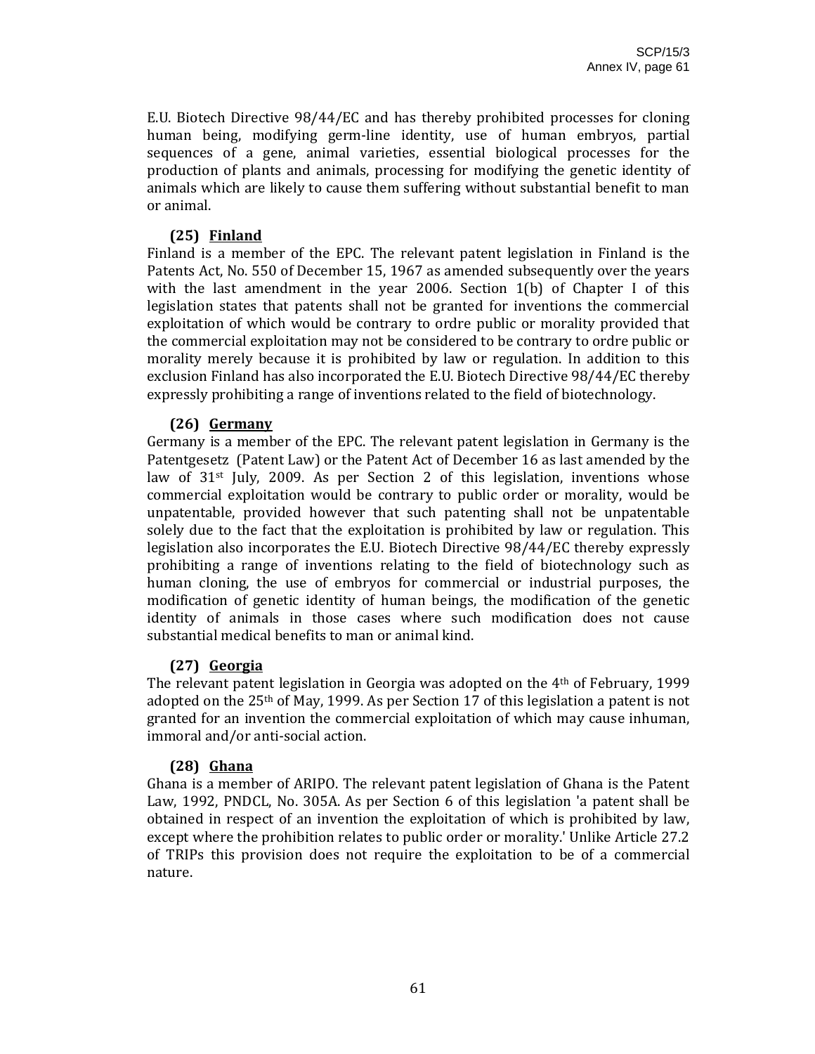E.U. Biotech Directive 98/44/EC and has thereby prohibited processes for cloning human being, modifying germ-line identity, use of human embryos, partial sequences of a gene, animal varieties, essential biological processes for the production of plants and animals, processing for modifying the genetic identity of animals which are likely to cause them suffering without substantial benefit to man or animal.

**(25) Finland**

Finland is a member of the EPC. The relevant patent legislation in Finland is the Patents Act, No. 550 of December 15, 1967 as amended subsequently over the years with the last amendment in the year 2006. Section 1(b) of Chapter I of this legislation states that patents shall not be granted for inventions the commercial exploitation of which would be contrary to ordre public or morality provided that the commercial exploitation may not be considered to be contrary to ordre public or morality merely because it is prohibited by law or regulation. In addition to this exclusion Finland has also incorporated the E.U. Biotech Directive 98/44/EC thereby expressly prohibiting a range of inventions related to the field of biotechnology.

**(26) Germany**

Germany is a member of the EPC. The relevant patent legislation in Germany is the Patentgesetz (Patent Law) or the Patent Act of December 16 as last amended by the law of 31st July, 2009. As per Section 2 of this legislation, inventions whose commercial exploitation would be contrary to public order or morality, would be unpatentable, provided however that such patenting shall not be unpatentable solely due to the fact that the exploitation is prohibited by law or regulation. This legislation also incorporates the E.U. Biotech Directive 98/44/EC thereby expressly prohibiting a range of inventions relating to the field of biotechnology such as human cloning, the use of embryos for commercial or industrial purposes, the modification of genetic identity of human beings, the modification of the genetic identity of animals in those cases where such modification does not cause substantial medical benefits to man or animal kind.

**(27) Georgia**

The relevant patent legislation in Georgia was adopted on the 4th of February, 1999 adopted on the 25th of May, 1999. As per Section 17 of this legislation a patent is not granted for an invention the commercial exploitation of which may cause inhuman, immoral and/or anti-social action.

**(28) Ghana**

Ghana is a member of ARIPO. The relevant patent legislation of Ghana is the Patent Law, 1992, PNDCL, No. 305A. As per Section 6 of this legislation 'a patent shall be obtained in respect of an invention the exploitation of which is prohibited by law, except where the prohibition relates to public order or morality.' Unlike Article 27.2 of TRIPs this provision does not require the exploitation to be of a commercial nature.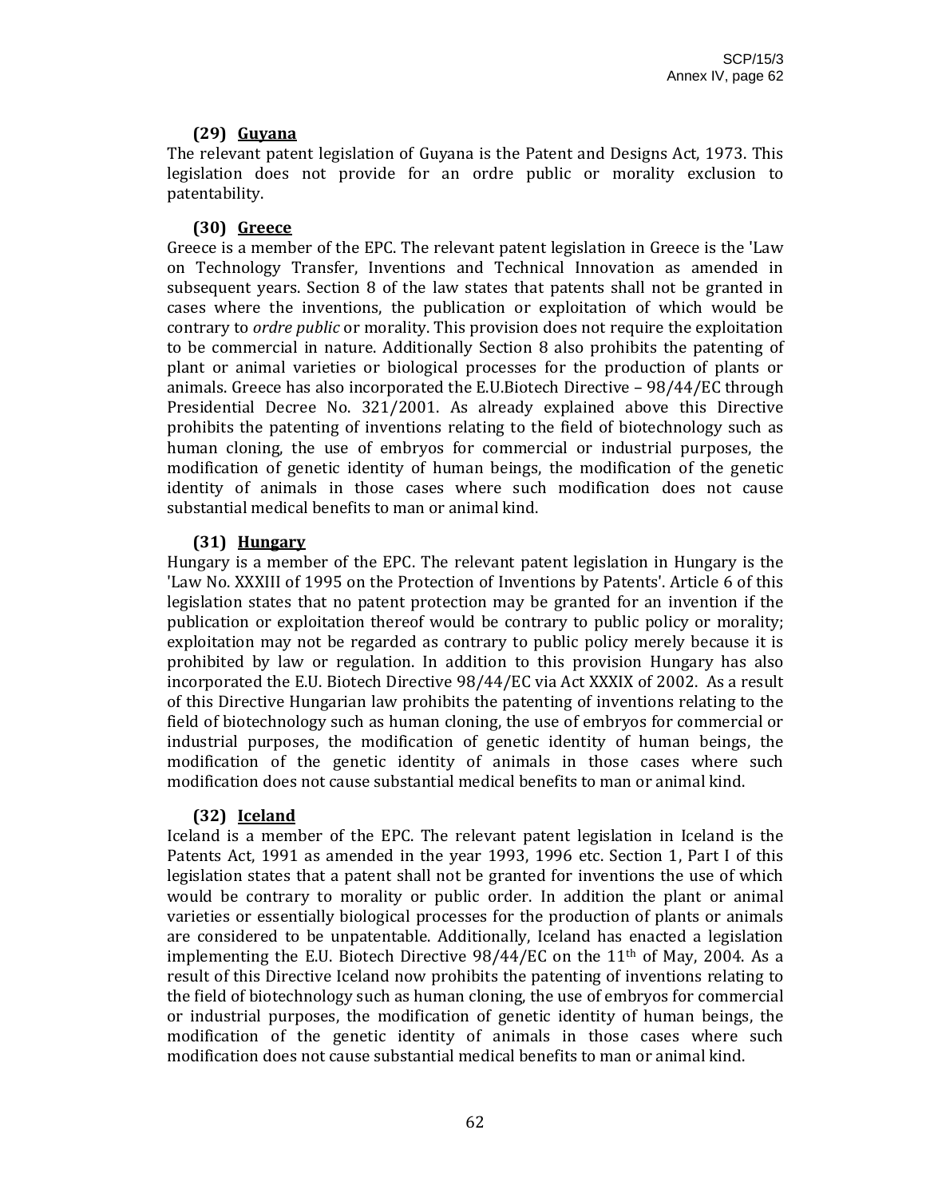### (29) Guyana

The relevant patent legislation of Guyana is the Patent and Designs Act, 1973. This legislation does not provide for an ordre public or morality exclusion to patentability.

### (30) Greece

Greece is a member of the EPC. The relevant patent legislation in Greece is the 'Law on Technology Transfer, Inventions and Technical Innovation as amended in subsequent years. Section 8 of the law states that patents shall not be granted in cases where the inventions, the publication or exploitation of which would be contrary to *ordre public* or morality. This provision does not require the exploitation to be commercial in nature. Additionally Section 8 also prohibits the patenting of plant or animal varieties or biological processes for the production of plants or animals. Greece has also incorporated the E.U.Biotech Directive – 98/44/EC through Presidential Decree No. 321/2001. As already explained above this Directive prohibits the patenting of inventions relating to the field of biotechnology such as human cloning, the use of embryos for commercial or industrial purposes, the modification of genetic identity of human beings, the modification of the genetic identity of animals in those cases where such modification does not cause substantial medical benefits to man or animal kind.

### (31) Hungary

Hungary is a member of the EPC. The relevant patent legislation in Hungary is the 'Law No. XXXIII of 1995 on the Protection of Inventions by Patents'. Article 6 of this legislation states that no patent protection may be granted for an invention if the publication or exploitation thereof would be contrary to public policy or morality; exploitation may not be regarded as contrary to public policy merely because it is prohibited by law or regulation. In addition to this provision Hungary has also incorporated the E.U. Biotech Directive 98/44/EC via Act XXXIX of 2002. As a result of this Directive Hungarian law prohibits the patenting of inventions relating to the field of biotechnology such as human cloning, the use of embryos for commercial or industrial purposes, the modification of genetic identity of human beings, the modification of the genetic identity of animals in those cases where such modification does not cause substantial medical benefits to man or animal kind.

### (32) Iceland

Iceland is a member of the EPC. The relevant patent legislation in Iceland is the Patents Act, 1991 as amended in the year 1993, 1996 etc. Section 1, Part I of this legislation states that a patent shall not be granted for inventions the use of which would be contrary to morality or public order. In addition the plant or animal varieties or essentially biological processes for the production of plants or animals are considered to be unpatentable. Additionally, Iceland has enacted a legislation implementing the E.U. Biotech Directive 98/44/EC on the 11th of May, 2004. As a result of this Directive Iceland now prohibits the patenting of inventions relating to the field of biotechnology such as human cloning, the use of embryos for commercial or industrial purposes, the modification of genetic identity of human beings, the modification of the genetic identity of animals in those cases where such modification does not cause substantial medical benefits to man or animal kind.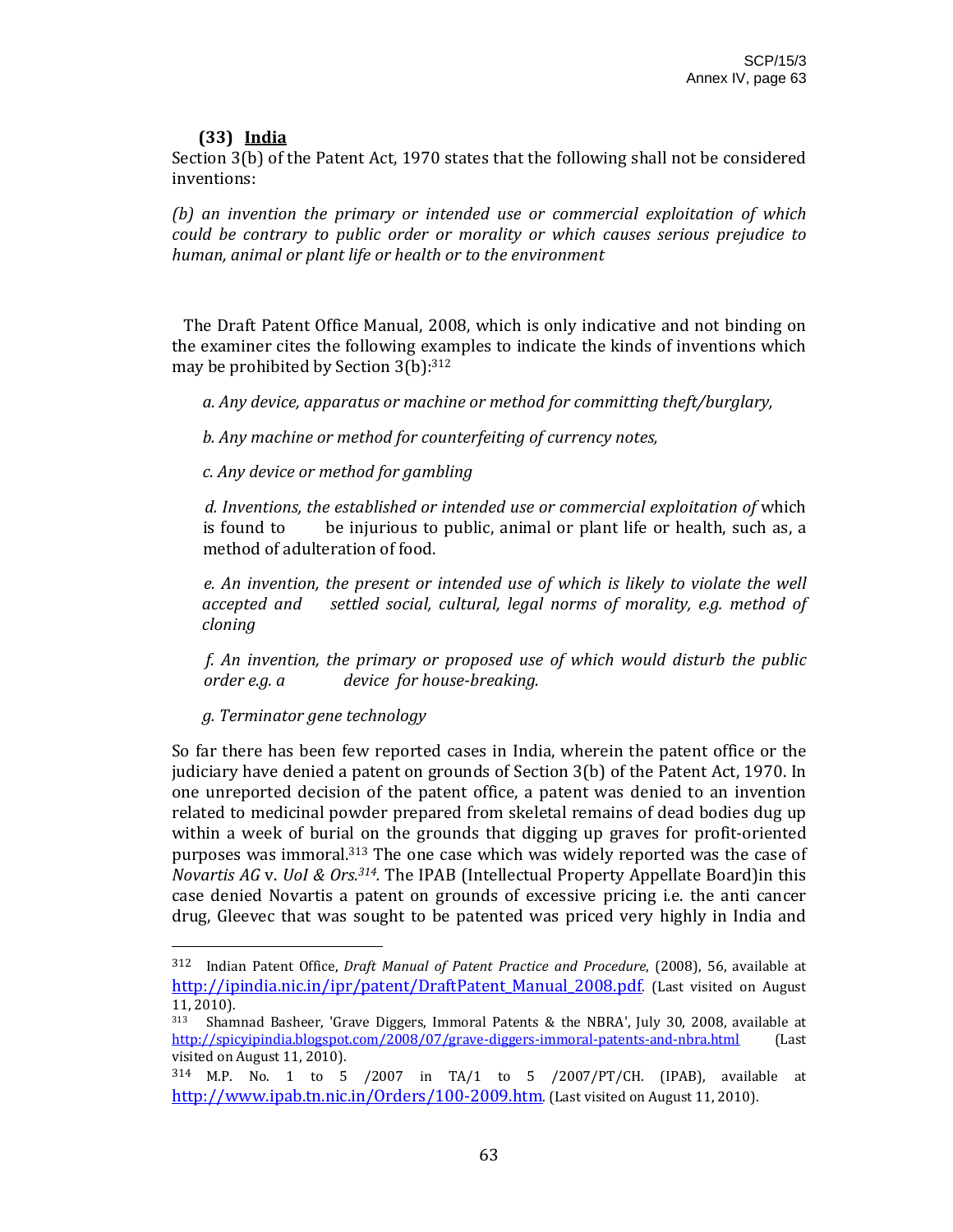**(33) India**

Section 3(b) of the Patent Act, 1970 states that the following shall not be considered inventions:

*(b) an invention the primary or intended use or commercial exploitation of which could be contrary to public order or morality or which causes serious prejudice to human, animal or plant life or health or to the environment*

The Draft Patent Office Manual, 2008, which is only indicative and not binding on the examiner cites the following examples to indicate the kinds of inventions which may be prohibited by Section 3(b):[312]

*a. Any device, apparatus or machine or method for committing theft/burglary,*

*b. Any machine or method for counterfeiting of currency notes,*

*c. Any device or method for gambling*

*d. Inventions, the established or intended use or commercial exploitation of* which is found to be injurious to public, animal or plant life or health, such as, a method of adulteration of food.

*e. An invention, the present or intended use of which is likely to violate the well accepted and settled social, cultural, legal norms of morality, e.g. method of cloning*

*f. An invention, the primary or proposed use of which would disturb the public order e.g. a device for house-breaking.*

*g. Terminator gene technology*

So far there has been few reported cases in India, wherein the patent office or the judiciary have denied a patent on grounds of Section 3(b) of the Patent Act, 1970. In one unreported decision of the patent office, a patent was denied to an invention related to medicinal powder prepared from skeletal remains of dead bodies dug up within a week of burial on the grounds that digging up graves for profit-oriented purposes was immoral.[313] The one case which was widely reported was the case of *Novartis AG* v. *UoI & Ors.*[314]. The IPAB (Intellectual Property Appellate Board)in this case denied Novartis a patent on grounds of excessive pricing i.e. the anti cancer drug, Gleevec that was sought to be patented was priced very highly in India and

---

[312] Indian Patent Office, *Draft Manual of Patent Practice and Procedure*, (2008), 56, available at http://ipindia.nic.in/ipr/patent/DraftPatent_Manual_2008.pdf. (Last visited on August 11, 2010).

[313] Shamnad Basheer, 'Grave Diggers, Immoral Patents & the NBRA', July 30, 2008, available at http://spicyipindia.blogspot.com/2008/07/grave-diggers-immoral-patents-and-nbra.html (Last visited on August 11, 2010).

[314] M.P. No. 1 to 5 /2007 in TA/1 to 5 /2007/PT/CH. (IPAB), available at http://www.ipab.tn.nic.in/Orders/100-2009.htm. (Last visited on August 11, 2010).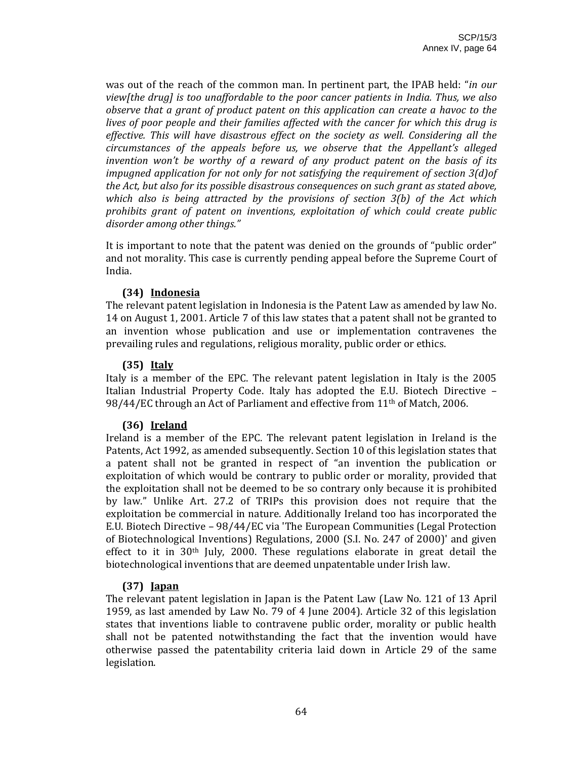was out of the reach of the common man. In pertinent part, the IPAB held: "*in our view[the drug] is too unaffordable to the poor cancer patients in India. Thus, we also observe that a grant of product patent on this application can create a havoc to the lives of poor people and their families affected with the cancer for which this drug is effective. This will have disastrous effect on the society as well. Considering all the circumstances of the appeals before us, we observe that the Appellant's alleged invention won't be worthy of a reward of any product patent on the basis of its impugned application for not only for not satisfying the requirement of section 3(d)of the Act, but also for its possible disastrous consequences on such grant as stated above, which also is being attracted by the provisions of section 3(b) of the Act which prohibits grant of patent on inventions, exploitation of which could create public disorder among other things.*"

It is important to note that the patent was denied on the grounds of "public order" and not morality. This case is currently pending appeal before the Supreme Court of India.

**(34) Indonesia**

The relevant patent legislation in Indonesia is the Patent Law as amended by law No. 14 on August 1, 2001. Article 7 of this law states that a patent shall not be granted to an invention whose publication and use or implementation contravenes the prevailing rules and regulations, religious morality, public order or ethics.

**(35) Italy**

Italy is a member of the EPC. The relevant patent legislation in Italy is the 2005 Italian Industrial Property Code. Italy has adopted the E.U. Biotech Directive – 98/44/EC through an Act of Parliament and effective from 11th of Match, 2006.

**(36) Ireland**

Ireland is a member of the EPC. The relevant patent legislation in Ireland is the Patents, Act 1992, as amended subsequently. Section 10 of this legislation states that a patent shall not be granted in respect of "an invention the publication or exploitation of which would be contrary to public order or morality, provided that the exploitation shall not be deemed to be so contrary only because it is prohibited by law." Unlike Art. 27.2 of TRIPs this provision does not require that the exploitation be commercial in nature. Additionally Ireland too has incorporated the E.U. Biotech Directive – 98/44/EC via 'The European Communities (Legal Protection of Biotechnological Inventions) Regulations, 2000 (S.I. No. 247 of 2000)' and given effect to it in 30th July, 2000. These regulations elaborate in great detail the biotechnological inventions that are deemed unpatentable under Irish law.

**(37) Japan**

The relevant patent legislation in Japan is the Patent Law (Law No. 121 of 13 April 1959, as last amended by Law No. 79 of 4 June 2004). Article 32 of this legislation states that inventions liable to contravene public order, morality or public health shall not be patented notwithstanding the fact that the invention would have otherwise passed the patentability criteria laid down in Article 29 of the same legislation.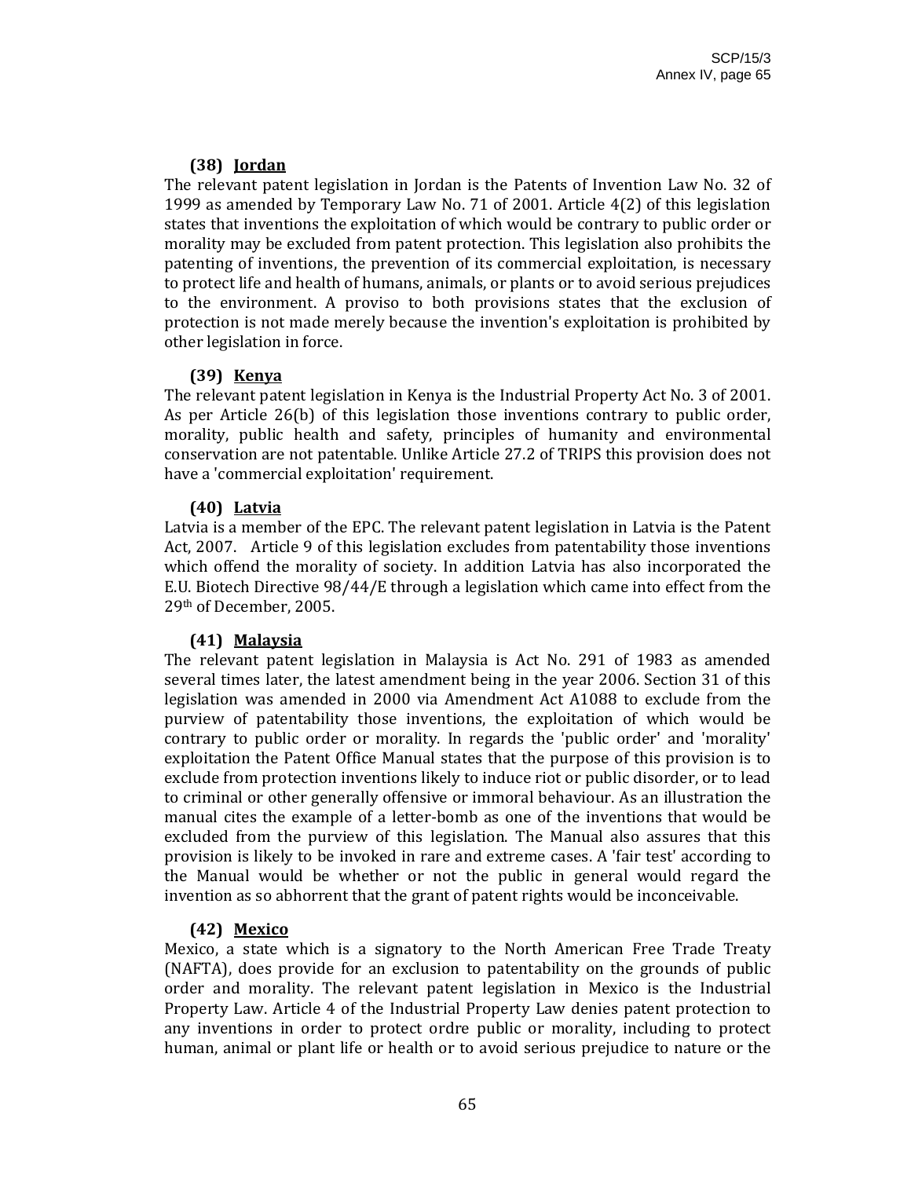### (38) Jordan

The relevant patent legislation in Jordan is the Patents of Invention Law No. 32 of 1999 as amended by Temporary Law No. 71 of 2001. Article 4(2) of this legislation states that inventions the exploitation of which would be contrary to public order or morality may be excluded from patent protection. This legislation also prohibits the patenting of inventions, the prevention of its commercial exploitation, is necessary to protect life and health of humans, animals, or plants or to avoid serious prejudices to the environment. A proviso to both provisions states that the exclusion of protection is not made merely because the invention's exploitation is prohibited by other legislation in force.

### (39) Kenya

The relevant patent legislation in Kenya is the Industrial Property Act No. 3 of 2001. As per Article 26(b) of this legislation those inventions contrary to public order, morality, public health and safety, principles of humanity and environmental conservation are not patentable. Unlike Article 27.2 of TRIPS this provision does not have a 'commercial exploitation' requirement.

### (40) Latvia

Latvia is a member of the EPC. The relevant patent legislation in Latvia is the Patent Act, 2007. Article 9 of this legislation excludes from patentability those inventions which offend the morality of society. In addition Latvia has also incorporated the E.U. Biotech Directive 98/44/E through a legislation which came into effect from the 29th of December, 2005.

### (41) Malaysia

The relevant patent legislation in Malaysia is Act No. 291 of 1983 as amended several times later, the latest amendment being in the year 2006. Section 31 of this legislation was amended in 2000 via Amendment Act A1088 to exclude from the purview of patentability those inventions, the exploitation of which would be contrary to public order or morality. In regards the 'public order' and 'morality' exploitation the Patent Office Manual states that the purpose of this provision is to exclude from protection inventions likely to induce riot or public disorder, or to lead to criminal or other generally offensive or immoral behaviour. As an illustration the manual cites the example of a letter-bomb as one of the inventions that would be excluded from the purview of this legislation. The Manual also assures that this provision is likely to be invoked in rare and extreme cases. A 'fair test' according to the Manual would be whether or not the public in general would regard the invention as so abhorrent that the grant of patent rights would be inconceivable.

### (42) Mexico

Mexico, a state which is a signatory to the North American Free Trade Treaty (NAFTA), does provide for an exclusion to patentability on the grounds of public order and morality. The relevant patent legislation in Mexico is the Industrial Property Law. Article 4 of the Industrial Property Law denies patent protection to any inventions in order to protect ordre public or morality, including to protect human, animal or plant life or health or to avoid serious prejudice to nature or the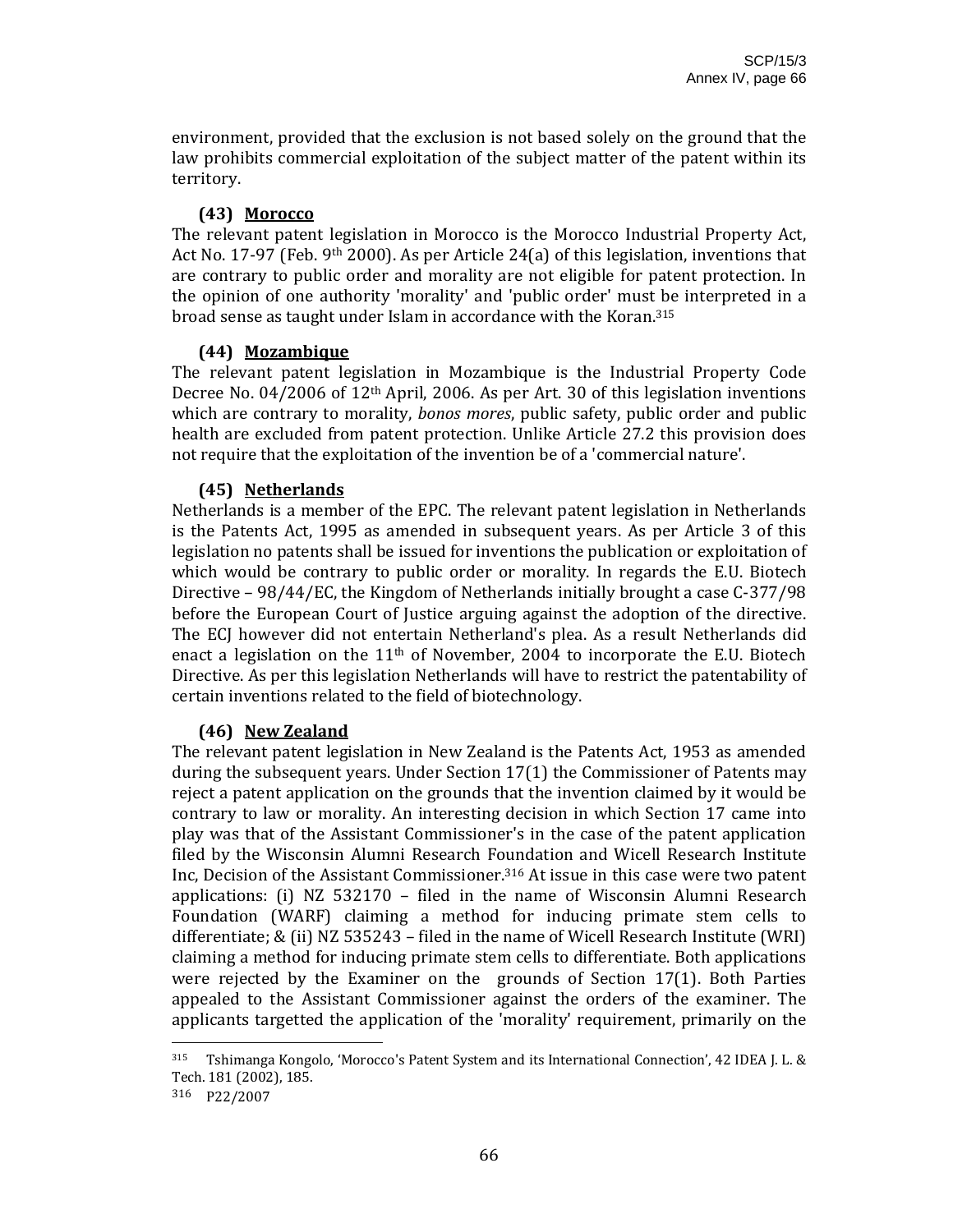environment, provided that the exclusion is not based solely on the ground that the law prohibits commercial exploitation of the subject matter of the patent within its territory.

### (43) Morocco

The relevant patent legislation in Morocco is the Morocco Industrial Property Act, Act No. 17-97 (Feb. 9th 2000). As per Article 24(a) of this legislation, inventions that are contrary to public order and morality are not eligible for patent protection. In the opinion of one authority 'morality' and 'public order' must be interpreted in a broad sense as taught under Islam in accordance with the Koran.[315]

### (44) Mozambique

The relevant patent legislation in Mozambique is the Industrial Property Code Decree No. 04/2006 of 12th April, 2006. As per Art. 30 of this legislation inventions which are contrary to morality, *bonos mores*, public safety, public order and public health are excluded from patent protection. Unlike Article 27.2 this provision does not require that the exploitation of the invention be of a 'commercial nature'.

### (45) Netherlands

Netherlands is a member of the EPC. The relevant patent legislation in Netherlands is the Patents Act, 1995 as amended in subsequent years. As per Article 3 of this legislation no patents shall be issued for inventions the publication or exploitation of which would be contrary to public order or morality. In regards the E.U. Biotech Directive – 98/44/EC, the Kingdom of Netherlands initially brought a case C-377/98 before the European Court of Justice arguing against the adoption of the directive. The ECJ however did not entertain Netherland's plea. As a result Netherlands did enact a legislation on the 11th of November, 2004 to incorporate the E.U. Biotech Directive. As per this legislation Netherlands will have to restrict the patentability of certain inventions related to the field of biotechnology.

### (46) New Zealand

The relevant patent legislation in New Zealand is the Patents Act, 1953 as amended during the subsequent years. Under Section 17(1) the Commissioner of Patents may reject a patent application on the grounds that the invention claimed by it would be contrary to law or morality. An interesting decision in which Section 17 came into play was that of the Assistant Commissioner's in the case of the patent application filed by the Wisconsin Alumni Research Foundation and Wicell Research Institute Inc, Decision of the Assistant Commissioner.[316] At issue in this case were two patent applications: (i) NZ 532170 – filed in the name of Wisconsin Alumni Research Foundation (WARF) claiming a method for inducing primate stem cells to differentiate; & (ii) NZ 535243 – filed in the name of Wicell Research Institute (WRI) claiming a method for inducing primate stem cells to differentiate. Both applications were rejected by the Examiner on the grounds of Section 17(1). Both Parties appealed to the Assistant Commissioner against the orders of the examiner. The applicants targetted the application of the 'morality' requirement, primarily on the

---

[315] Tshimanga Kongolo, 'Morocco's Patent System and its International Connection', 42 IDEA J. L. & Tech. 181 (2002), 185.

[316] P22/2007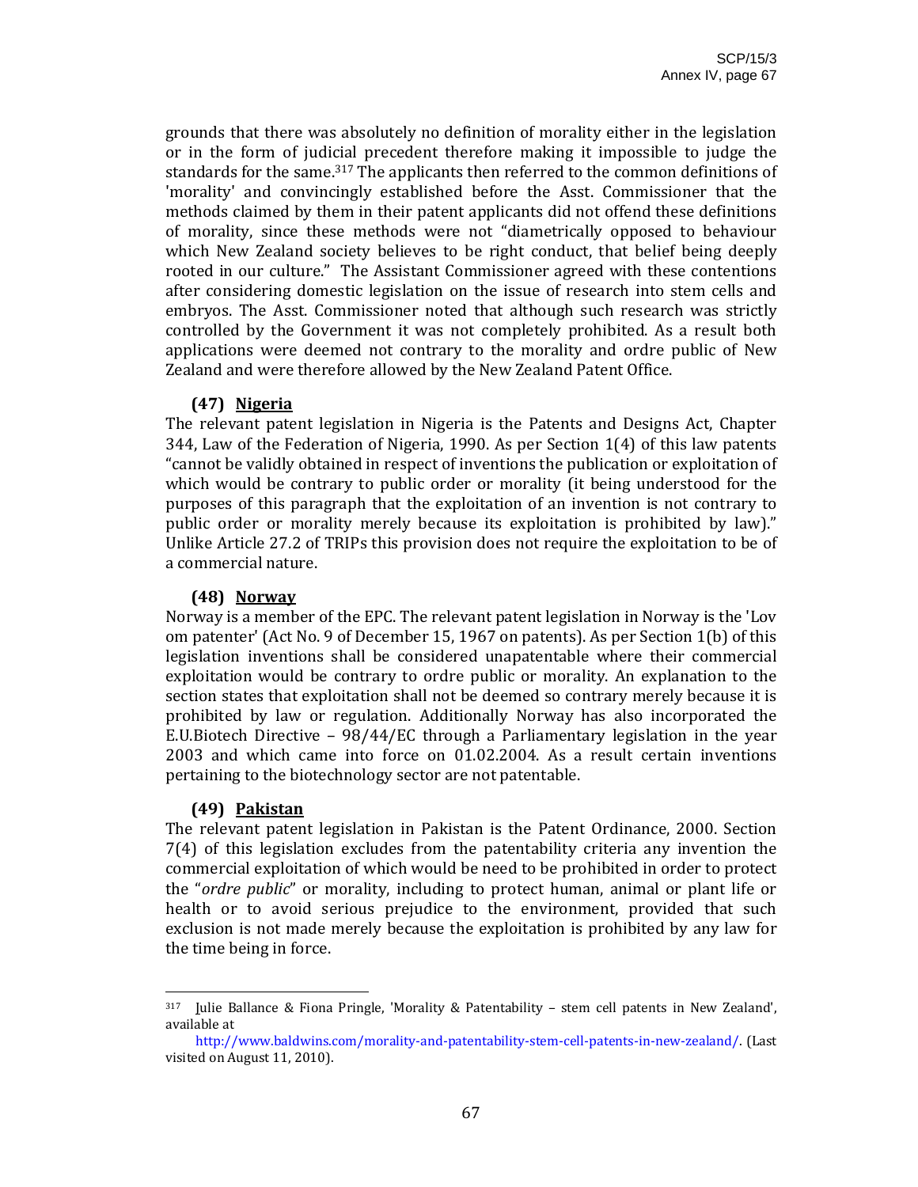grounds that there was absolutely no definition of morality either in the legislation or in the form of judicial precedent therefore making it impossible to judge the standards for the same.[317] The applicants then referred to the common definitions of 'morality' and convincingly established before the Asst. Commissioner that the methods claimed by them in their patent applicants did not offend these definitions of morality, since these methods were not "diametrically opposed to behaviour which New Zealand society believes to be right conduct, that belief being deeply rooted in our culture." The Assistant Commissioner agreed with these contentions after considering domestic legislation on the issue of research into stem cells and embryos. The Asst. Commissioner noted that although such research was strictly controlled by the Government it was not completely prohibited. As a result both applications were deemed not contrary to the morality and ordre public of New Zealand and were therefore allowed by the New Zealand Patent Office.

**(47) Nigeria**

The relevant patent legislation in Nigeria is the Patents and Designs Act, Chapter 344, Law of the Federation of Nigeria, 1990. As per Section 1(4) of this law patents "cannot be validly obtained in respect of inventions the publication or exploitation of which would be contrary to public order or morality (it being understood for the purposes of this paragraph that the exploitation of an invention is not contrary to public order or morality merely because its exploitation is prohibited by law)." Unlike Article 27.2 of TRIPs this provision does not require the exploitation to be of a commercial nature.

**(48) Norway**

Norway is a member of the EPC. The relevant patent legislation in Norway is the 'Lov om patenter' (Act No. 9 of December 15, 1967 on patents). As per Section 1(b) of this legislation inventions shall be considered unapatentable where their commercial exploitation would be contrary to ordre public or morality. An explanation to the section states that exploitation shall not be deemed so contrary merely because it is prohibited by law or regulation. Additionally Norway has also incorporated the E.U.Biotech Directive – 98/44/EC through a Parliamentary legislation in the year 2003 and which came into force on 01.02.2004. As a result certain inventions pertaining to the biotechnology sector are not patentable.

**(49) Pakistan**

The relevant patent legislation in Pakistan is the Patent Ordinance, 2000. Section 7(4) of this legislation excludes from the patentability criteria any invention the commercial exploitation of which would be need to be prohibited in order to protect the "*ordre public*" or morality, including to protect human, animal or plant life or health or to avoid serious prejudice to the environment, provided that such exclusion is not made merely because the exploitation is prohibited by any law for the time being in force.

---

[317] Julie Ballance & Fiona Pringle, 'Morality & Patentability – stem cell patents in New Zealand', available at http://www.baldwins.com/morality-and-patentability-stem-cell-patents-in-new-zealand/. (Last visited on August 11, 2010).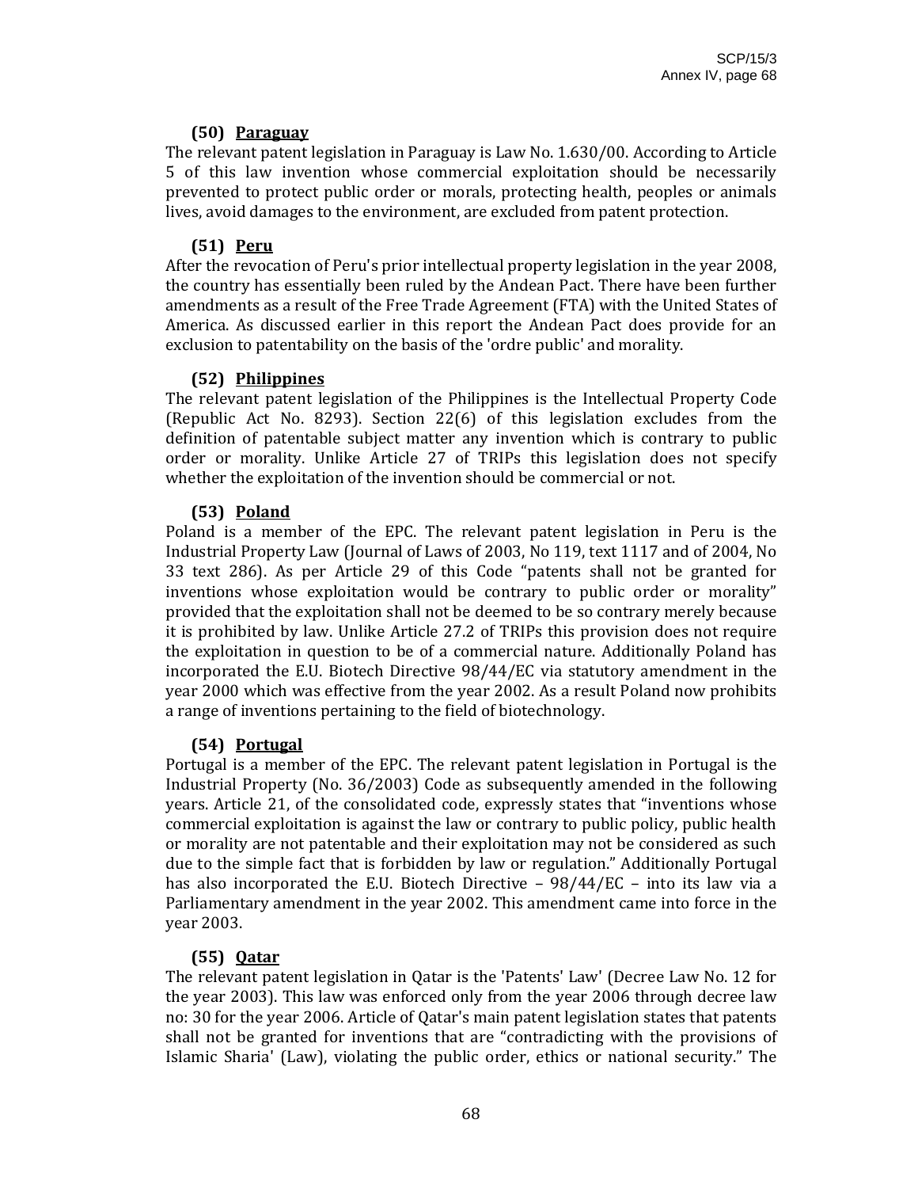### (50) Paraguay

The relevant patent legislation in Paraguay is Law No. 1.630/00. According to Article 5 of this law invention whose commercial exploitation should be necessarily prevented to protect public order or morals, protecting health, peoples or animals lives, avoid damages to the environment, are excluded from patent protection.

### (51) Peru

After the revocation of Peru's prior intellectual property legislation in the year 2008, the country has essentially been ruled by the Andean Pact. There have been further amendments as a result of the Free Trade Agreement (FTA) with the United States of America. As discussed earlier in this report the Andean Pact does provide for an exclusion to patentability on the basis of the 'ordre public' and morality.

### (52) Philippines

The relevant patent legislation of the Philippines is the Intellectual Property Code (Republic Act No. 8293). Section 22(6) of this legislation excludes from the definition of patentable subject matter any invention which is contrary to public order or morality. Unlike Article 27 of TRIPs this legislation does not specify whether the exploitation of the invention should be commercial or not.

### (53) Poland

Poland is a member of the EPC. The relevant patent legislation in Peru is the Industrial Property Law (Journal of Laws of 2003, No 119, text 1117 and of 2004, No 33 text 286). As per Article 29 of this Code "patents shall not be granted for inventions whose exploitation would be contrary to public order or morality" provided that the exploitation shall not be deemed to be so contrary merely because it is prohibited by law. Unlike Article 27.2 of TRIPs this provision does not require the exploitation in question to be of a commercial nature. Additionally Poland has incorporated the E.U. Biotech Directive 98/44/EC via statutory amendment in the year 2000 which was effective from the year 2002. As a result Poland now prohibits a range of inventions pertaining to the field of biotechnology.

### (54) Portugal

Portugal is a member of the EPC. The relevant patent legislation in Portugal is the Industrial Property (No. 36/2003) Code as subsequently amended in the following years. Article 21, of the consolidated code, expressly states that "inventions whose commercial exploitation is against the law or contrary to public policy, public health or morality are not patentable and their exploitation may not be considered as such due to the simple fact that is forbidden by law or regulation." Additionally Portugal has also incorporated the E.U. Biotech Directive – 98/44/EC – into its law via a Parliamentary amendment in the year 2002. This amendment came into force in the year 2003.

### (55) Qatar

The relevant patent legislation in Qatar is the 'Patents' Law' (Decree Law No. 12 for the year 2003). This law was enforced only from the year 2006 through decree law no: 30 for the year 2006. Article of Qatar's main patent legislation states that patents shall not be granted for inventions that are "contradicting with the provisions of Islamic Sharia' (Law), violating the public order, ethics or national security." The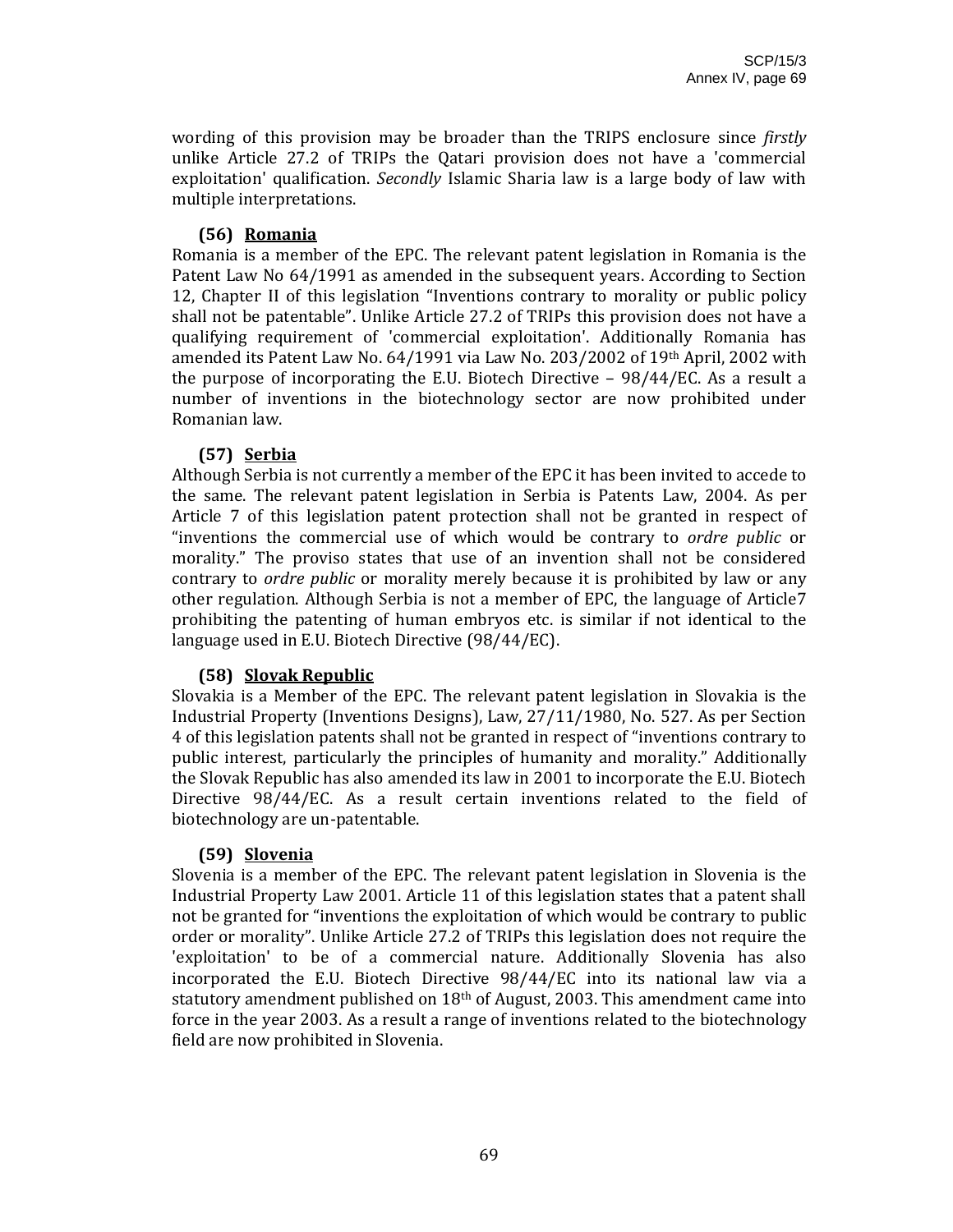wording of this provision may be broader than the TRIPS enclosure since *firstly* unlike Article 27.2 of TRIPs the Qatari provision does not have a 'commercial exploitation' qualification. *Secondly* Islamic Sharia law is a large body of law with multiple interpretations.

### (56) Romania

Romania is a member of the EPC. The relevant patent legislation in Romania is the Patent Law No 64/1991 as amended in the subsequent years. According to Section 12, Chapter II of this legislation "Inventions contrary to morality or public policy shall not be patentable". Unlike Article 27.2 of TRIPs this provision does not have a qualifying requirement of 'commercial exploitation'. Additionally Romania has amended its Patent Law No. 64/1991 via Law No. 203/2002 of 19th April, 2002 with the purpose of incorporating the E.U. Biotech Directive – 98/44/EC. As a result a number of inventions in the biotechnology sector are now prohibited under Romanian law.

### (57) Serbia

Although Serbia is not currently a member of the EPC it has been invited to accede to the same. The relevant patent legislation in Serbia is Patents Law, 2004. As per Article 7 of this legislation patent protection shall not be granted in respect of "inventions the commercial use of which would be contrary to *ordre public* or morality." The proviso states that use of an invention shall not be considered contrary to *ordre public* or morality merely because it is prohibited by law or any other regulation. Although Serbia is not a member of EPC, the language of Article7 prohibiting the patenting of human embryos etc. is similar if not identical to the language used in E.U. Biotech Directive (98/44/EC).

### (58) Slovak Republic

Slovakia is a Member of the EPC. The relevant patent legislation in Slovakia is the Industrial Property (Inventions Designs), Law, 27/11/1980, No. 527. As per Section 4 of this legislation patents shall not be granted in respect of "inventions contrary to public interest, particularly the principles of humanity and morality." Additionally the Slovak Republic has also amended its law in 2001 to incorporate the E.U. Biotech Directive 98/44/EC. As a result certain inventions related to the field of biotechnology are un-patentable.

### (59) Slovenia

Slovenia is a member of the EPC. The relevant patent legislation in Slovenia is the Industrial Property Law 2001. Article 11 of this legislation states that a patent shall not be granted for "inventions the exploitation of which would be contrary to public order or morality". Unlike Article 27.2 of TRIPs this legislation does not require the 'exploitation' to be of a commercial nature. Additionally Slovenia has also incorporated the E.U. Biotech Directive 98/44/EC into its national law via a statutory amendment published on 18th of August, 2003. This amendment came into force in the year 2003. As a result a range of inventions related to the biotechnology field are now prohibited in Slovenia.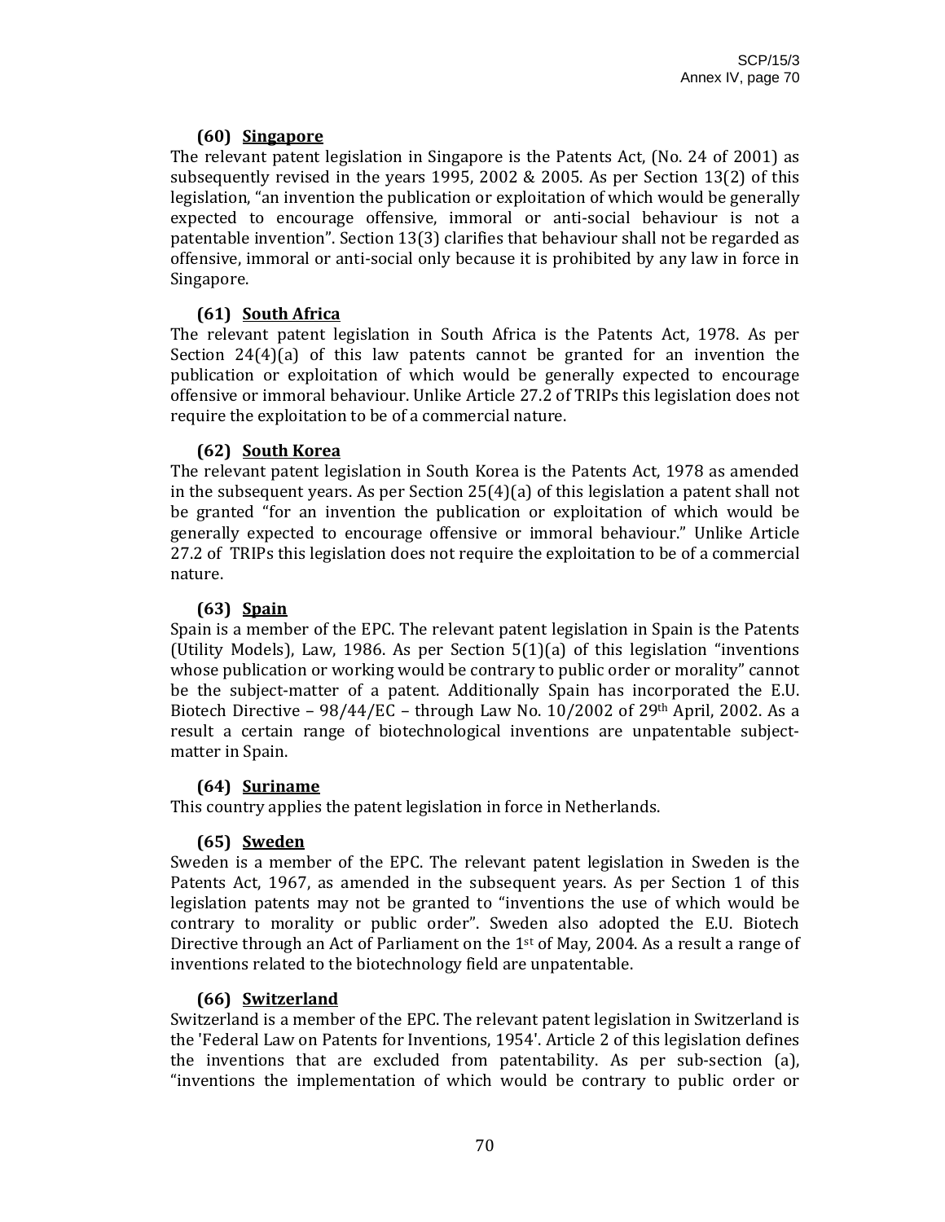### (60) Singapore

The relevant patent legislation in Singapore is the Patents Act, (No. 24 of 2001) as subsequently revised in the years 1995, 2002 & 2005. As per Section 13(2) of this legislation, "an invention the publication or exploitation of which would be generally expected to encourage offensive, immoral or anti-social behaviour is not a patentable invention". Section 13(3) clarifies that behaviour shall not be regarded as offensive, immoral or anti-social only because it is prohibited by any law in force in Singapore.

### (61) South Africa

The relevant patent legislation in South Africa is the Patents Act, 1978. As per Section 24(4)(a) of this law patents cannot be granted for an invention the publication or exploitation of which would be generally expected to encourage offensive or immoral behaviour. Unlike Article 27.2 of TRIPs this legislation does not require the exploitation to be of a commercial nature.

### (62) South Korea

The relevant patent legislation in South Korea is the Patents Act, 1978 as amended in the subsequent years. As per Section 25(4)(a) of this legislation a patent shall not be granted "for an invention the publication or exploitation of which would be generally expected to encourage offensive or immoral behaviour." Unlike Article 27.2 of TRIPs this legislation does not require the exploitation to be of a commercial nature.

### (63) Spain

Spain is a member of the EPC. The relevant patent legislation in Spain is the Patents (Utility Models), Law, 1986. As per Section 5(1)(a) of this legislation "inventions whose publication or working would be contrary to public order or morality" cannot be the subject-matter of a patent. Additionally Spain has incorporated the E.U. Biotech Directive – 98/44/EC – through Law No. 10/2002 of 29th April, 2002. As a result a certain range of biotechnological inventions are unpatentable subject-matter in Spain.

### (64) Suriname

This country applies the patent legislation in force in Netherlands.

### (65) Sweden

Sweden is a member of the EPC. The relevant patent legislation in Sweden is the Patents Act, 1967, as amended in the subsequent years. As per Section 1 of this legislation patents may not be granted to "inventions the use of which would be contrary to morality or public order". Sweden also adopted the E.U. Biotech Directive through an Act of Parliament on the 1st of May, 2004. As a result a range of inventions related to the biotechnology field are unpatentable.

### (66) Switzerland

Switzerland is a member of the EPC. The relevant patent legislation in Switzerland is the 'Federal Law on Patents for Inventions, 1954'. Article 2 of this legislation defines the inventions that are excluded from patentability. As per sub-section (a), "inventions the implementation of which would be contrary to public order or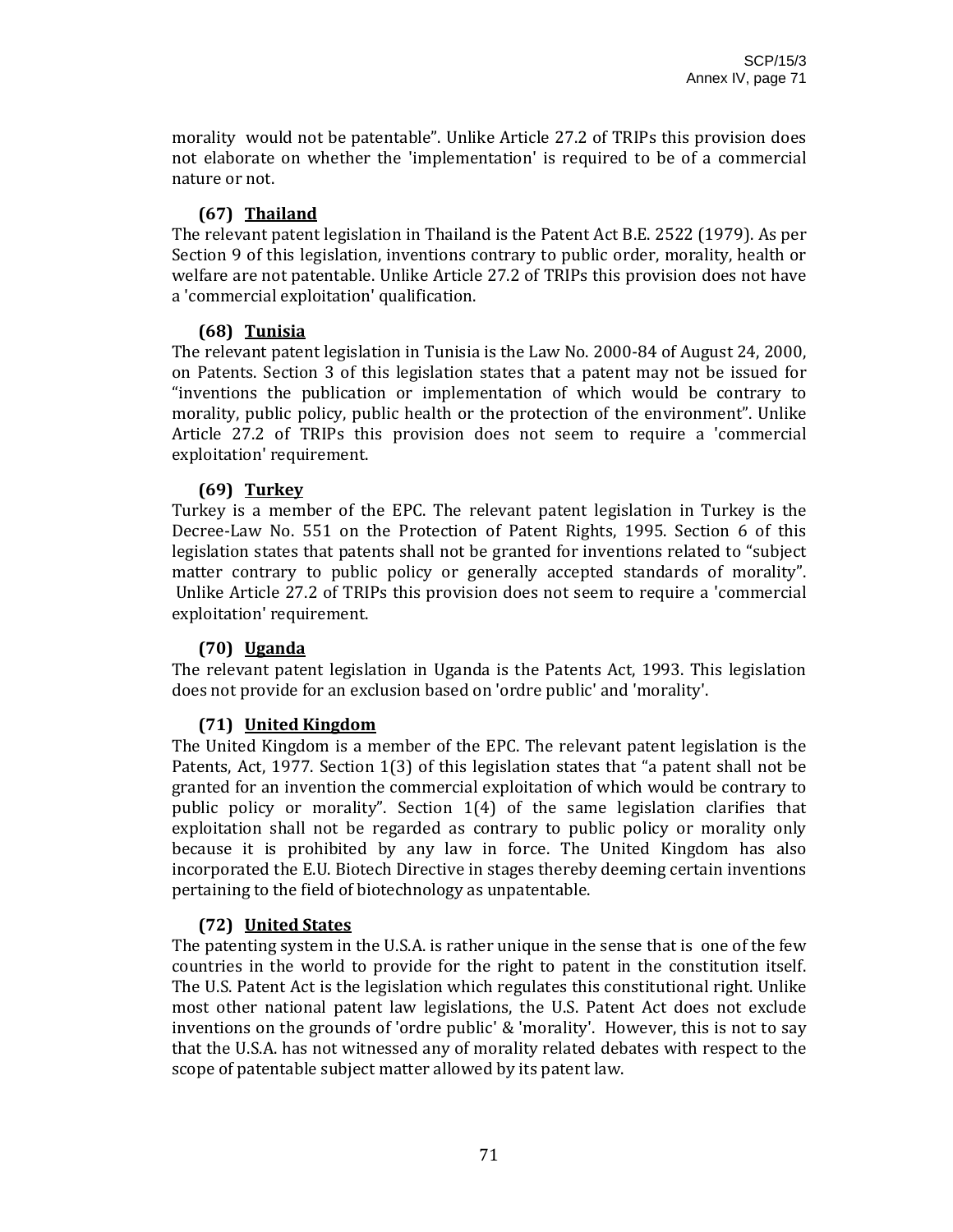morality would not be patentable". Unlike Article 27.2 of TRIPs this provision does not elaborate on whether the 'implementation' is required to be of a commercial nature or not.

### (67) Thailand

The relevant patent legislation in Thailand is the Patent Act B.E. 2522 (1979). As per Section 9 of this legislation, inventions contrary to public order, morality, health or welfare are not patentable. Unlike Article 27.2 of TRIPs this provision does not have a 'commercial exploitation' qualification.

### (68) Tunisia

The relevant patent legislation in Tunisia is the Law No. 2000-84 of August 24, 2000, on Patents. Section 3 of this legislation states that a patent may not be issued for "inventions the publication or implementation of which would be contrary to morality, public policy, public health or the protection of the environment". Unlike Article 27.2 of TRIPs this provision does not seem to require a 'commercial exploitation' requirement.

### (69) Turkey

Turkey is a member of the EPC. The relevant patent legislation in Turkey is the Decree-Law No. 551 on the Protection of Patent Rights, 1995. Section 6 of this legislation states that patents shall not be granted for inventions related to "subject matter contrary to public policy or generally accepted standards of morality". Unlike Article 27.2 of TRIPs this provision does not seem to require a 'commercial exploitation' requirement.

### (70) Uganda

The relevant patent legislation in Uganda is the Patents Act, 1993. This legislation does not provide for an exclusion based on 'ordre public' and 'morality'.

### (71) United Kingdom

The United Kingdom is a member of the EPC. The relevant patent legislation is the Patents, Act, 1977. Section 1(3) of this legislation states that "a patent shall not be granted for an invention the commercial exploitation of which would be contrary to public policy or morality". Section 1(4) of the same legislation clarifies that exploitation shall not be regarded as contrary to public policy or morality only because it is prohibited by any law in force. The United Kingdom has also incorporated the E.U. Biotech Directive in stages thereby deeming certain inventions pertaining to the field of biotechnology as unpatentable.

### (72) United States

The patenting system in the U.S.A. is rather unique in the sense that is one of the few countries in the world to provide for the right to patent in the constitution itself. The U.S. Patent Act is the legislation which regulates this constitutional right. Unlike most other national patent law legislations, the U.S. Patent Act does not exclude inventions on the grounds of 'ordre public' & 'morality'. However, this is not to say that the U.S.A. has not witnessed any of morality related debates with respect to the scope of patentable subject matter allowed by its patent law.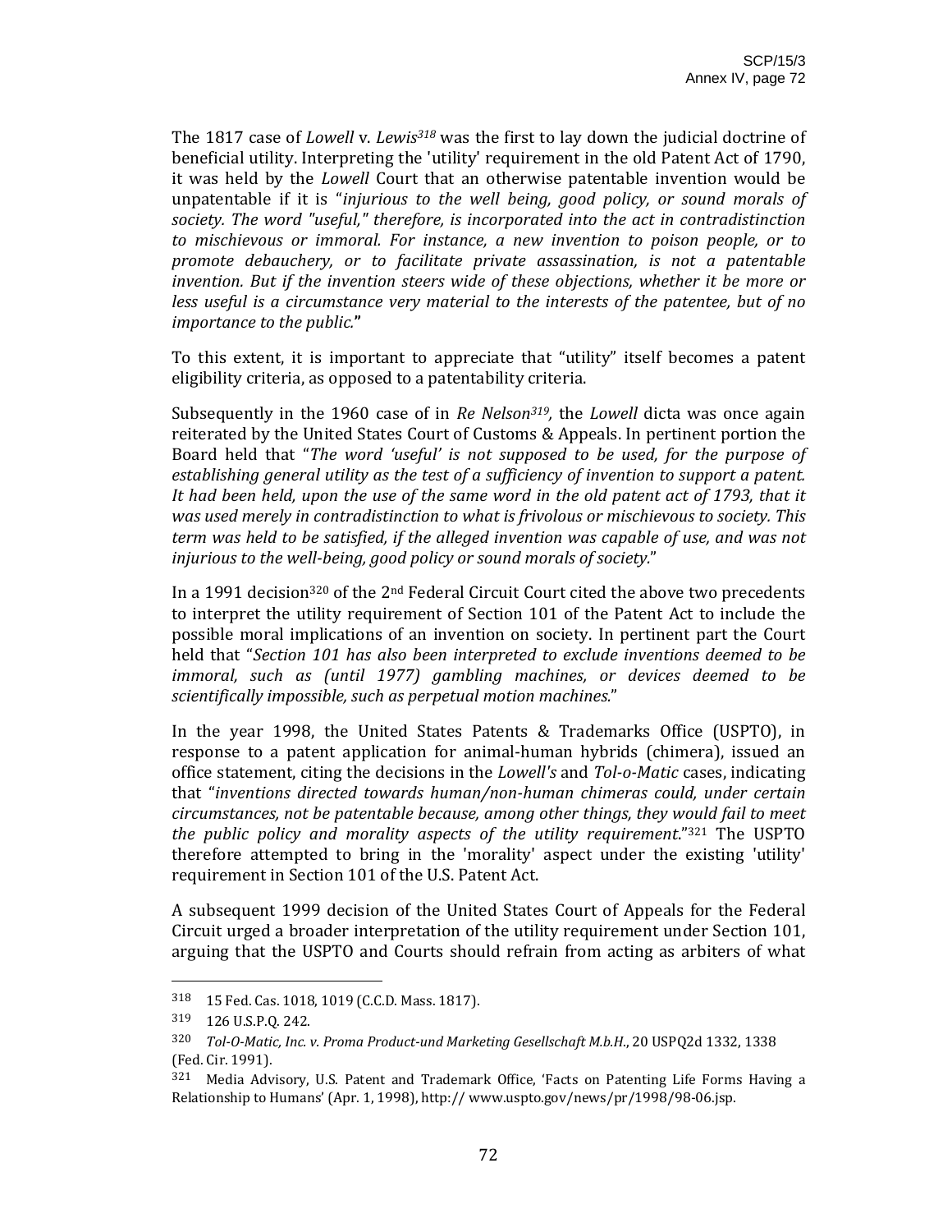The 1817 case of *Lowell* v. *Lewis*[318] was the first to lay down the judicial doctrine of beneficial utility. Interpreting the 'utility' requirement in the old Patent Act of 1790, it was held by the *Lowell* Court that an otherwise patentable invention would be unpatentable if it is "*injurious to the well being, good policy, or sound morals of society. The word "useful," therefore, is incorporated into the act in contradistinction to mischievous or immoral. For instance, a new invention to poison people, or to promote debauchery, or to facilitate private assassination, is not a patentable invention. But if the invention steers wide of these objections, whether it be more or less useful is a circumstance very material to the interests of the patentee, but of no importance to the public.*"

To this extent, it is important to appreciate that "utility" itself becomes a patent eligibility criteria, as opposed to a patentability criteria.

Subsequently in the 1960 case of in *Re Nelson*[319], the *Lowell* dicta was once again reiterated by the United States Court of Customs & Appeals. In pertinent portion the Board held that "*The word 'useful' is not supposed to be used, for the purpose of establishing general utility as the test of a sufficiency of invention to support a patent. It had been held, upon the use of the same word in the old patent act of 1793, that it was used merely in contradistinction to what is frivolous or mischievous to society. This term was held to be satisfied, if the alleged invention was capable of use, and was not injurious to the well-being, good policy or sound morals of society.*"

In a 1991 decision[320] of the 2nd Federal Circuit Court cited the above two precedents to interpret the utility requirement of Section 101 of the Patent Act to include the possible moral implications of an invention on society. In pertinent part the Court held that "*Section 101 has also been interpreted to exclude inventions deemed to be immoral, such as (until 1977) gambling machines, or devices deemed to be scientifically impossible, such as perpetual motion machines.*"

In the year 1998, the United States Patents & Trademarks Office (USPTO), in response to a patent application for animal-human hybrids (chimera), issued an office statement, citing the decisions in the *Lowell's* and *Tol-o-Matic* cases, indicating that "*inventions directed towards human/non-human chimeras could, under certain circumstances, not be patentable because, among other things, they would fail to meet the public policy and morality aspects of the utility requirement.*"[321] The USPTO therefore attempted to bring in the 'morality' aspect under the existing 'utility' requirement in Section 101 of the U.S. Patent Act.

A subsequent 1999 decision of the United States Court of Appeals for the Federal Circuit urged a broader interpretation of the utility requirement under Section 101, arguing that the USPTO and Courts should refrain from acting as arbiters of what

---

[318] 15 Fed. Cas. 1018, 1019 (C.C.D. Mass. 1817).

[319] 126 U.S.P.Q. 242.

[320] *Tol-O-Matic, Inc. v. Proma Product-und Marketing Gesellschaft M.b.H.*, 20 USPQ2d 1332, 1338 (Fed. Cir. 1991).

[321] Media Advisory, U.S. Patent and Trademark Office, 'Facts on Patenting Life Forms Having a Relationship to Humans' (Apr. 1, 1998), http:// www.uspto.gov/news/pr/1998/98-06.jsp.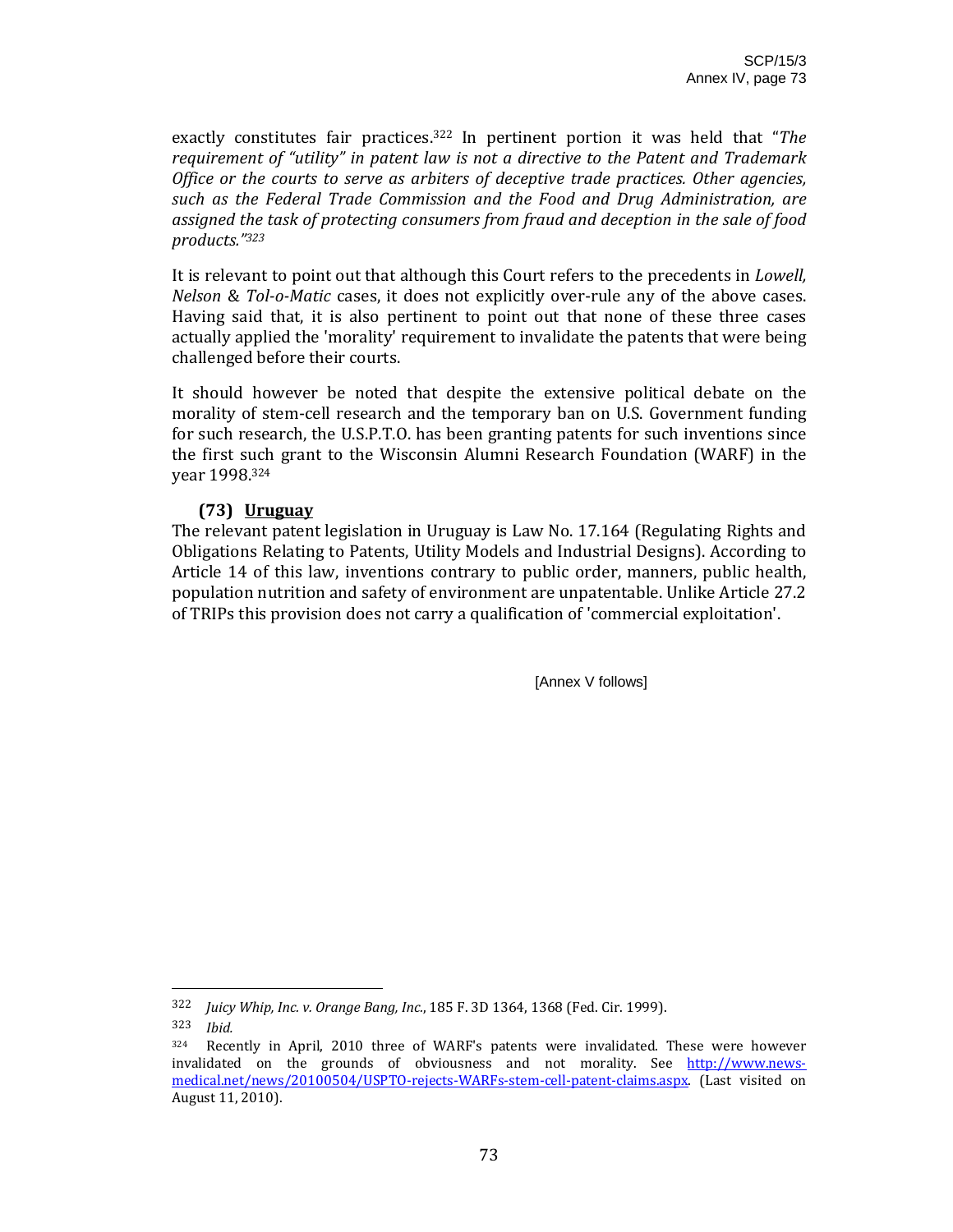exactly constitutes fair practices.[322] In pertinent portion it was held that "*The requirement of "utility" in patent law is not a directive to the Patent and Trademark Office or the courts to serve as arbiters of deceptive trade practices. Other agencies, such as the Federal Trade Commission and the Food and Drug Administration, are assigned the task of protecting consumers from fraud and deception in the sale of food products."*[323]

It is relevant to point out that although this Court refers to the precedents in *Lowell, Nelson* & *Tol-o-Matic* cases, it does not explicitly over-rule any of the above cases. Having said that, it is also pertinent to point out that none of these three cases actually applied the 'morality' requirement to invalidate the patents that were being challenged before their courts.

It should however be noted that despite the extensive political debate on the morality of stem-cell research and the temporary ban on U.S. Government funding for such research, the U.S.P.T.O. has been granting patents for such inventions since the first such grant to the Wisconsin Alumni Research Foundation (WARF) in the year 1998.[324]

**(73) <u>Uruguay</u>**

The relevant patent legislation in Uruguay is Law No. 17.164 (Regulating Rights and Obligations Relating to Patents, Utility Models and Industrial Designs). According to Article 14 of this law, inventions contrary to public order, manners, public health, population nutrition and safety of environment are unpatentable. Unlike Article 27.2 of TRIPs this provision does not carry a qualification of 'commercial exploitation'.

[Annex V follows]

---

[322] *Juicy Whip, Inc. v. Orange Bang, Inc.*, 185 F. 3D 1364, 1368 (Fed. Cir. 1999).

[323] *Ibid.*

[324] Recently in April, 2010 three of WARF's patents were invalidated. These were however invalidated on the grounds of obviousness and not morality. See http://www.news-medical.net/news/20100504/USPTO-rejects-WARFs-stem-cell-patent-claims.aspx. (Last visited on August 11, 2010).